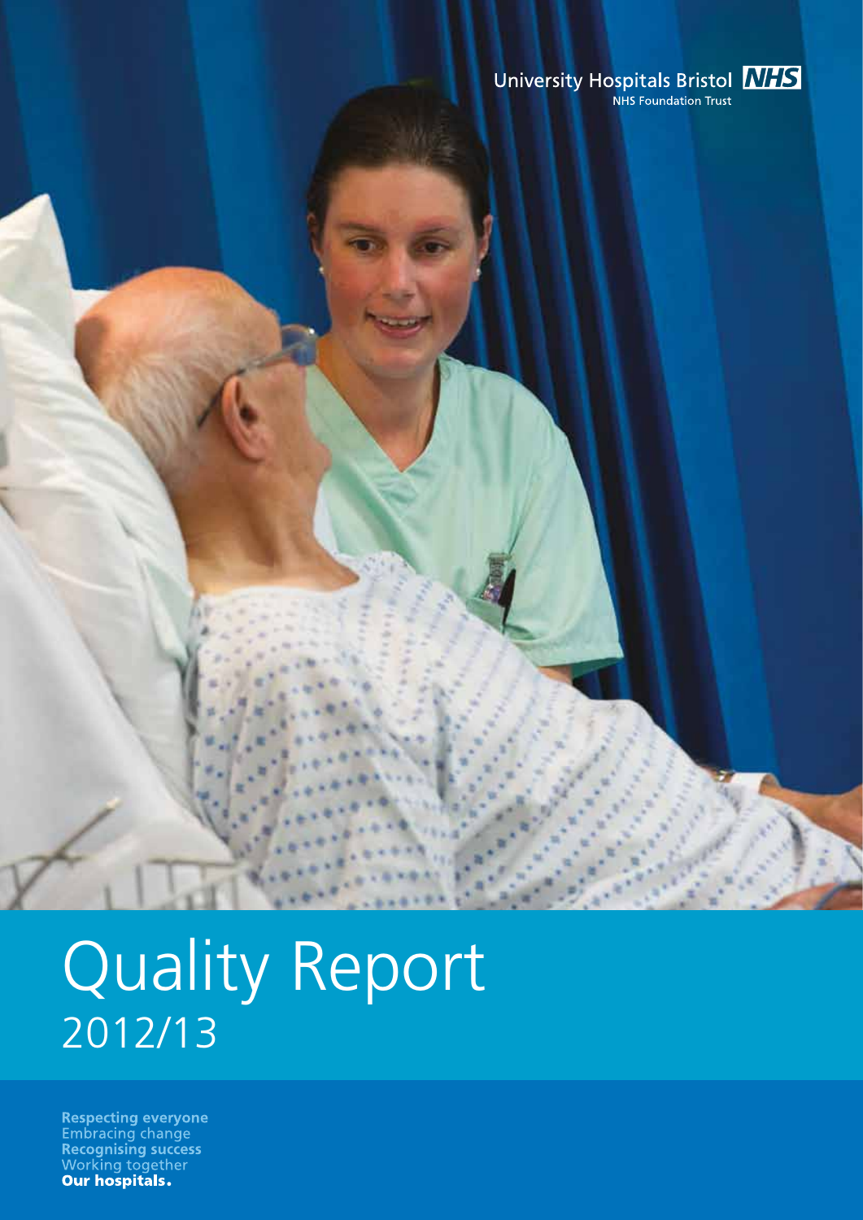University Hospitals Bristol NHS

NHS Foundation Trust

# Quality Report

## 2012/13

**Respecting everyone**
Embracing change
**Recognising success**
Working together
**Our hospitals.**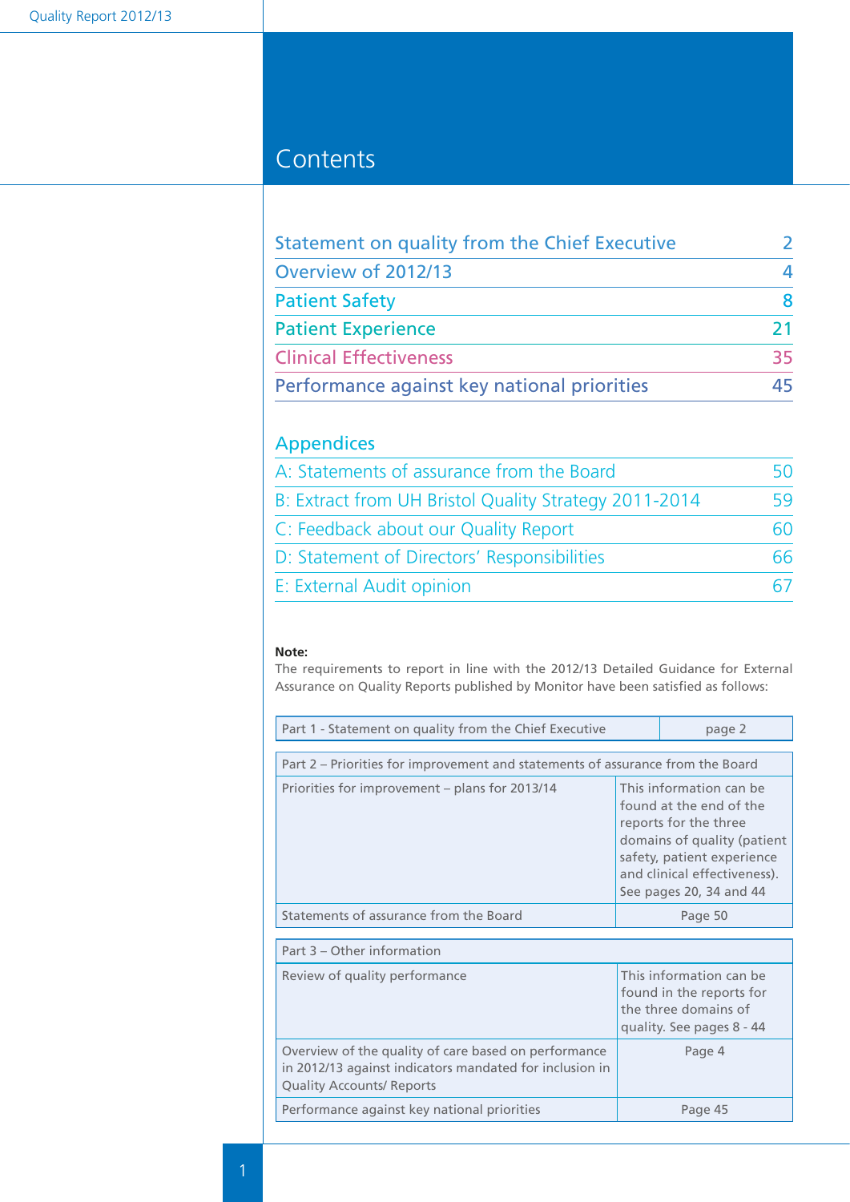# Contents

| | |
|---|---|
| Statement on quality from the Chief Executive | 2 |
| Overview of 2012/13 | 4 |
| Patient Safety | 8 |
| Patient Experience | 21 |
| Clinical Effectiveness | 35 |
| Performance against key national priorities | 45 |

## Appendices

| | |
|---|---|
| A: Statements of assurance from the Board | 50 |
| B: Extract from UH Bristol Quality Strategy 2011-2014 | 59 |
| C: Feedback about our Quality Report | 60 |
| D: Statement of Directors' Responsibilities | 66 |
| E: External Audit opinion | 67 |

**Note:**
The requirements to report in line with the 2012/13 Detailed Guidance for External Assurance on Quality Reports published by Monitor have been satisfied as follows:

| Part 1 - Statement on quality from the Chief Executive | page 2 |
|---|---|

| Part 2 – Priorities for improvement and statements of assurance from the Board | |
|---|---|
| Priorities for improvement – plans for 2013/14 | This information can be found at the end of the reports for the three domains of quality (patient safety, patient experience and clinical effectiveness). See pages 20, 34 and 44 |
| Statements of assurance from the Board | Page 50 |

| Part 3 – Other information | |
|---|---|
| Review of quality performance | This information can be found in the reports for the three domains of quality. See pages 8 - 44 |
| Overview of the quality of care based on performance in 2012/13 against indicators mandated for inclusion in Quality Accounts/ Reports | Page 4 |
| Performance against key national priorities | Page 45 |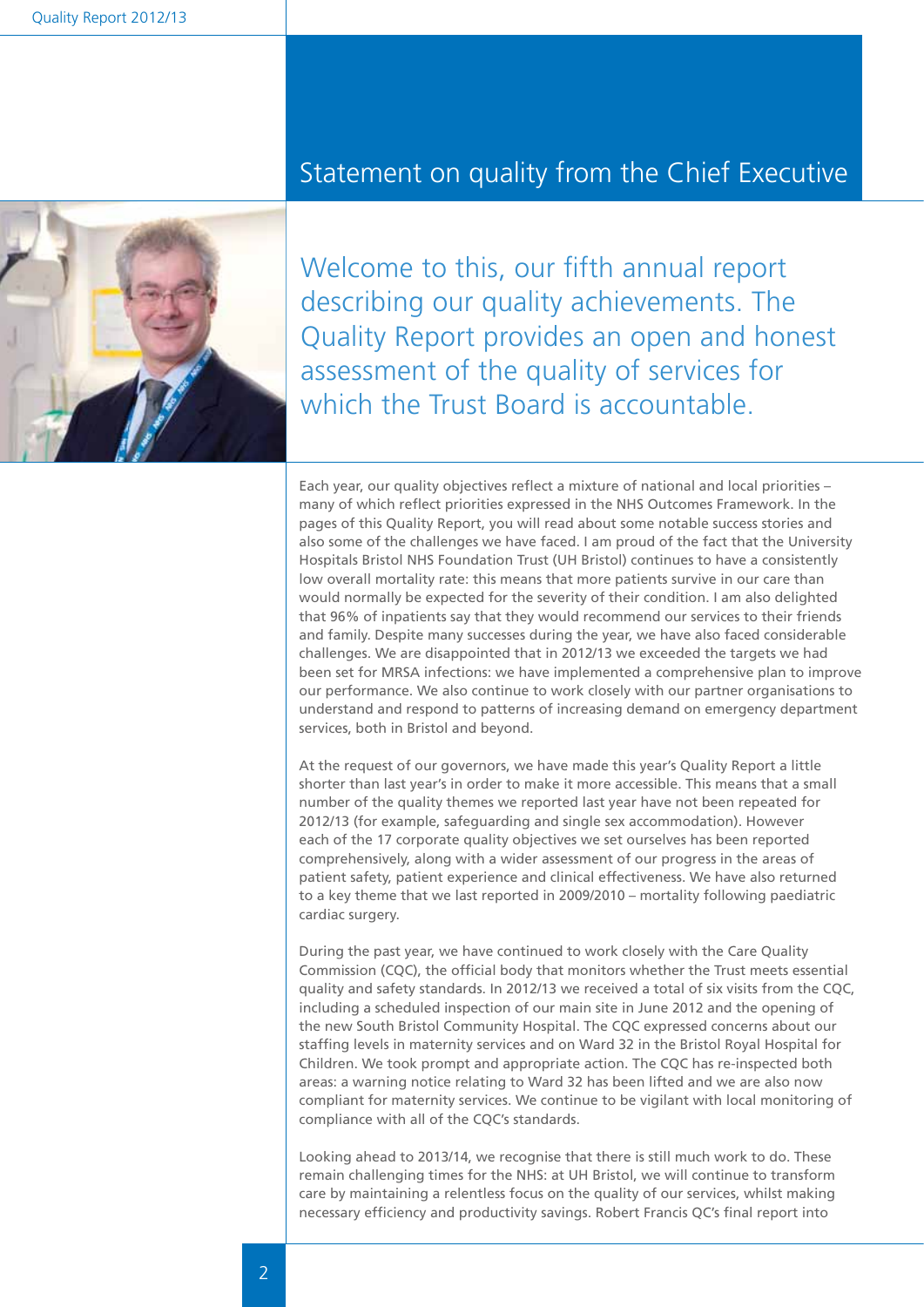# Statement on quality from the Chief Executive

Welcome to this, our fifth annual report describing our quality achievements. The Quality Report provides an open and honest assessment of the quality of services for which the Trust Board is accountable.

Each year, our quality objectives reflect a mixture of national and local priorities – many of which reflect priorities expressed in the NHS Outcomes Framework. In the pages of this Quality Report, you will read about some notable success stories and also some of the challenges we have faced. I am proud of the fact that the University Hospitals Bristol NHS Foundation Trust (UH Bristol) continues to have a consistently low overall mortality rate: this means that more patients survive in our care than would normally be expected for the severity of their condition. I am also delighted that 96% of inpatients say that they would recommend our services to their friends and family. Despite many successes during the year, we have also faced considerable challenges. We are disappointed that in 2012/13 we exceeded the targets we had been set for MRSA infections: we have implemented a comprehensive plan to improve our performance. We also continue to work closely with our partner organisations to understand and respond to patterns of increasing demand on emergency department services, both in Bristol and beyond.

At the request of our governors, we have made this year's Quality Report a little shorter than last year's in order to make it more accessible. This means that a small number of the quality themes we reported last year have not been repeated for 2012/13 (for example, safeguarding and single sex accommodation). However each of the 17 corporate quality objectives we set ourselves has been reported comprehensively, along with a wider assessment of our progress in the areas of patient safety, patient experience and clinical effectiveness. We have also returned to a key theme that we last reported in 2009/2010 – mortality following paediatric cardiac surgery.

During the past year, we have continued to work closely with the Care Quality Commission (CQC), the official body that monitors whether the Trust meets essential quality and safety standards. In 2012/13 we received a total of six visits from the CQC, including a scheduled inspection of our main site in June 2012 and the opening of the new South Bristol Community Hospital. The CQC expressed concerns about our staffing levels in maternity services and on Ward 32 in the Bristol Royal Hospital for Children. We took prompt and appropriate action. The CQC has re-inspected both areas: a warning notice relating to Ward 32 has been lifted and we are also now compliant for maternity services. We continue to be vigilant with local monitoring of compliance with all of the CQC's standards.

Looking ahead to 2013/14, we recognise that there is still much work to do. These remain challenging times for the NHS: at UH Bristol, we will continue to transform care by maintaining a relentless focus on the quality of our services, whilst making necessary efficiency and productivity savings. Robert Francis QC's final report into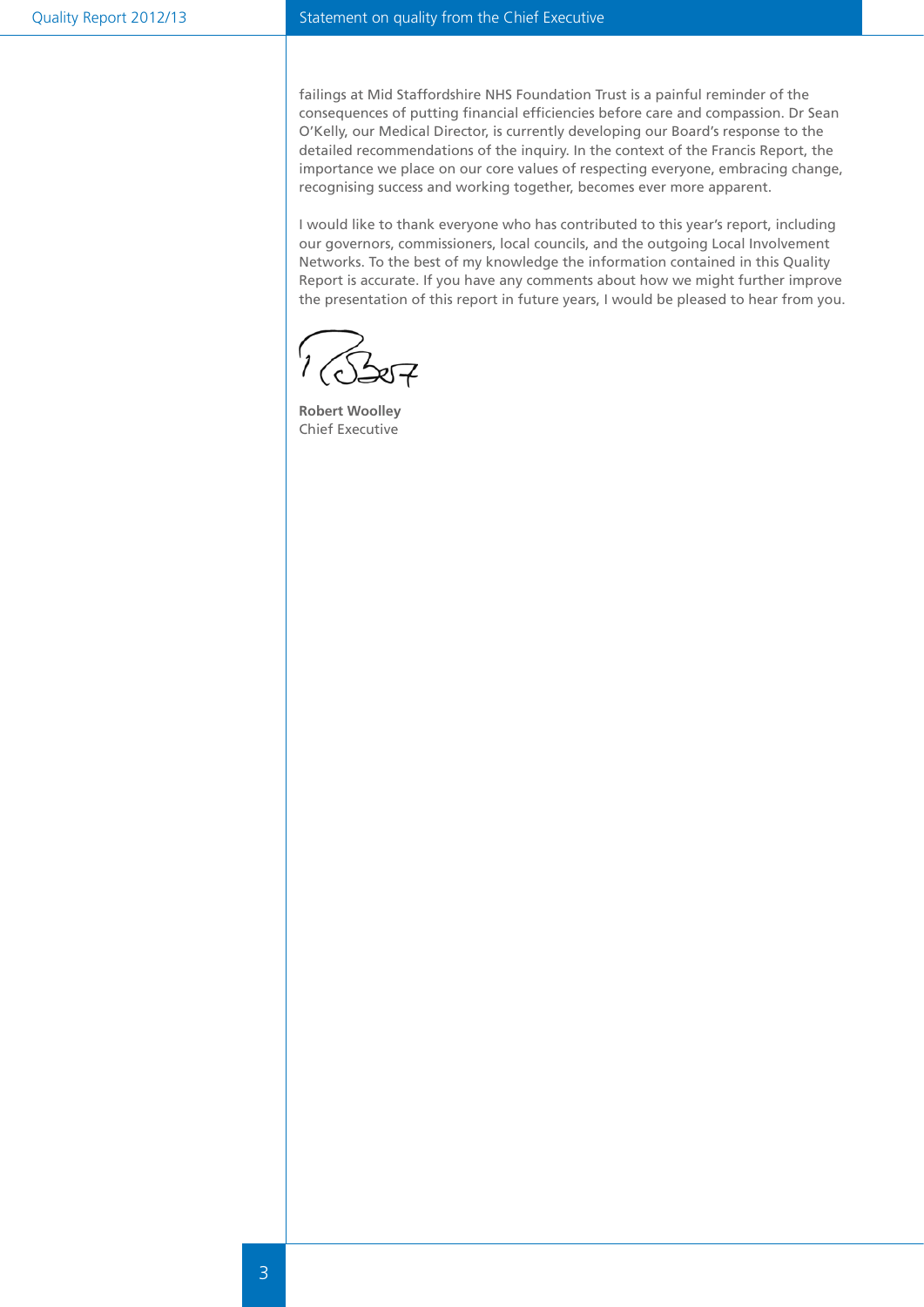failings at Mid Staffordshire NHS Foundation Trust is a painful reminder of the consequences of putting financial efficiencies before care and compassion. Dr Sean O'Kelly, our Medical Director, is currently developing our Board's response to the detailed recommendations of the inquiry. In the context of the Francis Report, the importance we place on our core values of respecting everyone, embracing change, recognising success and working together, becomes ever more apparent.

I would like to thank everyone who has contributed to this year's report, including our governors, commissioners, local councils, and the outgoing Local Involvement Networks. To the best of my knowledge the information contained in this Quality Report is accurate. If you have any comments about how we might further improve the presentation of this report in future years, I would be pleased to hear from you.

**Robert Woolley**
Chief Executive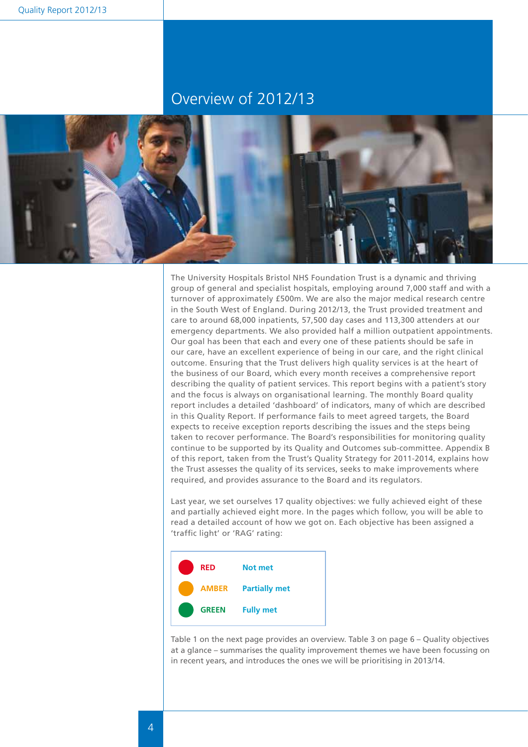# Overview of 2012/13

The University Hospitals Bristol NHS Foundation Trust is a dynamic and thriving group of general and specialist hospitals, employing around 7,000 staff and with a turnover of approximately £500m. We are also the major medical research centre in the South West of England. During 2012/13, the Trust provided treatment and care to around 68,000 inpatients, 57,500 day cases and 113,300 attenders at our emergency departments. We also provided half a million outpatient appointments. Our goal has been that each and every one of these patients should be safe in our care, have an excellent experience of being in our care, and the right clinical outcome. Ensuring that the Trust delivers high quality services is at the heart of the business of our Board, which every month receives a comprehensive report describing the quality of patient services. This report begins with a patient's story and the focus is always on organisational learning. The monthly Board quality report includes a detailed 'dashboard' of indicators, many of which are described in this Quality Report. If performance fails to meet agreed targets, the Board expects to receive exception reports describing the issues and the steps being taken to recover performance. The Board's responsibilities for monitoring quality continue to be supported by its Quality and Outcomes sub-committee. Appendix B of this report, taken from the Trust's Quality Strategy for 2011-2014, explains how the Trust assesses the quality of its services, seeks to make improvements where required, and provides assurance to the Board and its regulators.

Last year, we set ourselves 17 quality objectives: we fully achieved eight of these and partially achieved eight more. In the pages which follow, you will be able to read a detailed account of how we got on. Each objective has been assigned a 'traffic light' or 'RAG' rating:

| Rating | Meaning |
|---|---|
| **RED** | **Not met** |
| **AMBER** | **Partially met** |
| **GREEN** | **Fully met** |

Table 1 on the next page provides an overview. Table 3 on page 6 – Quality objectives at a glance – summarises the quality improvement themes we have been focussing on in recent years, and introduces the ones we will be prioritising in 2013/14.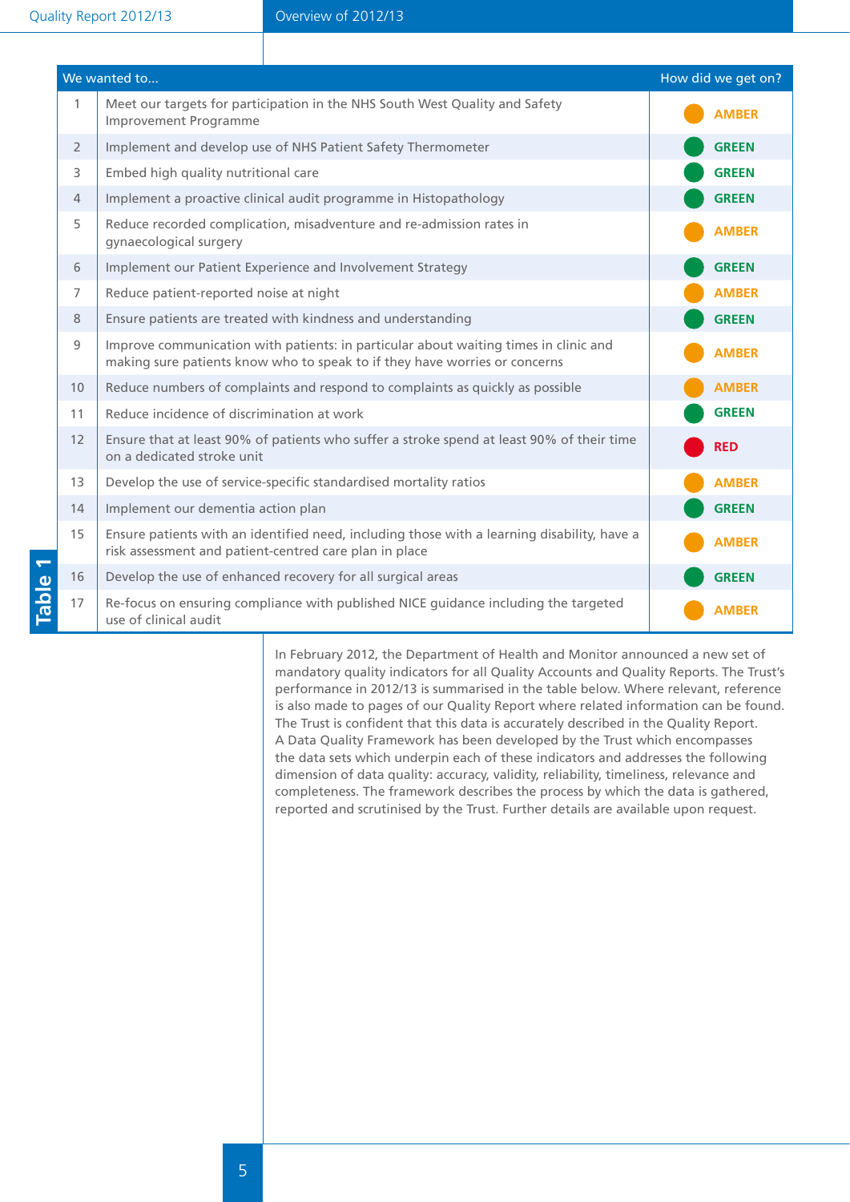**Table 1**

| | We wanted to... | How did we get on? |
|---|---|---|
| 1 | Meet our targets for participation in the NHS South West Quality and Safety Improvement Programme | AMBER |
| 2 | Implement and develop use of NHS Patient Safety Thermometer | GREEN |
| 3 | Embed high quality nutritional care | GREEN |
| 4 | Implement a proactive clinical audit programme in Histopathology | GREEN |
| 5 | Reduce recorded complication, misadventure and re-admission rates in gynaecological surgery | AMBER |
| 6 | Implement our Patient Experience and Involvement Strategy | GREEN |
| 7 | Reduce patient-reported noise at night | AMBER |
| 8 | Ensure patients are treated with kindness and understanding | GREEN |
| 9 | Improve communication with patients: in particular about waiting times in clinic and making sure patients know who to speak to if they have worries or concerns | AMBER |
| 10 | Reduce numbers of complaints and respond to complaints as quickly as possible | AMBER |
| 11 | Reduce incidence of discrimination at work | GREEN |
| 12 | Ensure that at least 90% of patients who suffer a stroke spend at least 90% of their time on a dedicated stroke unit | RED |
| 13 | Develop the use of service-specific standardised mortality ratios | AMBER |
| 14 | Implement our dementia action plan | GREEN |
| 15 | Ensure patients with an identified need, including those with a learning disability, have a risk assessment and patient-centred care plan in place | AMBER |
| 16 | Develop the use of enhanced recovery for all surgical areas | GREEN |
| 17 | Re-focus on ensuring compliance with published NICE guidance including the targeted use of clinical audit | AMBER |

In February 2012, the Department of Health and Monitor announced a new set of mandatory quality indicators for all Quality Accounts and Quality Reports. The Trust's performance in 2012/13 is summarised in the table below. Where relevant, reference is also made to pages of our Quality Report where related information can be found. The Trust is confident that this data is accurately described in the Quality Report. A Data Quality Framework has been developed by the Trust which encompasses the data sets which underpin each of these indicators and addresses the following dimension of data quality: accuracy, validity, reliability, timeliness, relevance and completeness. The framework describes the process by which the data is gathered, reported and scrutinised by the Trust. Further details are available upon request.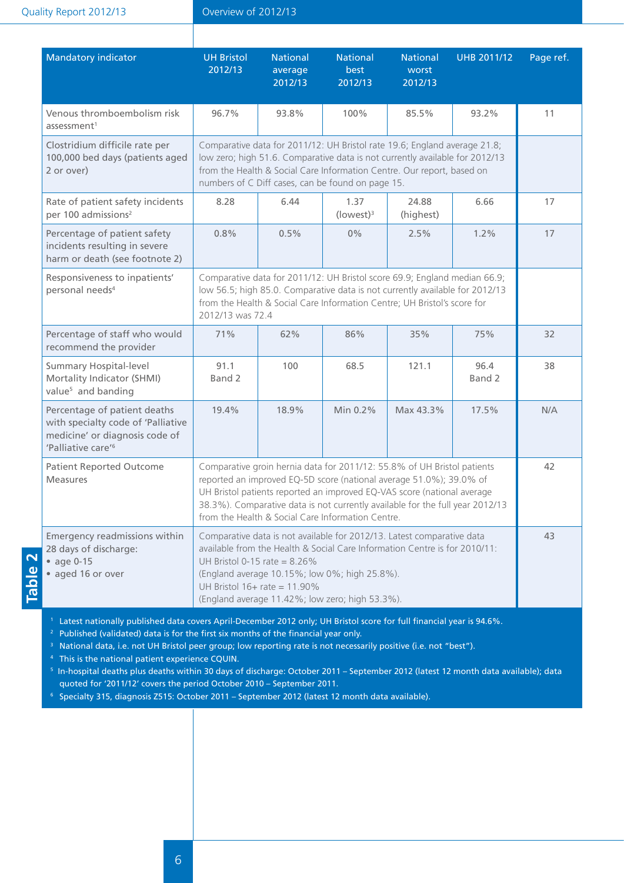| Mandatory indicator | UH Bristol 2012/13 | National average 2012/13 | National best 2012/13 | National worst 2012/13 | UHB 2011/12 | Page ref. |
|---|---|---|---|---|---|---|
| Venous thromboembolism risk assessment[1] | 96.7% | 93.8% | 100% | 85.5% | 93.2% | 11 |
| Clostridium difficile rate per 100,000 bed days (patients aged 2 or over) | Comparative data for 2011/12: UH Bristol rate 19.6; England average 21.8; low zero; high 51.6. Comparative data is not currently available for 2012/13 from the Health & Social Care Information Centre. Our report, based on numbers of C Diff cases, can be found on page 15. | | | | | |
| Rate of patient safety incidents per 100 admissions[2] | 8.28 | 6.44 | 1.37 (lowest)[3] | 24.88 (highest) | 6.66 | 17 |
| Percentage of patient safety incidents resulting in severe harm or death (see footnote 2) | 0.8% | 0.5% | 0% | 2.5% | 1.2% | 17 |
| Responsiveness to inpatients' personal needs[4] | Comparative data for 2011/12: UH Bristol score 69.9; England median 66.9; low 56.5; high 85.0. Comparative data is not currently available for 2012/13 from the Health & Social Care Information Centre; UH Bristol's score for 2012/13 was 72.4 | | | | | |
| Percentage of staff who would recommend the provider | 71% | 62% | 86% | 35% | 75% | 32 |
| Summary Hospital-level Mortality Indicator (SHMI) value[5] and banding | 91.1 Band 2 | 100 | 68.5 | 121.1 | 96.4 Band 2 | 38 |
| Percentage of patient deaths with specialty code of 'Palliative medicine' or diagnosis code of 'Palliative care'[6] | 19.4% | 18.9% | Min 0.2% | Max 43.3% | 17.5% | N/A |
| Patient Reported Outcome Measures | Comparative groin hernia data for 2011/12: 55.8% of UH Bristol patients reported an improved EQ-5D score (national average 51.0%); 39.0% of UH Bristol patients reported an improved EQ-VAS score (national average 38.3%). Comparative data is not currently available for the full year 2012/13 from the Health & Social Care Information Centre. | | | | | 42 |
| Emergency readmissions within 28 days of discharge: • age 0-15 • aged 16 or over | Comparative data is not available for 2012/13. Latest comparative data available from the Health & Social Care Information Centre is for 2010/11: UH Bristol 0-15 rate = 8.26% (England average 10.15%; low 0%; high 25.8%). UH Bristol 16+ rate = 11.90% (England average 11.42%; low zero; high 53.3%). | | | | | 43 |

[1] Latest nationally published data covers April-December 2012 only; UH Bristol score for full financial year is 94.6%.
[2] Published (validated) data is for the first six months of the financial year only.
[3] National data, i.e. not UH Bristol peer group; low reporting rate is not necessarily positive (i.e. not "best").
[4] This is the national patient experience CQUIN.
[5] In-hospital deaths plus deaths within 30 days of discharge: October 2011 – September 2012 (latest 12 month data available); data quoted for '2011/12' covers the period October 2010 – September 2011.
[6] Specialty 315, diagnosis Z515: October 2011 – September 2012 (latest 12 month data available).

Table 2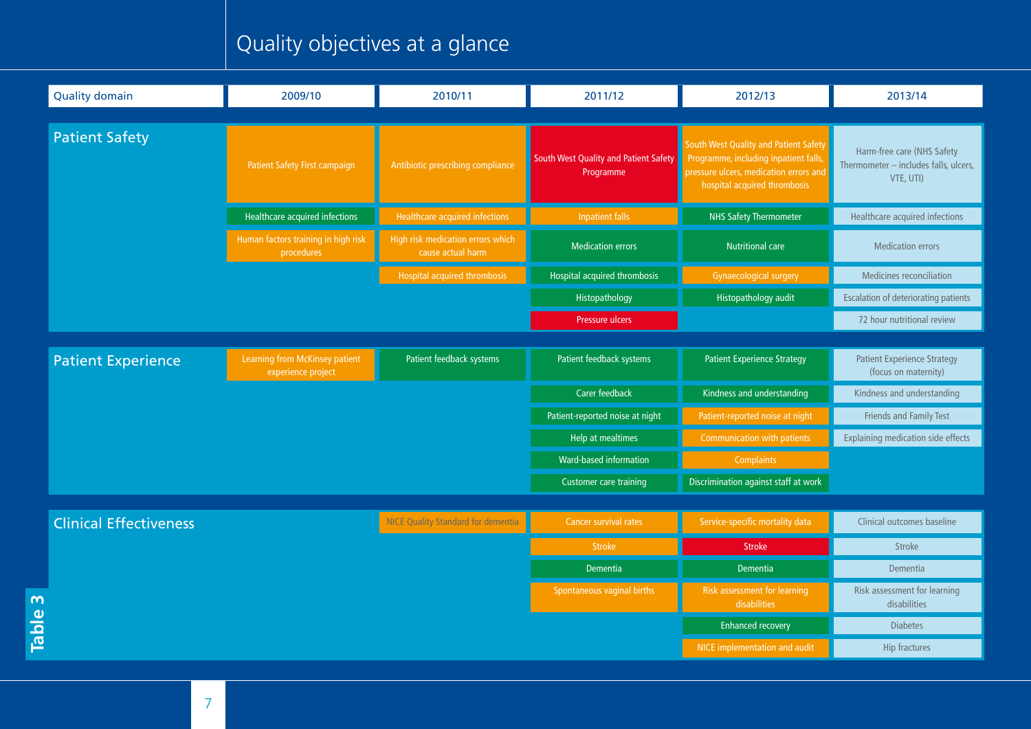# Quality objectives at a glance

**Table 3**

| Quality domain | 2009/10 | 2010/11 | 2011/12 | 2012/13 | 2013/14 |
|---|---|---|---|---|---|
| **Patient Safety** | Patient Safety First campaign | Antibiotic prescribing compliance | South West Quality and Patient Safety Programme | South West Quality and Patient Safety Programme, including inpatient falls, pressure ulcers, medication errors and hospital acquired thrombosis | Harm-free care (NHS Safety Thermometer – includes falls, ulcers, VTE, UTI) |
| | Healthcare acquired infections | Healthcare acquired infections | Inpatient falls | NHS Safety Thermometer | Healthcare acquired infections |
| | Human factors training in high risk procedures | High risk medication errors which cause actual harm | Medication errors | Nutritional care | Medication errors |
| | | Hospital acquired thrombosis | Hospital acquired thrombosis | Gynaecological surgery | Medicines reconciliation |
| | | | Histopathology | Histopathology audit | Escalation of deteriorating patients |
| | | | Pressure ulcers | | 72 hour nutritional review |
| **Patient Experience** | Learning from McKinsey patient experience project | Patient feedback systems | Patient feedback systems | Patient Experience Strategy | Patient Experience Strategy (focus on maternity) |
| | | | Carer feedback | Kindness and understanding | Kindness and understanding |
| | | | Patient-reported noise at night | Patient-reported noise at night | Friends and Family Test |
| | | | Help at mealtimes | Communication with patients | Explaining medication side effects |
| | | | Ward-based information | Complaints | |
| | | | Customer care training | Discrimination against staff at work | |
| **Clinical Effectiveness** | | NICE Quality Standard for dementia | Cancer survival rates | Service-specific mortality data | Clinical outcomes baseline |
| | | | Stroke | Stroke | Stroke |
| | | | Dementia | Dementia | Dementia |
| | | | Spontaneous vaginal births | Risk assessment for learning disabilities | Risk assessment for learning disabilities |
| | | | | Enhanced recovery | Diabetes |
| | | | | NICE implementation and audit | Hip fractures |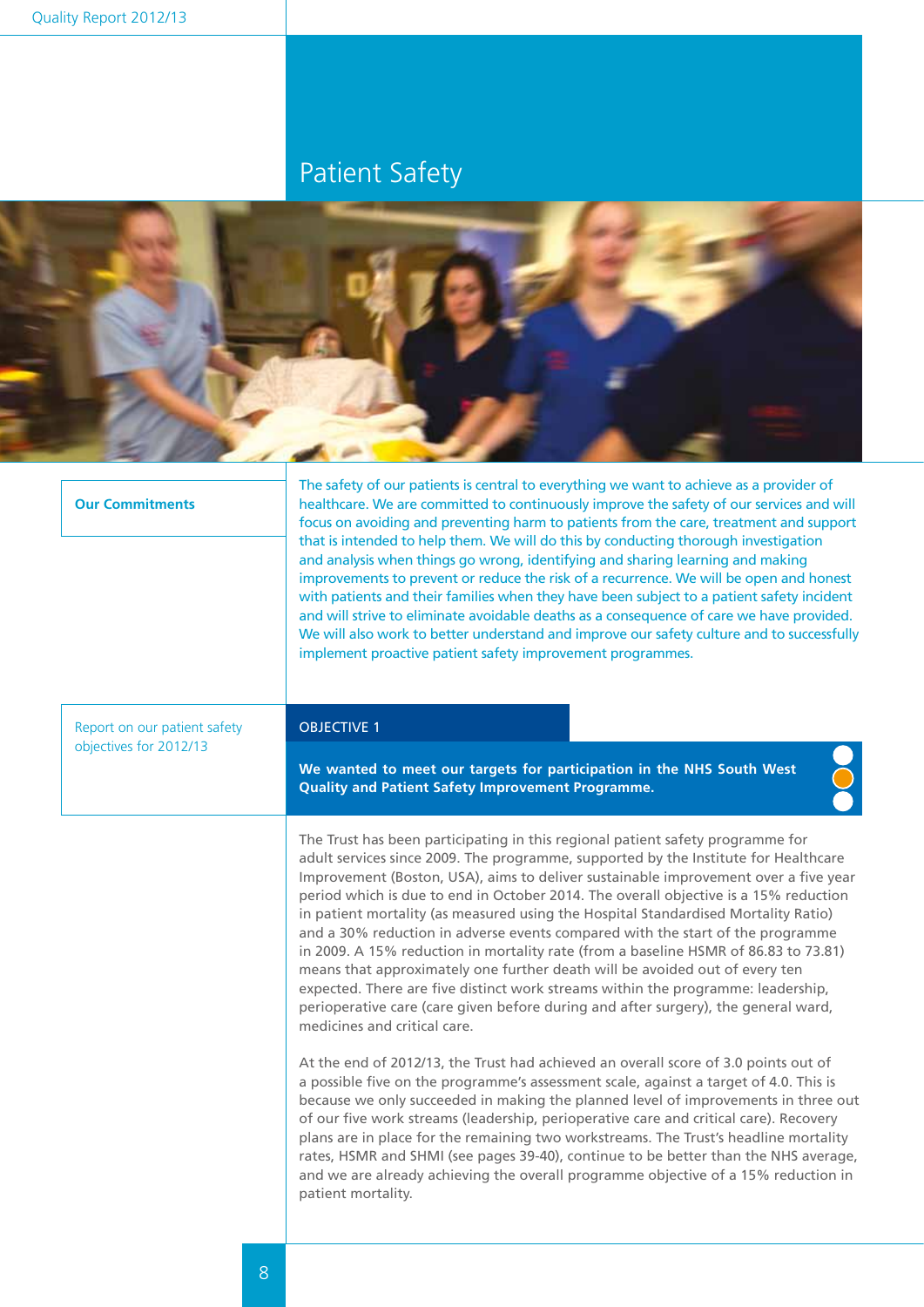# Patient Safety

**Our Commitments**

The safety of our patients is central to everything we want to achieve as a provider of healthcare. We are committed to continuously improve the safety of our services and will focus on avoiding and preventing harm to patients from the care, treatment and support that is intended to help them. We will do this by conducting thorough investigation and analysis when things go wrong, identifying and sharing learning and making improvements to prevent or reduce the risk of a recurrence. We will be open and honest with patients and their families when they have been subject to a patient safety incident and will strive to eliminate avoidable deaths as a consequence of care we have provided. We will also work to better understand and improve our safety culture and to successfully implement proactive patient safety improvement programmes.

## Report on our patient safety objectives for 2012/13

### OBJECTIVE 1

**We wanted to meet our targets for participation in the NHS South West Quality and Patient Safety Improvement Programme.**

The Trust has been participating in this regional patient safety programme for adult services since 2009. The programme, supported by the Institute for Healthcare Improvement (Boston, USA), aims to deliver sustainable improvement over a five year period which is due to end in October 2014. The overall objective is a 15% reduction in patient mortality (as measured using the Hospital Standardised Mortality Ratio) and a 30% reduction in adverse events compared with the start of the programme in 2009. A 15% reduction in mortality rate (from a baseline HSMR of 86.83 to 73.81) means that approximately one further death will be avoided out of every ten expected. There are five distinct work streams within the programme: leadership, perioperative care (care given before during and after surgery), the general ward, medicines and critical care.

At the end of 2012/13, the Trust had achieved an overall score of 3.0 points out of a possible five on the programme's assessment scale, against a target of 4.0. This is because we only succeeded in making the planned level of improvements in three out of our five work streams (leadership, perioperative care and critical care). Recovery plans are in place for the remaining two workstreams. The Trust's headline mortality rates, HSMR and SHMI (see pages 39-40), continue to be better than the NHS average, and we are already achieving the overall programme objective of a 15% reduction in patient mortality.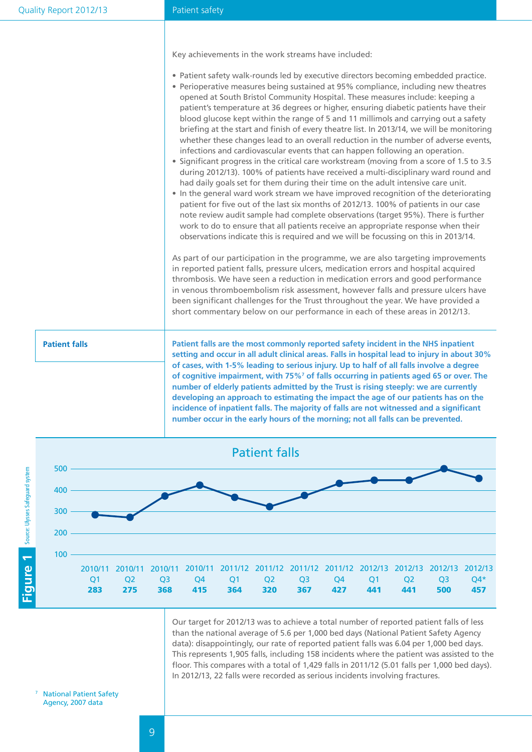Key achievements in the work streams have included:

- Patient safety walk-rounds led by executive directors becoming embedded practice.
- Perioperative measures being sustained at 95% compliance, including new theatres opened at South Bristol Community Hospital. These measures include: keeping a patient's temperature at 36 degrees or higher, ensuring diabetic patients have their blood glucose kept within the range of 5 and 11 millimols and carrying out a safety briefing at the start and finish of every theatre list. In 2013/14, we will be monitoring whether these changes lead to an overall reduction in the number of adverse events, infections and cardiovascular events that can happen following an operation.
- Significant progress in the critical care workstream (moving from a score of 1.5 to 3.5 during 2012/13). 100% of patients have received a multi-disciplinary ward round and had daily goals set for them during their time on the adult intensive care unit.
- In the general ward work stream we have improved recognition of the deteriorating patient for five out of the last six months of 2012/13. 100% of patients in our case note review audit sample had complete observations (target 95%). There is further work to do to ensure that all patients receive an appropriate response when their observations indicate this is required and we will be focussing on this in 2013/14.

As part of our participation in the programme, we are also targeting improvements in reported patient falls, pressure ulcers, medication errors and hospital acquired thrombosis. We have seen a reduction in medication errors and good performance in venous thromboembolism risk assessment, however falls and pressure ulcers have been significant challenges for the Trust throughout the year. We have provided a short commentary below on our performance in each of these areas in 2012/13.

## Patient falls

**Patient falls are the most commonly reported safety incident in the NHS inpatient setting and occur in all adult clinical areas. Falls in hospital lead to injury in about 30% of cases, with 1-5% leading to serious injury. Up to half of all falls involve a degree of cognitive impairment, with 75%[7] of falls occurring in patients aged 65 or over. The number of elderly patients admitted by the Trust is rising steeply: we are currently developing an approach to estimating the impact the age of our patients has on the incidence of inpatient falls. The majority of falls are not witnessed and a significant number occur in the early hours of the morning; not all falls can be prevented.**

**Figure 1** Patient falls

| 2010/11 Q1 | 2010/11 Q2 | 2010/11 Q3 | 2010/11 Q4 | 2011/12 Q1 | 2011/12 Q2 | 2011/12 Q3 | 2011/12 Q4 | 2012/13 Q1 | 2012/13 Q2 | 2012/13 Q3 | 2012/13 Q4* |
|---|---|---|---|---|---|---|---|---|---|---|---|
| 283 | 275 | 368 | 415 | 364 | 320 | 367 | 427 | 441 | 441 | 500 | 457 |

Source: Ulysses Safeguard system

Our target for 2012/13 was to achieve a total number of reported patient falls of less than the national average of 5.6 per 1,000 bed days (National Patient Safety Agency data): disappointingly, our rate of reported patient falls was 6.04 per 1,000 bed days. This represents 1,905 falls, including 158 incidents where the patient was assisted to the floor. This compares with a total of 1,429 falls in 2011/12 (5.01 falls per 1,000 bed days). In 2012/13, 22 falls were recorded as serious incidents involving fractures.

[7] National Patient Safety Agency, 2007 data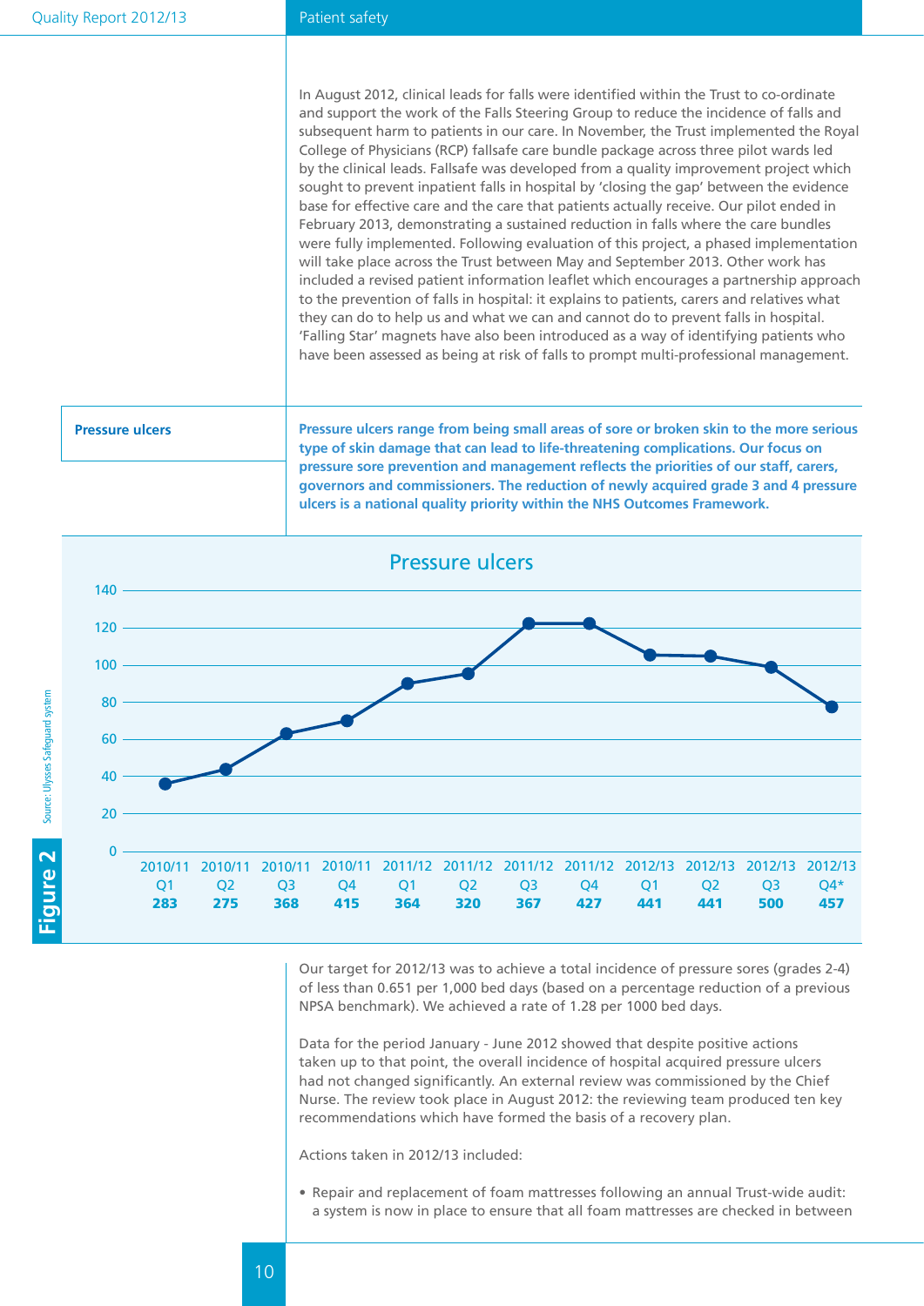In August 2012, clinical leads for falls were identified within the Trust to co-ordinate and support the work of the Falls Steering Group to reduce the incidence of falls and subsequent harm to patients in our care. In November, the Trust implemented the Royal College of Physicians (RCP) fallsafe care bundle package across three pilot wards led by the clinical leads. Fallsafe was developed from a quality improvement project which sought to prevent inpatient falls in hospital by 'closing the gap' between the evidence base for effective care and the care that patients actually receive. Our pilot ended in February 2013, demonstrating a sustained reduction in falls where the care bundles were fully implemented. Following evaluation of this project, a phased implementation will take place across the Trust between May and September 2013. Other work has included a revised patient information leaflet which encourages a partnership approach to the prevention of falls in hospital: it explains to patients, carers and relatives what they can do to help us and what we can and cannot do to prevent falls in hospital. 'Falling Star' magnets have also been introduced as a way of identifying patients who have been assessed as being at risk of falls to prompt multi-professional management.

## Pressure ulcers

**Pressure ulcers range from being small areas of sore or broken skin to the more serious type of skin damage that can lead to life-threatening complications. Our focus on pressure sore prevention and management reflects the priorities of our staff, carers, governors and commissioners. The reduction of newly acquired grade 3 and 4 pressure ulcers is a national quality priority within the NHS Outcomes Framework.**

**Figure 2** – Pressure ulcers

| Quarter | 2010/11 Q1 | 2010/11 Q2 | 2010/11 Q3 | 2010/11 Q4 | 2011/12 Q1 | 2011/12 Q2 | 2011/12 Q3 | 2011/12 Q4 | 2012/13 Q1 | 2012/13 Q2 | 2012/13 Q3 | 2012/13 Q4* |
|---|---|---|---|---|---|---|---|---|---|---|---|---|
| | **283** | **275** | **368** | **415** | **364** | **320** | **367** | **427** | **441** | **441** | **500** | **457** |

Source: Ulysses Safeguard system

Our target for 2012/13 was to achieve a total incidence of pressure sores (grades 2-4) of less than 0.651 per 1,000 bed days (based on a percentage reduction of a previous NPSA benchmark). We achieved a rate of 1.28 per 1000 bed days.

Data for the period January - June 2012 showed that despite positive actions taken up to that point, the overall incidence of hospital acquired pressure ulcers had not changed significantly. An external review was commissioned by the Chief Nurse. The review took place in August 2012: the reviewing team produced ten key recommendations which have formed the basis of a recovery plan.

Actions taken in 2012/13 included:

- Repair and replacement of foam mattresses following an annual Trust-wide audit: a system is now in place to ensure that all foam mattresses are checked in between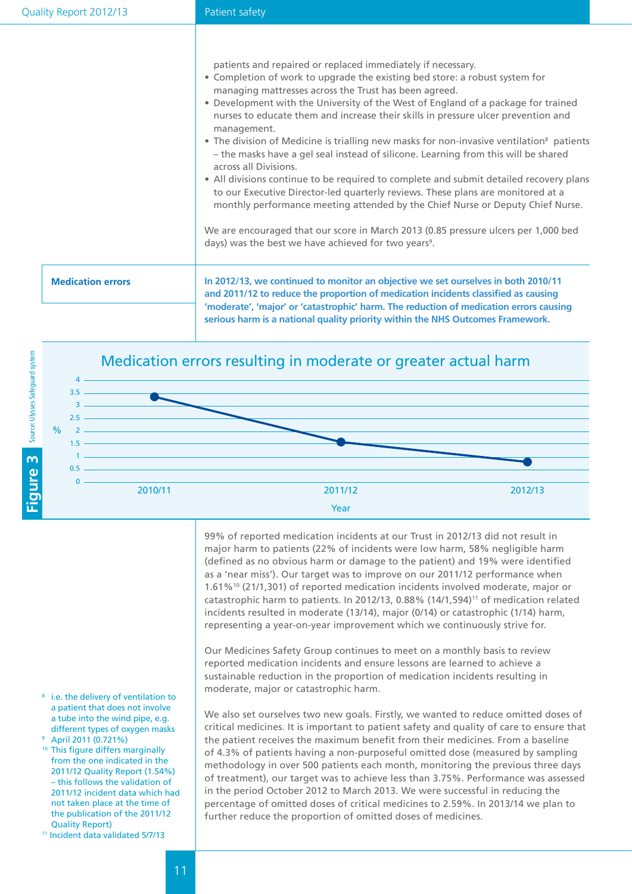patients and repaired or replaced immediately if necessary.

- Completion of work to upgrade the existing bed store: a robust system for managing mattresses across the Trust has been agreed.
- Development with the University of the West of England of a package for trained nurses to educate them and increase their skills in pressure ulcer prevention and management.
- The division of Medicine is trialling new masks for non-invasive ventilation[8] patients – the masks have a gel seal instead of silicone. Learning from this will be shared across all Divisions.
- All divisions continue to be required to complete and submit detailed recovery plans to our Executive Director-led quarterly reviews. These plans are monitored at a monthly performance meeting attended by the Chief Nurse or Deputy Chief Nurse.

We are encouraged that our score in March 2013 (0.85 pressure ulcers per 1,000 bed days) was the best we have achieved for two years[9].

## Medication errors

**In 2012/13, we continued to monitor an objective we set ourselves in both 2010/11 and 2011/12 to reduce the proportion of medication incidents classified as causing 'moderate', 'major' or 'catastrophic' harm. The reduction of medication errors causing serious harm is a national quality priority within the NHS Outcomes Framework.**

**Figure 3** Medication errors resulting in moderate or greater actual harm

| Year | % |
|---|---|
| 2010/11 | ~3.4 |
| 2011/12 | ~1.6 |
| 2012/13 | ~0.85 |

Source: Ulysses Safeguard system

99% of reported medication incidents at our Trust in 2012/13 did not result in major harm to patients (22% of incidents were low harm, 58% negligible harm (defined as no obvious harm or damage to the patient) and 19% were identified as a 'near miss'). Our target was to improve on our 2011/12 performance when 1.61%[10] (21/1,301) of reported medication incidents involved moderate, major or catastrophic harm to patients. In 2012/13, 0.88% (14/1,594)[11] of medication related incidents resulted in moderate (13/14), major (0/14) or catastrophic (1/14) harm, representing a year-on-year improvement which we continuously strive for.

Our Medicines Safety Group continues to meet on a monthly basis to review reported medication incidents and ensure lessons are learned to achieve a sustainable reduction in the proportion of medication incidents resulting in moderate, major or catastrophic harm.

We also set ourselves two new goals. Firstly, we wanted to reduce omitted doses of critical medicines. It is important to patient safety and quality of care to ensure that the patient receives the maximum benefit from their medicines. From a baseline of 4.3% of patients having a non-purposeful omitted dose (measured by sampling methodology in over 500 patients each month, monitoring the previous three days of treatment), our target was to achieve less than 3.75%. Performance was assessed in the period October 2012 to March 2013. We were successful in reducing the percentage of omitted doses of critical medicines to 2.59%. In 2013/14 we plan to further reduce the proportion of omitted doses of medicines.

[8] i.e. the delivery of ventilation to a patient that does not involve a tube into the wind pipe, e.g. different types of oxygen masks

[9] April 2011 (0.721%)

[10] This figure differs marginally from the one indicated in the 2011/12 Quality Report (1.54%) – this follows the validation of 2011/12 incident data which had not taken place at the time of the publication of the 2011/12 Quality Report)

[11] Incident data validated 5/7/13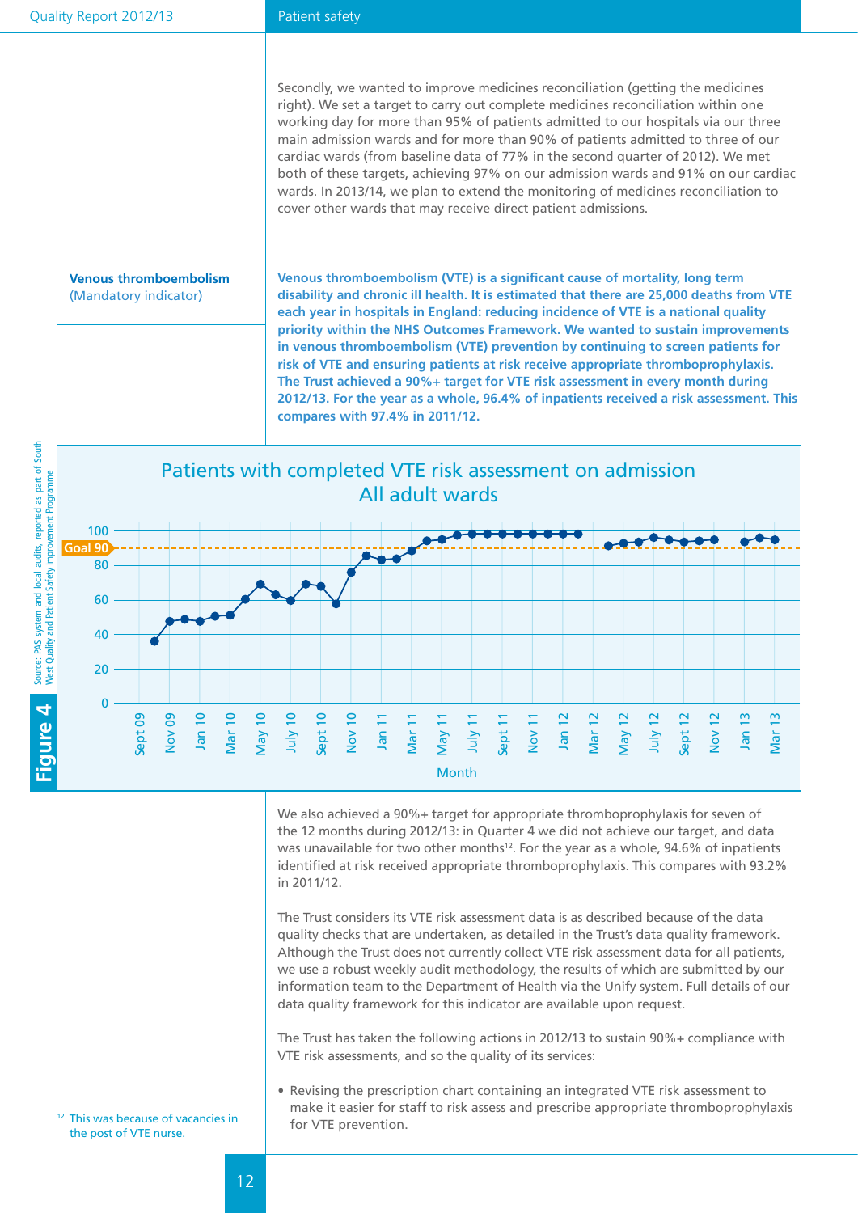Secondly, we wanted to improve medicines reconciliation (getting the medicines right). We set a target to carry out complete medicines reconciliation within one working day for more than 95% of patients admitted to our hospitals via our three main admission wards and for more than 90% of patients admitted to three of our cardiac wards (from baseline data of 77% in the second quarter of 2012). We met both of these targets, achieving 97% on our admission wards and 91% on our cardiac wards. In 2013/14, we plan to extend the monitoring of medicines reconciliation to cover other wards that may receive direct patient admissions.

**Venous thromboembolism**
(Mandatory indicator)

**Venous thromboembolism (VTE) is a significant cause of mortality, long term disability and chronic ill health. It is estimated that there are 25,000 deaths from VTE each year in hospitals in England: reducing incidence of VTE is a national quality priority within the NHS Outcomes Framework. We wanted to sustain improvements in venous thromboembolism (VTE) prevention by continuing to screen patients for risk of VTE and ensuring patients at risk receive appropriate thromboprophylaxis. The Trust achieved a 90%+ target for VTE risk assessment in every month during 2012/13. For the year as a whole, 96.4% of inpatients received a risk assessment. This compares with 97.4% in 2011/12.**

**Figure 4** Patients with completed VTE risk assessment on admission — All adult wards

Source: PAS system and local audits, reported as part of South West Quality and Patient Safety Improvement Programme

We also achieved a 90%+ target for appropriate thromboprophylaxis for seven of the 12 months during 2012/13: in Quarter 4 we did not achieve our target, and data was unavailable for two other months[12]. For the year as a whole, 94.6% of inpatients identified at risk received appropriate thromboprophylaxis. This compares with 93.2% in 2011/12.

The Trust considers its VTE risk assessment data is as described because of the data quality checks that are undertaken, as detailed in the Trust's data quality framework. Although the Trust does not currently collect VTE risk assessment data for all patients, we use a robust weekly audit methodology, the results of which are submitted by our information team to the Department of Health via the Unify system. Full details of our data quality framework for this indicator are available upon request.

The Trust has taken the following actions in 2012/13 to sustain 90%+ compliance with VTE risk assessments, and so the quality of its services:

- Revising the prescription chart containing an integrated VTE risk assessment to make it easier for staff to risk assess and prescribe appropriate thromboprophylaxis for VTE prevention.

[12] This was because of vacancies in the post of VTE nurse.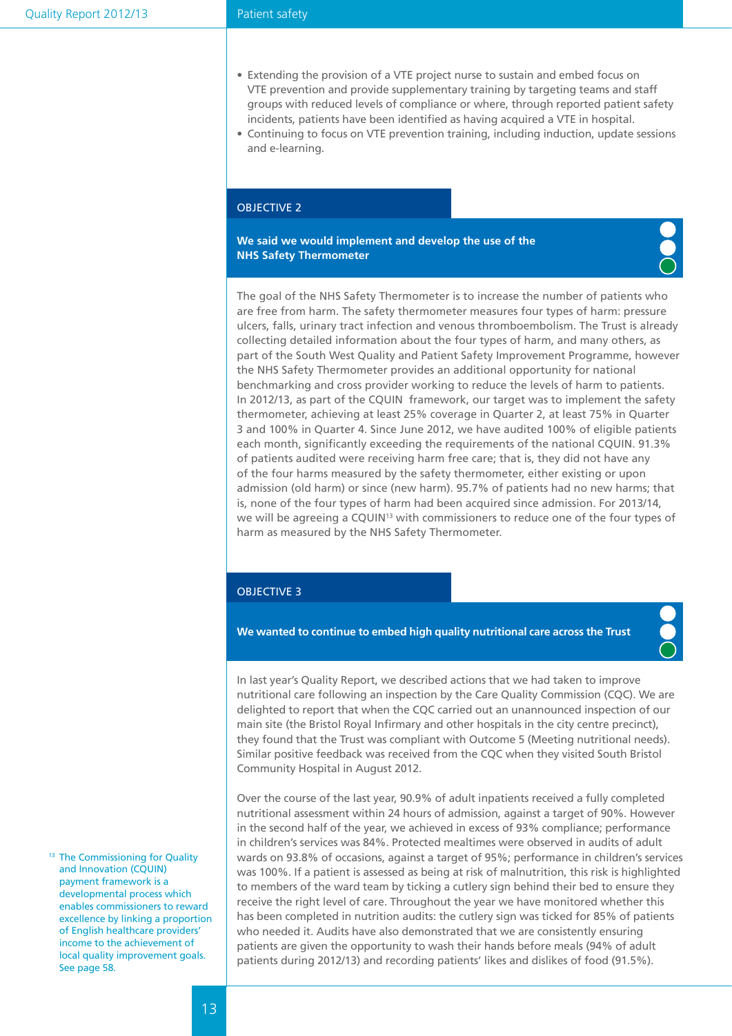- Extending the provision of a VTE project nurse to sustain and embed focus on VTE prevention and provide supplementary training by targeting teams and staff groups with reduced levels of compliance or where, through reported patient safety incidents, patients have been identified as having acquired a VTE in hospital.
- Continuing to focus on VTE prevention training, including induction, update sessions and e-learning.

## OBJECTIVE 2

### We said we would implement and develop the use of the NHS Safety Thermometer

The goal of the NHS Safety Thermometer is to increase the number of patients who are free from harm. The safety thermometer measures four types of harm: pressure ulcers, falls, urinary tract infection and venous thromboembolism. The Trust is already collecting detailed information about the four types of harm, and many others, as part of the South West Quality and Patient Safety Improvement Programme, however the NHS Safety Thermometer provides an additional opportunity for national benchmarking and cross provider working to reduce the levels of harm to patients. In 2012/13, as part of the CQUIN framework, our target was to implement the safety thermometer, achieving at least 25% coverage in Quarter 2, at least 75% in Quarter 3 and 100% in Quarter 4. Since June 2012, we have audited 100% of eligible patients each month, significantly exceeding the requirements of the national CQUIN. 91.3% of patients audited were receiving harm free care; that is, they did not have any of the four harms measured by the safety thermometer, either existing or upon admission (old harm) or since (new harm). 95.7% of patients had no new harms; that is, none of the four types of harm had been acquired since admission. For 2013/14, we will be agreeing a CQUIN[13] with commissioners to reduce one of the four types of harm as measured by the NHS Safety Thermometer.

## OBJECTIVE 3

### We wanted to continue to embed high quality nutritional care across the Trust

In last year's Quality Report, we described actions that we had taken to improve nutritional care following an inspection by the Care Quality Commission (CQC). We are delighted to report that when the CQC carried out an unannounced inspection of our main site (the Bristol Royal Infirmary and other hospitals in the city centre precinct), they found that the Trust was compliant with Outcome 5 (Meeting nutritional needs). Similar positive feedback was received from the CQC when they visited South Bristol Community Hospital in August 2012.

Over the course of the last year, 90.9% of adult inpatients received a fully completed nutritional assessment within 24 hours of admission, against a target of 90%. However in the second half of the year, we achieved in excess of 93% compliance; performance in children's services was 84%. Protected mealtimes were observed in audits of adult wards on 93.8% of occasions, against a target of 95%; performance in children's services was 100%. If a patient is assessed as being at risk of malnutrition, this risk is highlighted to members of the ward team by ticking a cutlery sign behind their bed to ensure they receive the right level of care. Throughout the year we have monitored whether this has been completed in nutrition audits: the cutlery sign was ticked for 85% of patients who needed it. Audits have also demonstrated that we are consistently ensuring patients are given the opportunity to wash their hands before meals (94% of adult patients during 2012/13) and recording patients' likes and dislikes of food (91.5%).

[13] The Commissioning for Quality and Innovation (CQUIN) payment framework is a developmental process which enables commissioners to reward excellence by linking a proportion of English healthcare providers' income to the achievement of local quality improvement goals. See page 58.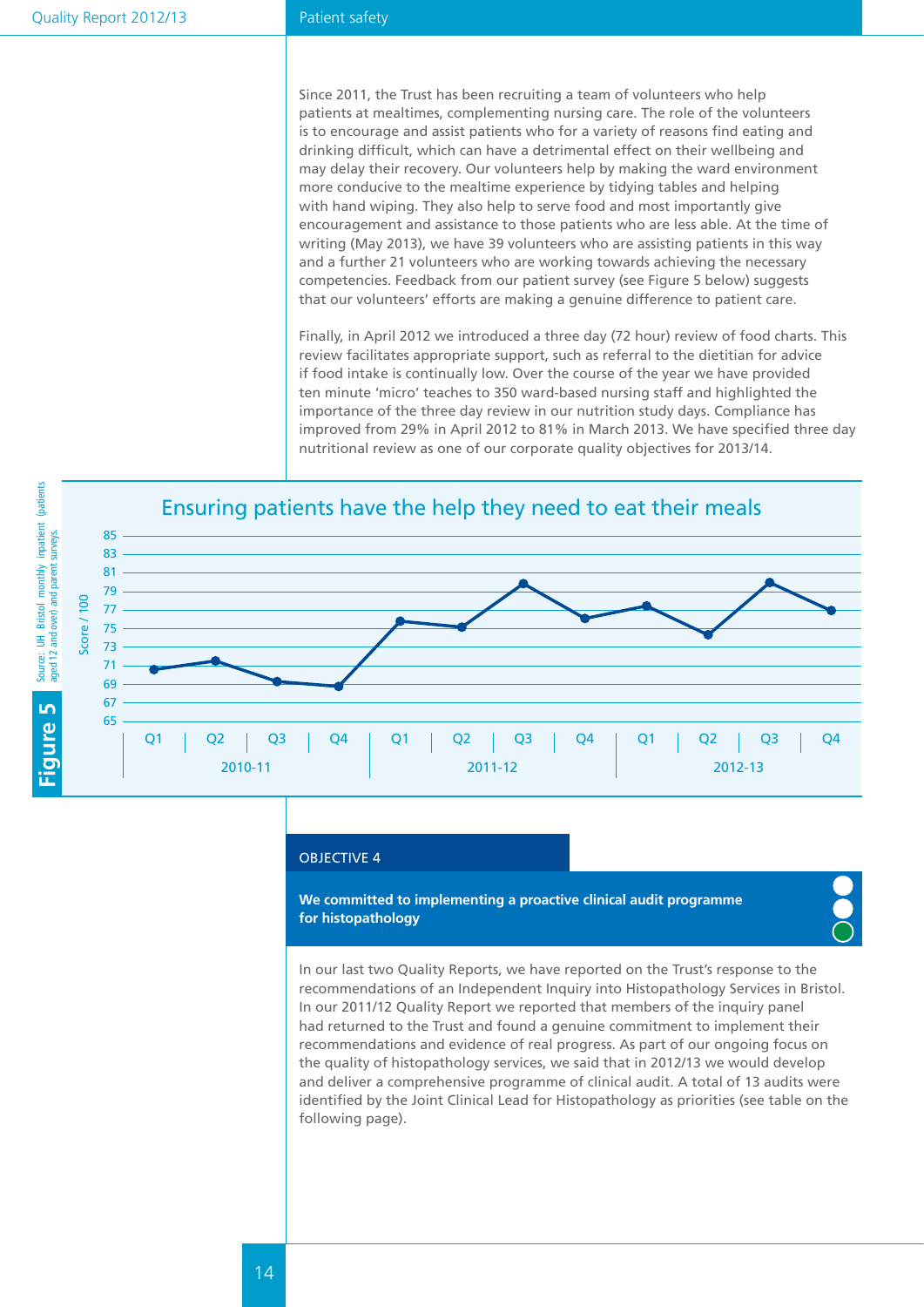Since 2011, the Trust has been recruiting a team of volunteers who help patients at mealtimes, complementing nursing care. The role of the volunteers is to encourage and assist patients who for a variety of reasons find eating and drinking difficult, which can have a detrimental effect on their wellbeing and may delay their recovery. Our volunteers help by making the ward environment more conducive to the mealtime experience by tidying tables and helping with hand wiping. They also help to serve food and most importantly give encouragement and assistance to those patients who are less able. At the time of writing (May 2013), we have 39 volunteers who are assisting patients in this way and a further 21 volunteers who are working towards achieving the necessary competencies. Feedback from our patient survey (see Figure 5 below) suggests that our volunteers' efforts are making a genuine difference to patient care.

Finally, in April 2012 we introduced a three day (72 hour) review of food charts. This review facilitates appropriate support, such as referral to the dietitian for advice if food intake is continually low. Over the course of the year we have provided ten minute 'micro' teaches to 350 ward-based nursing staff and highlighted the importance of the three day review in our nutrition study days. Compliance has improved from 29% in April 2012 to 81% in March 2013. We have specified three day nutritional review as one of our corporate quality objectives for 2013/14.

**Figure 5**

**Ensuring patients have the help they need to eat their meals**

Score / 100 (y-axis 65–85); quarters Q1–Q4 for 2010-11, 2011-12, 2012-13

Source: UH Bristol monthly inpatient (patients aged 12 and over) and parent surveys.

## OBJECTIVE 4

**We committed to implementing a proactive clinical audit programme for histopathology**

In our last two Quality Reports, we have reported on the Trust's response to the recommendations of an Independent Inquiry into Histopathology Services in Bristol. In our 2011/12 Quality Report we reported that members of the inquiry panel had returned to the Trust and found a genuine commitment to implement their recommendations and evidence of real progress. As part of our ongoing focus on the quality of histopathology services, we said that in 2012/13 we would develop and deliver a comprehensive programme of clinical audit. A total of 13 audits were identified by the Joint Clinical Lead for Histopathology as priorities (see table on the following page).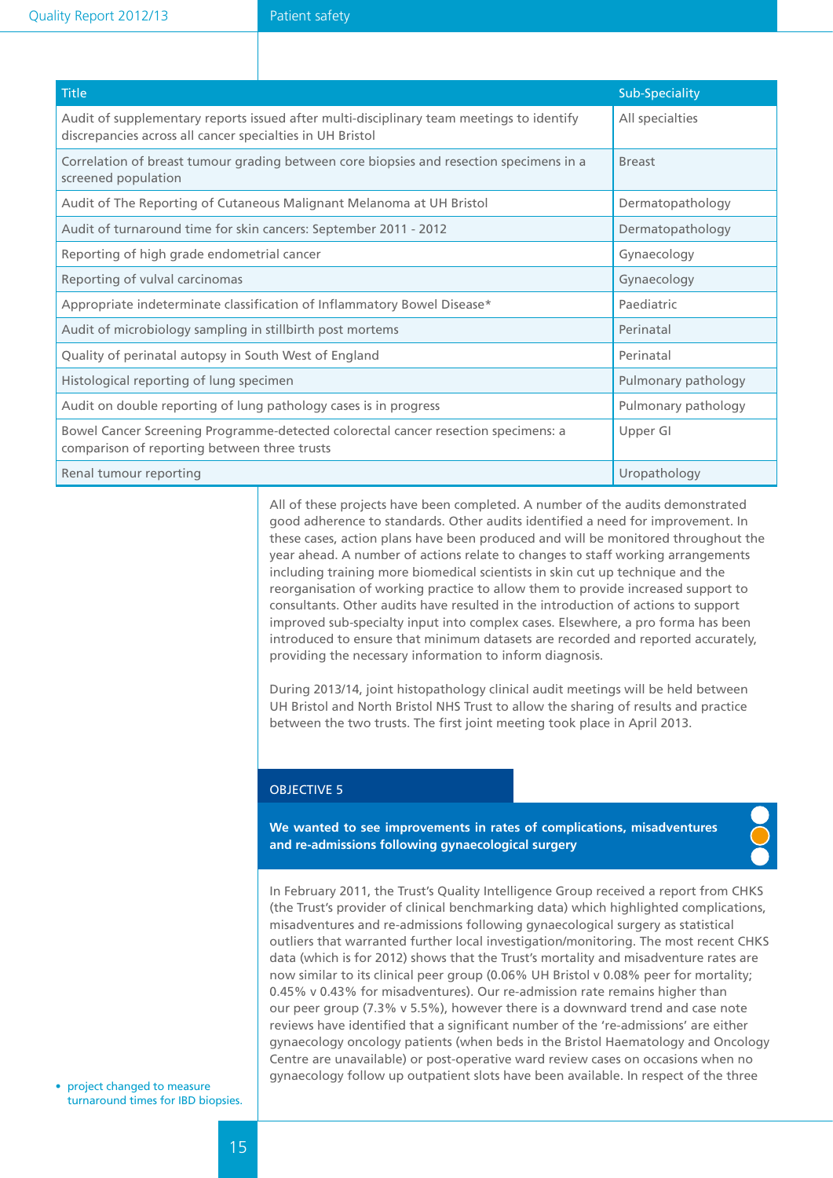| Title | Sub-Speciality |
|---|---|
| Audit of supplementary reports issued after multi-disciplinary team meetings to identify discrepancies across all cancer specialties in UH Bristol | All specialties |
| Correlation of breast tumour grading between core biopsies and resection specimens in a screened population | Breast |
| Audit of The Reporting of Cutaneous Malignant Melanoma at UH Bristol | Dermatopathology |
| Audit of turnaround time for skin cancers: September 2011 - 2012 | Dermatopathology |
| Reporting of high grade endometrial cancer | Gynaecology |
| Reporting of vulval carcinomas | Gynaecology |
| Appropriate indeterminate classification of Inflammatory Bowel Disease* | Paediatric |
| Audit of microbiology sampling in stillbirth post mortems | Perinatal |
| Quality of perinatal autopsy in South West of England | Perinatal |
| Histological reporting of lung specimen | Pulmonary pathology |
| Audit on double reporting of lung pathology cases is in progress | Pulmonary pathology |
| Bowel Cancer Screening Programme-detected colorectal cancer resection specimens: a comparison of reporting between three trusts | Upper GI |
| Renal tumour reporting | Uropathology |

- project changed to measure turnaround times for IBD biopsies.

All of these projects have been completed. A number of the audits demonstrated good adherence to standards. Other audits identified a need for improvement. In these cases, action plans have been produced and will be monitored throughout the year ahead. A number of actions relate to changes to staff working arrangements including training more biomedical scientists in skin cut up technique and the reorganisation of working practice to allow them to provide increased support to consultants. Other audits have resulted in the introduction of actions to support improved sub-specialty input into complex cases. Elsewhere, a pro forma has been introduced to ensure that minimum datasets are recorded and reported accurately, providing the necessary information to inform diagnosis.

During 2013/14, joint histopathology clinical audit meetings will be held between UH Bristol and North Bristol NHS Trust to allow the sharing of results and practice between the two trusts. The first joint meeting took place in April 2013.

## OBJECTIVE 5

**We wanted to see improvements in rates of complications, misadventures and re-admissions following gynaecological surgery**

In February 2011, the Trust's Quality Intelligence Group received a report from CHKS (the Trust's provider of clinical benchmarking data) which highlighted complications, misadventures and re-admissions following gynaecological surgery as statistical outliers that warranted further local investigation/monitoring. The most recent CHKS data (which is for 2012) shows that the Trust's mortality and misadventure rates are now similar to its clinical peer group (0.06% UH Bristol v 0.08% peer for mortality; 0.45% v 0.43% for misadventures). Our re-admission rate remains higher than our peer group (7.3% v 5.5%), however there is a downward trend and case note reviews have identified that a significant number of the 're-admissions' are either gynaecology oncology patients (when beds in the Bristol Haematology and Oncology Centre are unavailable) or post-operative ward review cases on occasions when no gynaecology follow up outpatient slots have been available. In respect of the three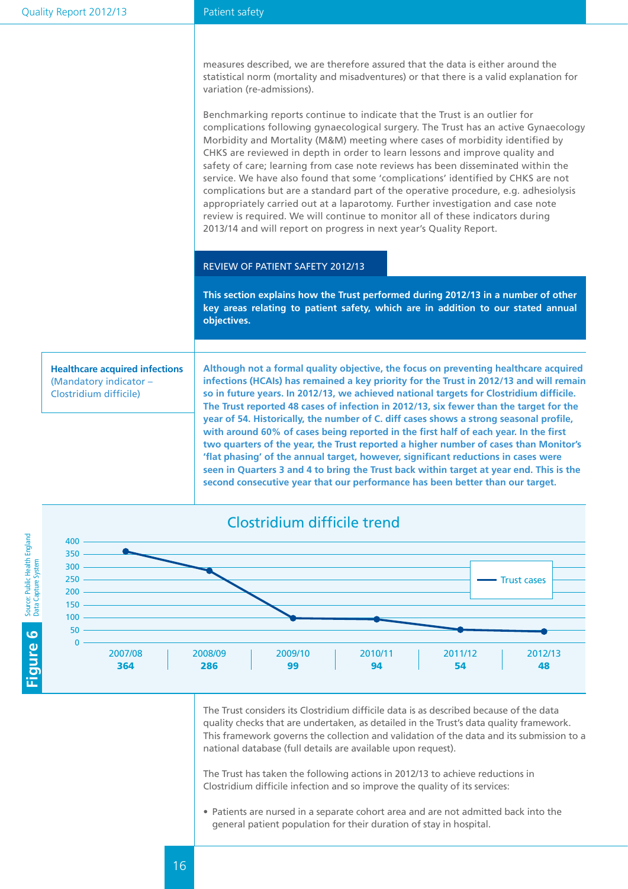measures described, we are therefore assured that the data is either around the statistical norm (mortality and misadventures) or that there is a valid explanation for variation (re-admissions).

Benchmarking reports continue to indicate that the Trust is an outlier for complications following gynaecological surgery. The Trust has an active Gynaecology Morbidity and Mortality (M&M) meeting where cases of morbidity identified by CHKS are reviewed in depth in order to learn lessons and improve quality and safety of care; learning from case note reviews has been disseminated within the service. We have also found that some 'complications' identified by CHKS are not complications but are a standard part of the operative procedure, e.g. adhesiolysis appropriately carried out at a laparotomy. Further investigation and case note review is required. We will continue to monitor all of these indicators during 2013/14 and will report on progress in next year's Quality Report.

## REVIEW OF PATIENT SAFETY 2012/13

**This section explains how the Trust performed during 2012/13 in a number of other key areas relating to patient safety, which are in addition to our stated annual objectives.**

### Healthcare acquired infections
(Mandatory indicator – Clostridium difficile)

**Although not a formal quality objective, the focus on preventing healthcare acquired infections (HCAIs) has remained a key priority for the Trust in 2012/13 and will remain so in future years. In 2012/13, we achieved national targets for Clostridium difficile. The Trust reported 48 cases of infection in 2012/13, six fewer than the target for the year of 54. Historically, the number of C. diff cases shows a strong seasonal profile, with around 60% of cases being reported in the first half of each year. In the first two quarters of the year, the Trust reported a higher number of cases than Monitor's 'flat phasing' of the annual target, however, significant reductions in cases were seen in Quarters 3 and 4 to bring the Trust back within target at year end. This is the second consecutive year that our performance has been better than our target.**

**Figure 6** – Clostridium difficile trend

| | 2007/08 | 2008/09 | 2009/10 | 2010/11 | 2011/12 | 2012/13 |
|---|---|---|---|---|---|---|
| Trust cases | 364 | 286 | 99 | 94 | 54 | 48 |

Source: Public Health England Data Capture System

The Trust considers its Clostridium difficile data is as described because of the data quality checks that are undertaken, as detailed in the Trust's data quality framework. This framework governs the collection and validation of the data and its submission to a national database (full details are available upon request).

The Trust has taken the following actions in 2012/13 to achieve reductions in Clostridium difficile infection and so improve the quality of its services:

- Patients are nursed in a separate cohort area and are not admitted back into the general patient population for their duration of stay in hospital.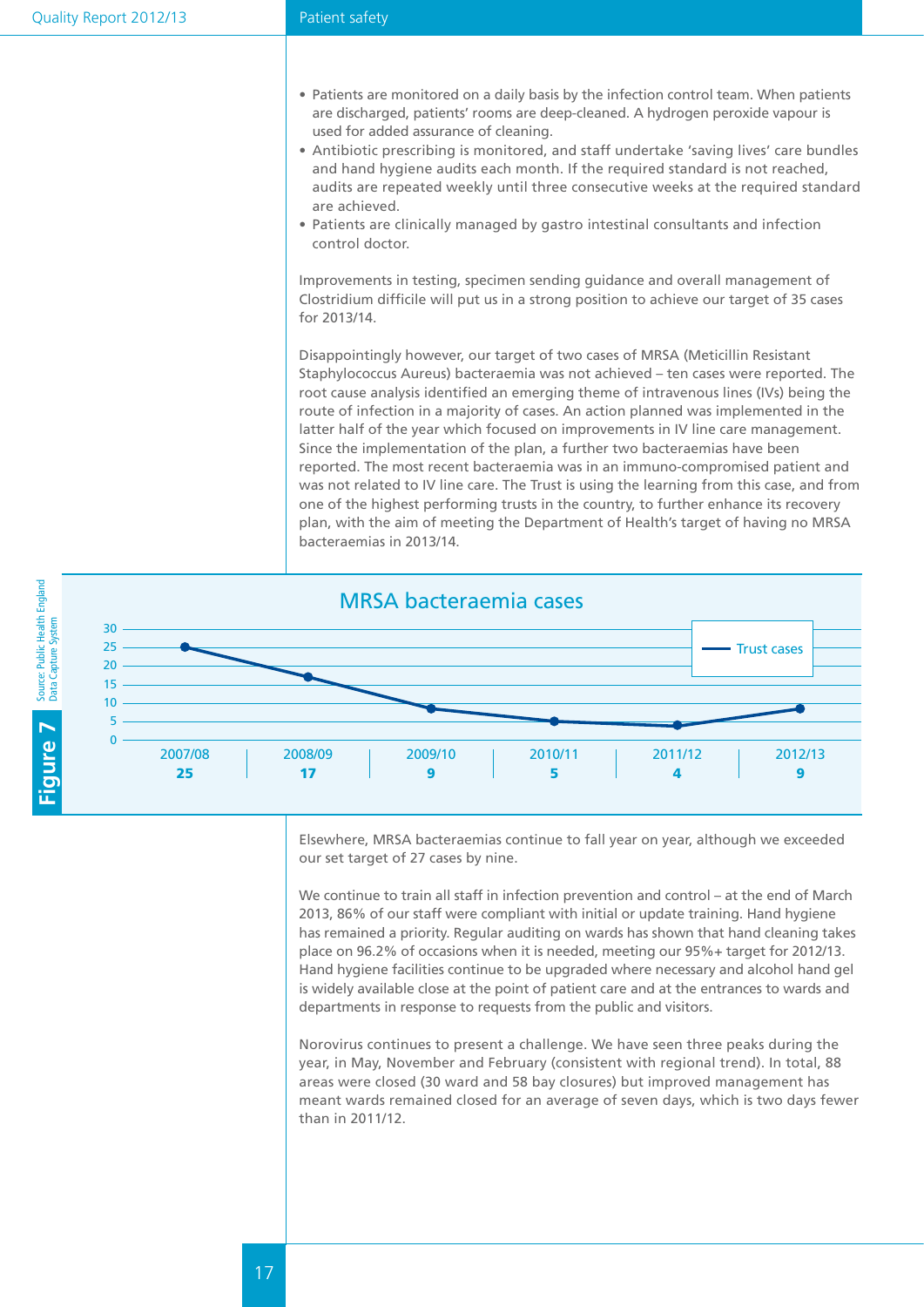- Patients are monitored on a daily basis by the infection control team. When patients are discharged, patients' rooms are deep-cleaned. A hydrogen peroxide vapour is used for added assurance of cleaning.
- Antibiotic prescribing is monitored, and staff undertake 'saving lives' care bundles and hand hygiene audits each month. If the required standard is not reached, audits are repeated weekly until three consecutive weeks at the required standard are achieved.
- Patients are clinically managed by gastro intestinal consultants and infection control doctor.

Improvements in testing, specimen sending guidance and overall management of Clostridium difficile will put us in a strong position to achieve our target of 35 cases for 2013/14.

Disappointingly however, our target of two cases of MRSA (Meticillin Resistant Staphylococcus Aureus) bacteraemia was not achieved – ten cases were reported. The root cause analysis identified an emerging theme of intravenous lines (IVs) being the route of infection in a majority of cases. An action planned was implemented in the latter half of the year which focused on improvements in IV line care management. Since the implementation of the plan, a further two bacteraemias have been reported. The most recent bacteraemia was in an immuno-compromised patient and was not related to IV line care. The Trust is using the learning from this case, and from one of the highest performing trusts in the country, to further enhance its recovery plan, with the aim of meeting the Department of Health's target of having no MRSA bacteraemias in 2013/14.

**Figure 7**

**MRSA bacteraemia cases**

| | 2007/08 | 2008/09 | 2009/10 | 2010/11 | 2011/12 | 2012/13 |
|---|---|---|---|---|---|---|
| Trust cases | 25 | 17 | 9 | 5 | 4 | 9 |

Source: Public Health England Data Capture System

Elsewhere, MRSA bacteraemias continue to fall year on year, although we exceeded our set target of 27 cases by nine.

We continue to train all staff in infection prevention and control – at the end of March 2013, 86% of our staff were compliant with initial or update training. Hand hygiene has remained a priority. Regular auditing on wards has shown that hand cleaning takes place on 96.2% of occasions when it is needed, meeting our 95%+ target for 2012/13. Hand hygiene facilities continue to be upgraded where necessary and alcohol hand gel is widely available close at the point of patient care and at the entrances to wards and departments in response to requests from the public and visitors.

Norovirus continues to present a challenge. We have seen three peaks during the year, in May, November and February (consistent with regional trend). In total, 88 areas were closed (30 ward and 58 bay closures) but improved management has meant wards remained closed for an average of seven days, which is two days fewer than in 2011/12.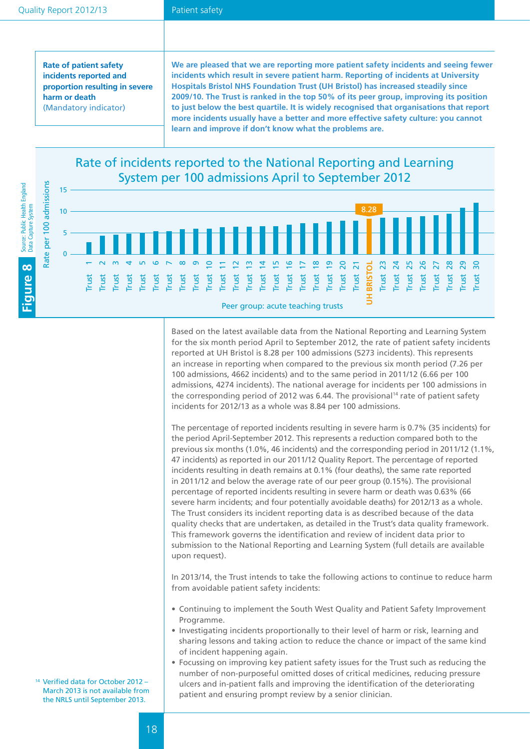**Rate of patient safety incidents reported and proportion resulting in severe harm or death**
(Mandatory indicator)

**We are pleased that we are reporting more patient safety incidents and seeing fewer incidents which result in severe patient harm. Reporting of incidents at University Hospitals Bristol NHS Foundation Trust (UH Bristol) has increased steadily since 2009/10. The Trust is ranked in the top 50% of its peer group, improving its position to just below the best quartile. It is widely recognised that organisations that report more incidents usually have a better and more effective safety culture: you cannot learn and improve if don't know what the problems are.**

**Figure 8**

Rate of incidents reported to the National Reporting and Learning System per 100 admissions April to September 2012

Y-axis: Rate per 100 admissions (0–15). X-axis: Peer group: acute teaching trusts (Trust 1 to Trust 30, with UH BRISTOL at position 22, 8.28).

Source: Public Health England Data Capture System

Based on the latest available data from the National Reporting and Learning System for the six month period April to September 2012, the rate of patient safety incidents reported at UH Bristol is 8.28 per 100 admissions (5273 incidents). This represents an increase in reporting when compared to the previous six month period (7.26 per 100 admissions, 4662 incidents) and to the same period in 2011/12 (6.66 per 100 admissions, 4274 incidents). The national average for incidents per 100 admissions in the corresponding period of 2012 was 6.44. The provisional[14] rate of patient safety incidents for 2012/13 as a whole was 8.84 per 100 admissions.

The percentage of reported incidents resulting in severe harm is 0.7% (35 incidents) for the period April-September 2012. This represents a reduction compared both to the previous six months (1.0%, 46 incidents) and the corresponding period in 2011/12 (1.1%, 47 incidents) as reported in our 2011/12 Quality Report. The percentage of reported incidents resulting in death remains at 0.1% (four deaths), the same rate reported in 2011/12 and below the average rate of our peer group (0.15%). The provisional percentage of reported incidents resulting in severe harm or death was 0.63% (66 severe harm incidents; and four potentially avoidable deaths) for 2012/13 as a whole. The Trust considers its incident reporting data is as described because of the data quality checks that are undertaken, as detailed in the Trust's data quality framework. This framework governs the identification and review of incident data prior to submission to the National Reporting and Learning System (full details are available upon request).

In 2013/14, the Trust intends to take the following actions to continue to reduce harm from avoidable patient safety incidents:

- Continuing to implement the South West Quality and Patient Safety Improvement Programme.
- Investigating incidents proportionally to their level of harm or risk, learning and sharing lessons and taking action to reduce the chance or impact of the same kind of incident happening again.
- Focussing on improving key patient safety issues for the Trust such as reducing the number of non-purposeful omitted doses of critical medicines, reducing pressure ulcers and in-patient falls and improving the identification of the deteriorating patient and ensuring prompt review by a senior clinician.

[14] Verified data for October 2012 – March 2013 is not available from the NRLS until September 2013.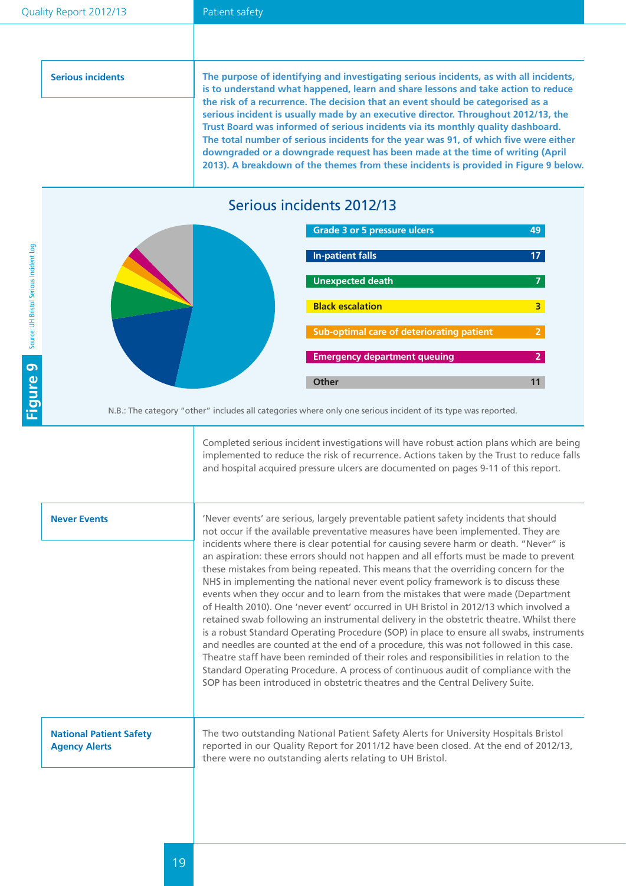## Serious incidents

**The purpose of identifying and investigating serious incidents, as with all incidents, is to understand what happened, learn and share lessons and take action to reduce the risk of a recurrence. The decision that an event should be categorised as a serious incident is usually made by an executive director. Throughout 2012/13, the Trust Board was informed of serious incidents via its monthly quality dashboard. The total number of serious incidents for the year was 91, of which five were either downgraded or a downgrade request has been made at the time of writing (April 2013). A breakdown of the themes from these incidents is provided in Figure 9 below.**

### Figure 9: Serious incidents 2012/13

| Category | Number |
|---|---|
| Grade 3 or 5 pressure ulcers | 49 |
| In-patient falls | 17 |
| Unexpected death | 7 |
| Black escalation | 3 |
| Sub-optimal care of deteriorating patient | 2 |
| Emergency department queuing | 2 |
| Other | 11 |

N.B.: The category "other" includes all categories where only one serious incident of its type was reported.

Source: UH Bristol Serious Incident Log.

Completed serious incident investigations will have robust action plans which are being implemented to reduce the risk of recurrence. Actions taken by the Trust to reduce falls and hospital acquired pressure ulcers are documented on pages 9-11 of this report.

## Never Events

'Never events' are serious, largely preventable patient safety incidents that should not occur if the available preventative measures have been implemented. They are incidents where there is clear potential for causing severe harm or death. "Never" is an aspiration: these errors should not happen and all efforts must be made to prevent these mistakes from being repeated. This means that the overriding concern for the NHS in implementing the national never event policy framework is to discuss these events when they occur and to learn from the mistakes that were made (Department of Health 2010). One 'never event' occurred in UH Bristol in 2012/13 which involved a retained swab following an instrumental delivery in the obstetric theatre. Whilst there is a robust Standard Operating Procedure (SOP) in place to ensure all swabs, instruments and needles are counted at the end of a procedure, this was not followed in this case. Theatre staff have been reminded of their roles and responsibilities in relation to the Standard Operating Procedure. A process of continuous audit of compliance with the SOP has been introduced in obstetric theatres and the Central Delivery Suite.

## National Patient Safety Agency Alerts

The two outstanding National Patient Safety Alerts for University Hospitals Bristol reported in our Quality Report for 2011/12 have been closed. At the end of 2012/13, there were no outstanding alerts relating to UH Bristol.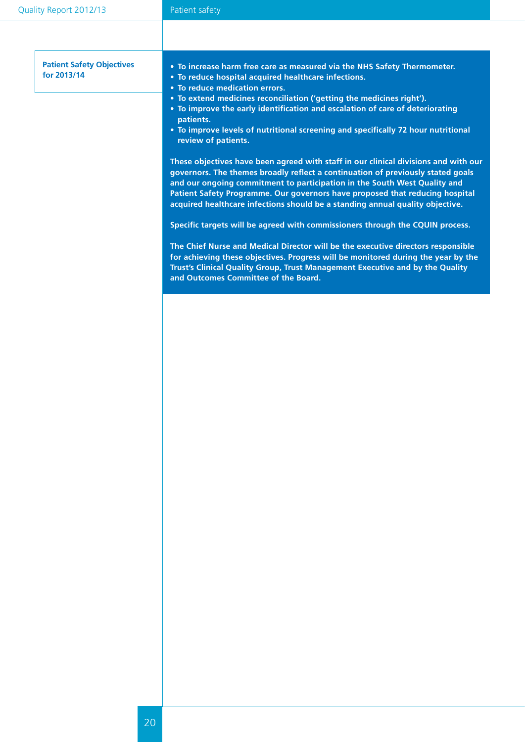## Patient Safety Objectives for 2013/14

- **To increase harm free care as measured via the NHS Safety Thermometer.**
- **To reduce hospital acquired healthcare infections.**
- **To reduce medication errors.**
- **To extend medicines reconciliation ('getting the medicines right').**
- **To improve the early identification and escalation of care of deteriorating patients.**
- **To improve levels of nutritional screening and specifically 72 hour nutritional review of patients.**

**These objectives have been agreed with staff in our clinical divisions and with our governors. The themes broadly reflect a continuation of previously stated goals and our ongoing commitment to participation in the South West Quality and Patient Safety Programme. Our governors have proposed that reducing hospital acquired healthcare infections should be a standing annual quality objective.**

**Specific targets will be agreed with commissioners through the CQUIN process.**

**The Chief Nurse and Medical Director will be the executive directors responsible for achieving these objectives. Progress will be monitored during the year by the Trust's Clinical Quality Group, Trust Management Executive and by the Quality and Outcomes Committee of the Board.**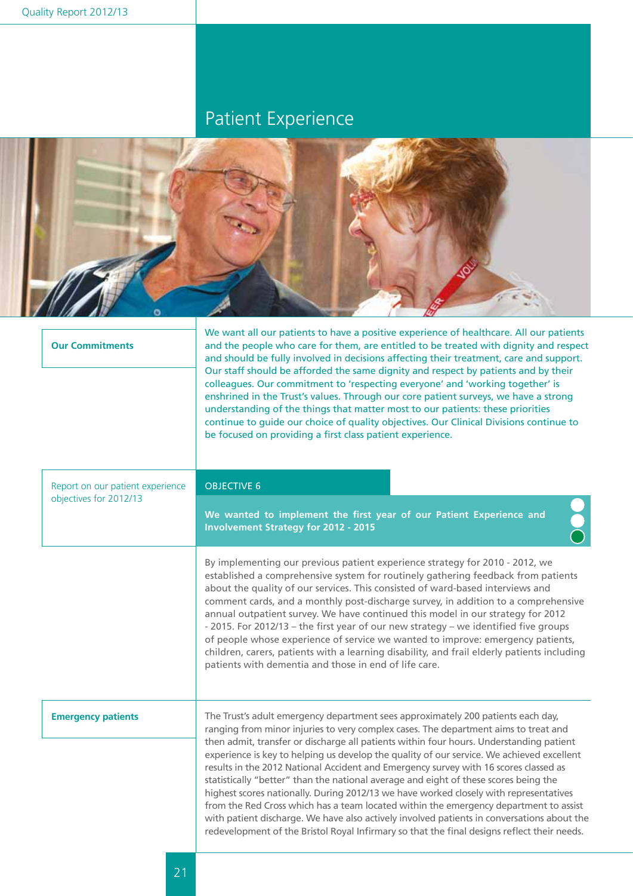# Patient Experience

**Our Commitments**

We want all our patients to have a positive experience of healthcare. All our patients and the people who care for them, are entitled to be treated with dignity and respect and should be fully involved in decisions affecting their treatment, care and support. Our staff should be afforded the same dignity and respect by patients and by their colleagues. Our commitment to 'respecting everyone' and 'working together' is enshrined in the Trust's values. Through our core patient surveys, we have a strong understanding of the things that matter most to our patients: these priorities continue to guide our choice of quality objectives. Our Clinical Divisions continue to be focused on providing a first class patient experience.

Report on our patient experience objectives for 2012/13

## OBJECTIVE 6

**We wanted to implement the first year of our Patient Experience and Involvement Strategy for 2012 - 2015**

By implementing our previous patient experience strategy for 2010 - 2012, we established a comprehensive system for routinely gathering feedback from patients about the quality of our services. This consisted of ward-based interviews and comment cards, and a monthly post-discharge survey, in addition to a comprehensive annual outpatient survey. We have continued this model in our strategy for 2012 - 2015. For 2012/13 – the first year of our new strategy – we identified five groups of people whose experience of service we wanted to improve: emergency patients, children, carers, patients with a learning disability, and frail elderly patients including patients with dementia and those in end of life care.

**Emergency patients**

The Trust's adult emergency department sees approximately 200 patients each day, ranging from minor injuries to very complex cases. The department aims to treat and then admit, transfer or discharge all patients within four hours. Understanding patient experience is key to helping us develop the quality of our service. We achieved excellent results in the 2012 National Accident and Emergency survey with 16 scores classed as statistically "better" than the national average and eight of these scores being the highest scores nationally. During 2012/13 we have worked closely with representatives from the Red Cross which has a team located within the emergency department to assist with patient discharge. We have also actively involved patients in conversations about the redevelopment of the Bristol Royal Infirmary so that the final designs reflect their needs.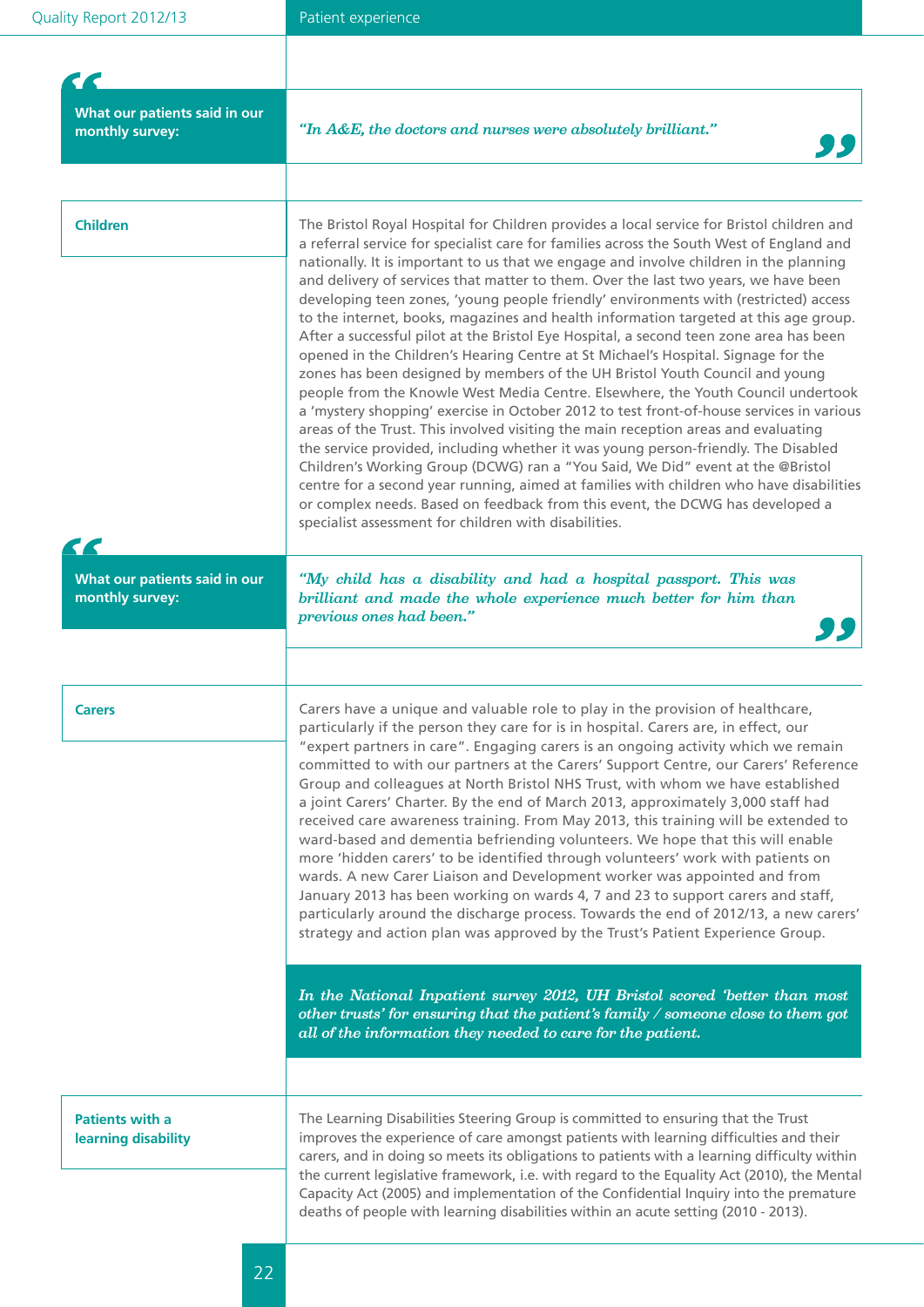**What our patients said in our monthly survey:**

*"In A&E, the doctors and nurses were absolutely brilliant."*

## Children

The Bristol Royal Hospital for Children provides a local service for Bristol children and a referral service for specialist care for families across the South West of England and nationally. It is important to us that we engage and involve children in the planning and delivery of services that matter to them. Over the last two years, we have been developing teen zones, 'young people friendly' environments with (restricted) access to the internet, books, magazines and health information targeted at this age group. After a successful pilot at the Bristol Eye Hospital, a second teen zone area has been opened in the Children's Hearing Centre at St Michael's Hospital. Signage for the zones has been designed by members of the UH Bristol Youth Council and young people from the Knowle West Media Centre. Elsewhere, the Youth Council undertook a 'mystery shopping' exercise in October 2012 to test front-of-house services in various areas of the Trust. This involved visiting the main reception areas and evaluating the service provided, including whether it was young person-friendly. The Disabled Children's Working Group (DCWG) ran a "You Said, We Did" event at the @Bristol centre for a second year running, aimed at families with children who have disabilities or complex needs. Based on feedback from this event, the DCWG has developed a specialist assessment for children with disabilities.

**What our patients said in our monthly survey:**

*"My child has a disability and had a hospital passport. This was brilliant and made the whole experience much better for him than previous ones had been."*

## Carers

Carers have a unique and valuable role to play in the provision of healthcare, particularly if the person they care for is in hospital. Carers are, in effect, our "expert partners in care". Engaging carers is an ongoing activity which we remain committed to with our partners at the Carers' Support Centre, our Carers' Reference Group and colleagues at North Bristol NHS Trust, with whom we have established a joint Carers' Charter. By the end of March 2013, approximately 3,000 staff had received care awareness training. From May 2013, this training will be extended to ward-based and dementia befriending volunteers. We hope that this will enable more 'hidden carers' to be identified through volunteers' work with patients on wards. A new Carer Liaison and Development worker was appointed and from January 2013 has been working on wards 4, 7 and 23 to support carers and staff, particularly around the discharge process. Towards the end of 2012/13, a new carers' strategy and action plan was approved by the Trust's Patient Experience Group.

*In the National Inpatient survey 2012, UH Bristol scored 'better than most other trusts' for ensuring that the patient's family / someone close to them got all of the information they needed to care for the patient.*

## Patients with a learning disability

The Learning Disabilities Steering Group is committed to ensuring that the Trust improves the experience of care amongst patients with learning difficulties and their carers, and in doing so meets its obligations to patients with a learning difficulty within the current legislative framework, i.e. with regard to the Equality Act (2010), the Mental Capacity Act (2005) and implementation of the Confidential Inquiry into the premature deaths of people with learning disabilities within an acute setting (2010 - 2013).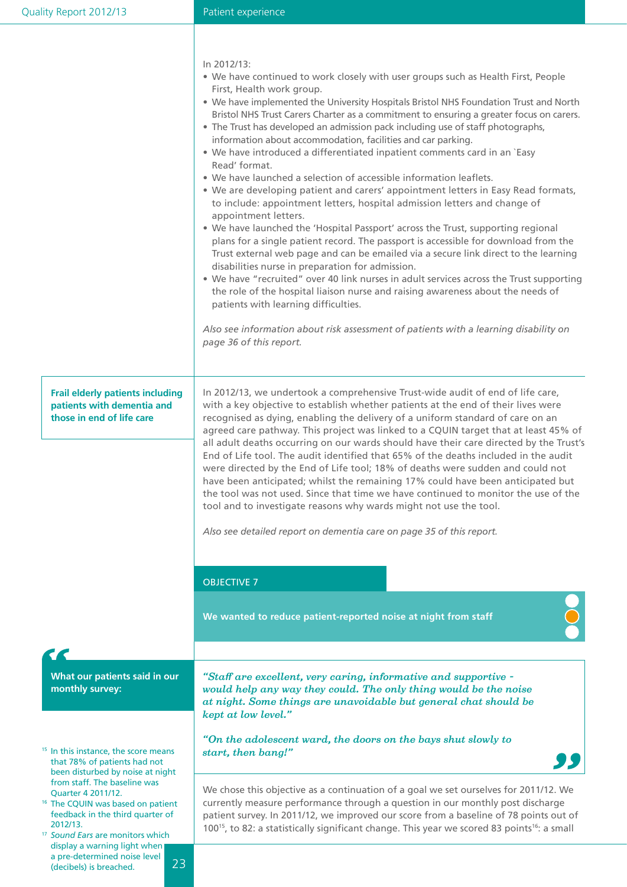In 2012/13:

- We have continued to work closely with user groups such as Health First, People First, Health work group.
- We have implemented the University Hospitals Bristol NHS Foundation Trust and North Bristol NHS Trust Carers Charter as a commitment to ensuring a greater focus on carers.
- The Trust has developed an admission pack including use of staff photographs, information about accommodation, facilities and car parking.
- We have introduced a differentiated inpatient comments card in an `Easy Read' format.
- We have launched a selection of accessible information leaflets.
- We are developing patient and carers' appointment letters in Easy Read formats, to include: appointment letters, hospital admission letters and change of appointment letters.
- We have launched the 'Hospital Passport' across the Trust, supporting regional plans for a single patient record. The passport is accessible for download from the Trust external web page and can be emailed via a secure link direct to the learning disabilities nurse in preparation for admission.
- We have "recruited" over 40 link nurses in adult services across the Trust supporting the role of the hospital liaison nurse and raising awareness about the needs of patients with learning difficulties.

*Also see information about risk assessment of patients with a learning disability on page 36 of this report.*

**Frail elderly patients including patients with dementia and those in end of life care**

In 2012/13, we undertook a comprehensive Trust-wide audit of end of life care, with a key objective to establish whether patients at the end of their lives were recognised as dying, enabling the delivery of a uniform standard of care on an agreed care pathway. This project was linked to a CQUIN target that at least 45% of all adult deaths occurring on our wards should have their care directed by the Trust's End of Life tool. The audit identified that 65% of the deaths included in the audit were directed by the End of Life tool; 18% of deaths were sudden and could not have been anticipated; whilst the remaining 17% could have been anticipated but the tool was not used. Since that time we have continued to monitor the use of the tool and to investigate reasons why wards might not use the tool.

*Also see detailed report on dementia care on page 35 of this report.*

## OBJECTIVE 7

**We wanted to reduce patient-reported noise at night from staff**

**What our patients said in our monthly survey:**

*"Staff are excellent, very caring, informative and supportive - would help any way they could. The only thing would be the noise at night. Some things are unavoidable but general chat should be kept at low level."*

*"On the adolescent ward, the doors on the bays shut slowly to start, then bang!"*

We chose this objective as a continuation of a goal we set ourselves for 2011/12. We currently measure performance through a question in our monthly post discharge patient survey. In 2011/12, we improved our score from a baseline of 78 points out of 100[15], to 82: a statistically significant change. This year we scored 83 points[16]: a small

[15] In this instance, the score means that 78% of patients had not been disturbed by noise at night from staff. The baseline was Quarter 4 2011/12.

[16] The CQUIN was based on patient feedback in the third quarter of 2012/13.

[17] *Sound Ears* are monitors which display a warning light when a pre-determined noise level (decibels) is breached.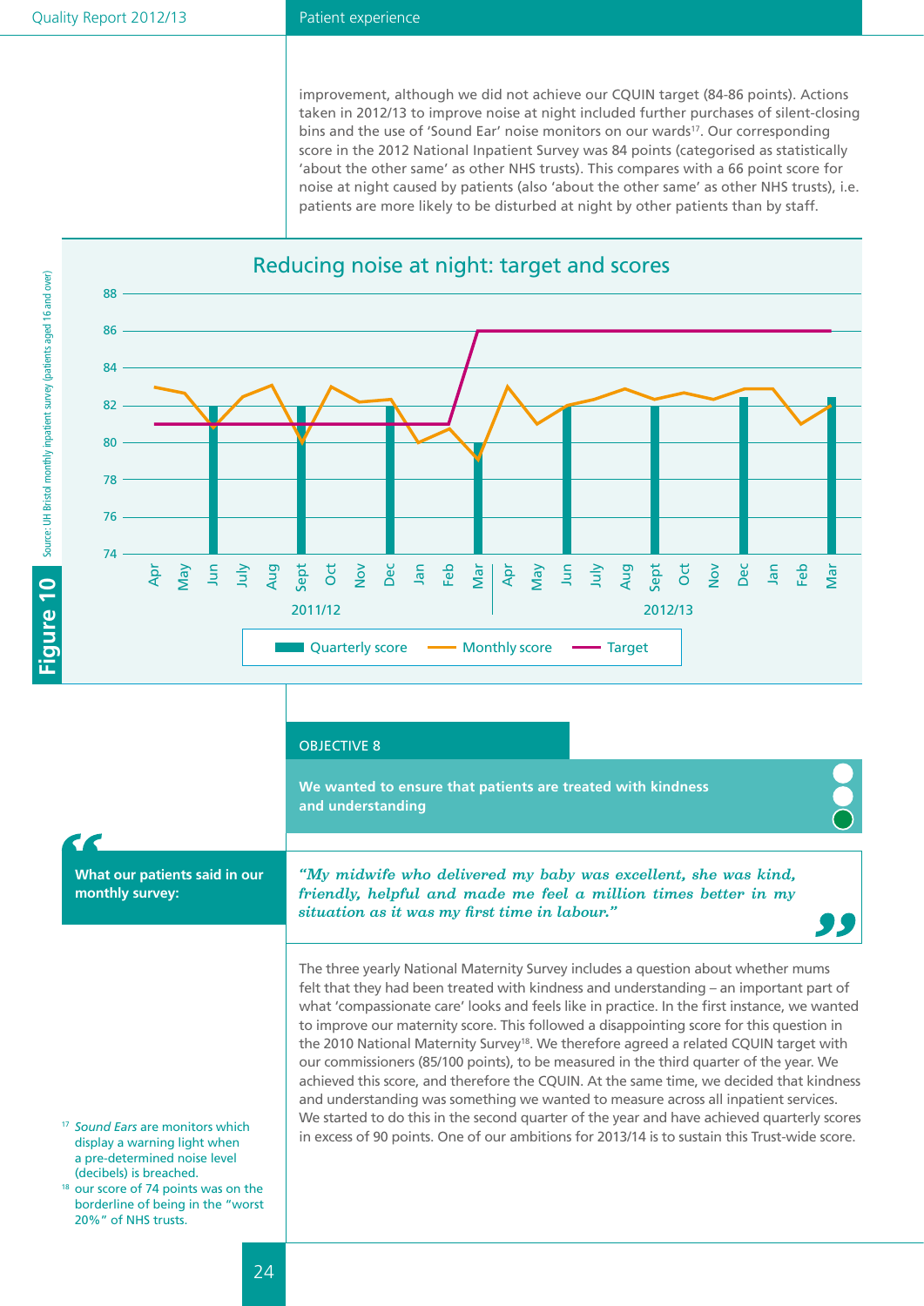improvement, although we did not achieve our CQUIN target (84-86 points). Actions taken in 2012/13 to improve noise at night included further purchases of silent-closing bins and the use of 'Sound Ear' noise monitors on our wards[17]. Our corresponding score in the 2012 National Inpatient Survey was 84 points (categorised as statistically 'about the other same' as other NHS trusts). This compares with a 66 point score for noise at night caused by patients (also 'about the other same' as other NHS trusts), i.e. patients are more likely to be disturbed at night by other patients than by staff.

**Figure 10**

Reducing noise at night: target and scores

Source: UH Bristol monthly inpatient survey (patients aged 16 and over)

Legend: Quarterly score, Monthly score, Target

## OBJECTIVE 8

**We wanted to ensure that patients are treated with kindness and understanding**

**What our patients said in our monthly survey:**

***"My midwife who delivered my baby was excellent, she was kind, friendly, helpful and made me feel a million times better in my situation as it was my first time in labour."***

The three yearly National Maternity Survey includes a question about whether mums felt that they had been treated with kindness and understanding – an important part of what 'compassionate care' looks and feels like in practice. In the first instance, we wanted to improve our maternity score. This followed a disappointing score for this question in the 2010 National Maternity Survey[18]. We therefore agreed a related CQUIN target with our commissioners (85/100 points), to be measured in the third quarter of the year. We achieved this score, and therefore the CQUIN. At the same time, we decided that kindness and understanding was something we wanted to measure across all inpatient services. We started to do this in the second quarter of the year and have achieved quarterly scores in excess of 90 points. One of our ambitions for 2013/14 is to sustain this Trust-wide score.

[17] *Sound Ears* are monitors which display a warning light when a pre-determined noise level (decibels) is breached.

[18] our score of 74 points was on the borderline of being in the "worst 20%" of NHS trusts.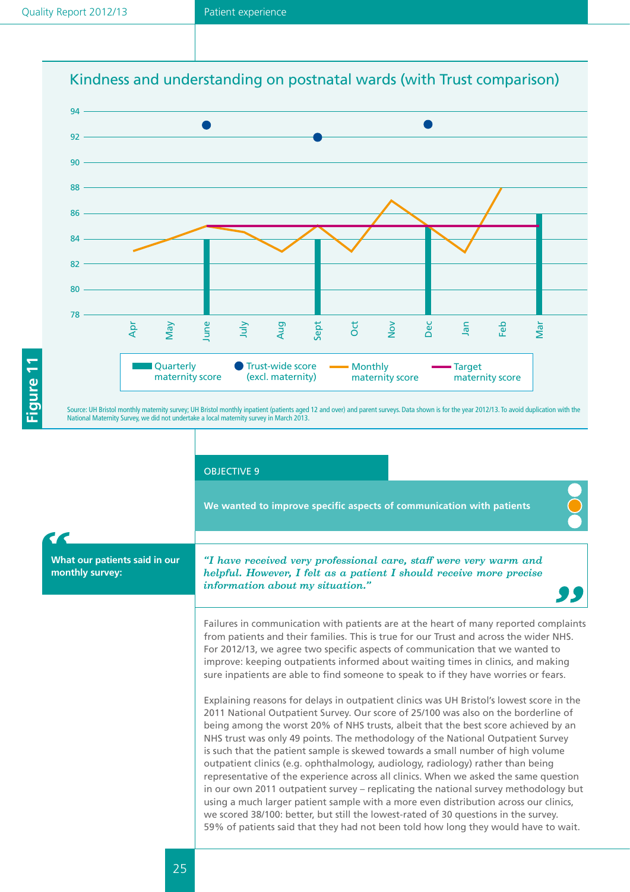## Figure 11

### Kindness and understanding on postnatal wards (with Trust comparison)

Quarterly maternity score | Trust-wide score (excl. maternity) | Monthly maternity score | Target maternity score

Source: UH Bristol monthly maternity survey; UH Bristol monthly inpatient (patients aged 12 and over) and parent surveys. Data shown is for the year 2012/13. To avoid duplication with the National Maternity Survey, we did not undertake a local maternity survey in March 2013.

OBJECTIVE 9

**We wanted to improve specific aspects of communication with patients**

**What our patients said in our monthly survey:**

*"I have received very professional care, staff were very warm and helpful. However, I felt as a patient I should receive more precise information about my situation."*

Failures in communication with patients are at the heart of many reported complaints from patients and their families. This is true for our Trust and across the wider NHS. For 2012/13, we agree two specific aspects of communication that we wanted to improve: keeping outpatients informed about waiting times in clinics, and making sure inpatients are able to find someone to speak to if they have worries or fears.

Explaining reasons for delays in outpatient clinics was UH Bristol's lowest score in the 2011 National Outpatient Survey. Our score of 25/100 was also on the borderline of being among the worst 20% of NHS trusts, albeit that the best score achieved by an NHS trust was only 49 points. The methodology of the National Outpatient Survey is such that the patient sample is skewed towards a small number of high volume outpatient clinics (e.g. ophthalmology, audiology, radiology) rather than being representative of the experience across all clinics. When we asked the same question in our own 2011 outpatient survey – replicating the national survey methodology but using a much larger patient sample with a more even distribution across our clinics, we scored 38/100: better, but still the lowest-rated of 30 questions in the survey. 59% of patients said that they had not been told how long they would have to wait.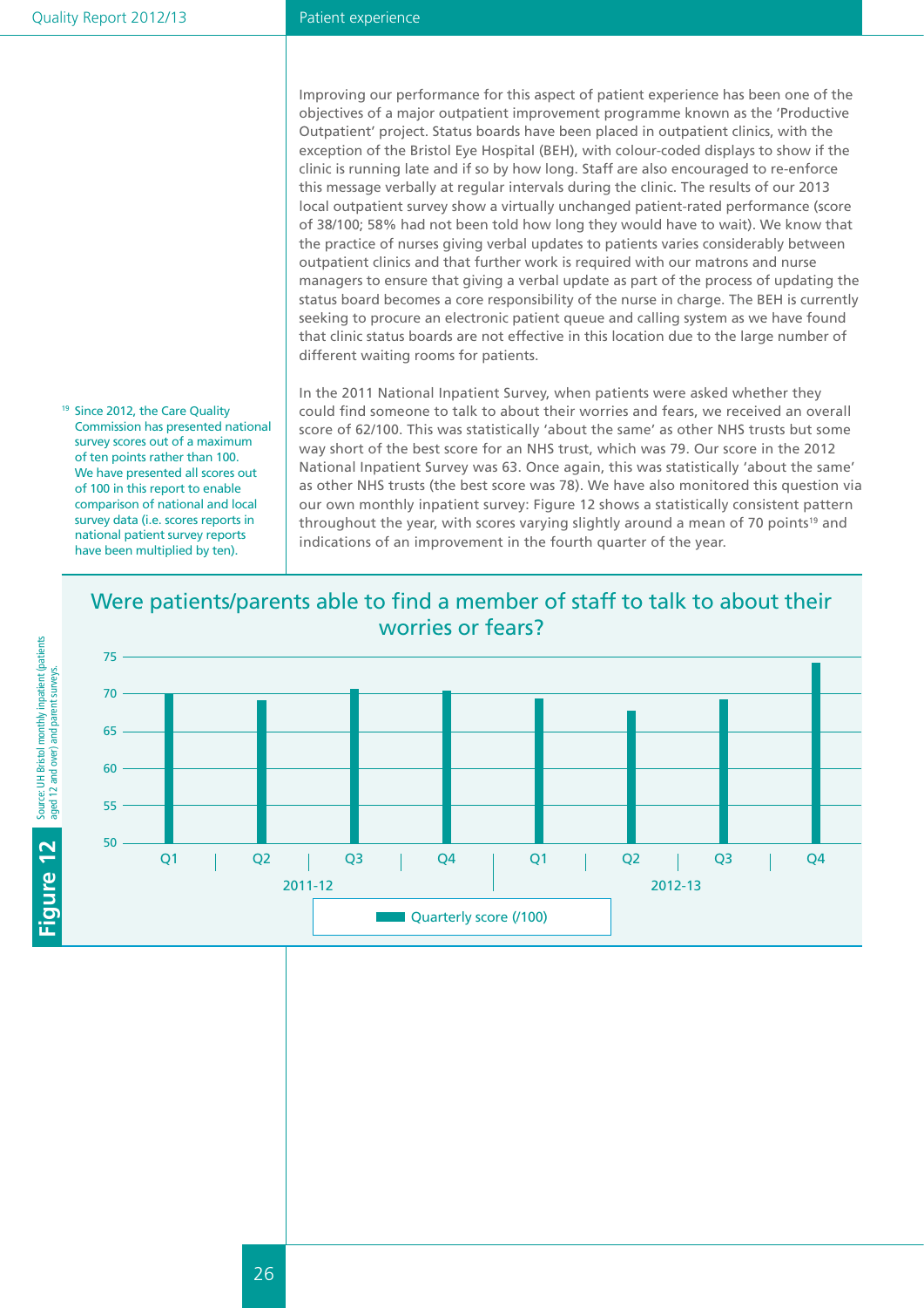Improving our performance for this aspect of patient experience has been one of the objectives of a major outpatient improvement programme known as the 'Productive Outpatient' project. Status boards have been placed in outpatient clinics, with the exception of the Bristol Eye Hospital (BEH), with colour-coded displays to show if the clinic is running late and if so by how long. Staff are also encouraged to re-enforce this message verbally at regular intervals during the clinic. The results of our 2013 local outpatient survey show a virtually unchanged patient-rated performance (score of 38/100; 58% had not been told how long they would have to wait). We know that the practice of nurses giving verbal updates to patients varies considerably between outpatient clinics and that further work is required with our matrons and nurse managers to ensure that giving a verbal update as part of the process of updating the status board becomes a core responsibility of the nurse in charge. The BEH is currently seeking to procure an electronic patient queue and calling system as we have found that clinic status boards are not effective in this location due to the large number of different waiting rooms for patients.

In the 2011 National Inpatient Survey, when patients were asked whether they could find someone to talk to about their worries and fears, we received an overall score of 62/100. This was statistically 'about the same' as other NHS trusts but some way short of the best score for an NHS trust, which was 79. Our score in the 2012 National Inpatient Survey was 63. Once again, this was statistically 'about the same' as other NHS trusts (the best score was 78). We have also monitored this question via our own monthly inpatient survey: Figure 12 shows a statistically consistent pattern throughout the year, with scores varying slightly around a mean of 70 points[19] and indications of an improvement in the fourth quarter of the year.

[19] Since 2012, the Care Quality Commission has presented national survey scores out of a maximum of ten points rather than 100. We have presented all scores out of 100 in this report to enable comparison of national and local survey data (i.e. scores reports in national patient survey reports have been multiplied by ten).

**Figure 12**

**Were patients/parents able to find a member of staff to talk to about their worries or fears?**

| Year | Quarter | Quarterly score (/100) (approx.) |
|---|---|---|
| 2011-12 | Q1 | 70 |
| 2011-12 | Q2 | 69 |
| 2011-12 | Q3 | 71 |
| 2011-12 | Q4 | 70 |
| 2012-13 | Q1 | 69 |
| 2012-13 | Q2 | 68 |
| 2012-13 | Q3 | 69 |
| 2012-13 | Q4 | 74 |

Source: UH Bristol monthly inpatient (patients aged 12 and over) and parent surveys.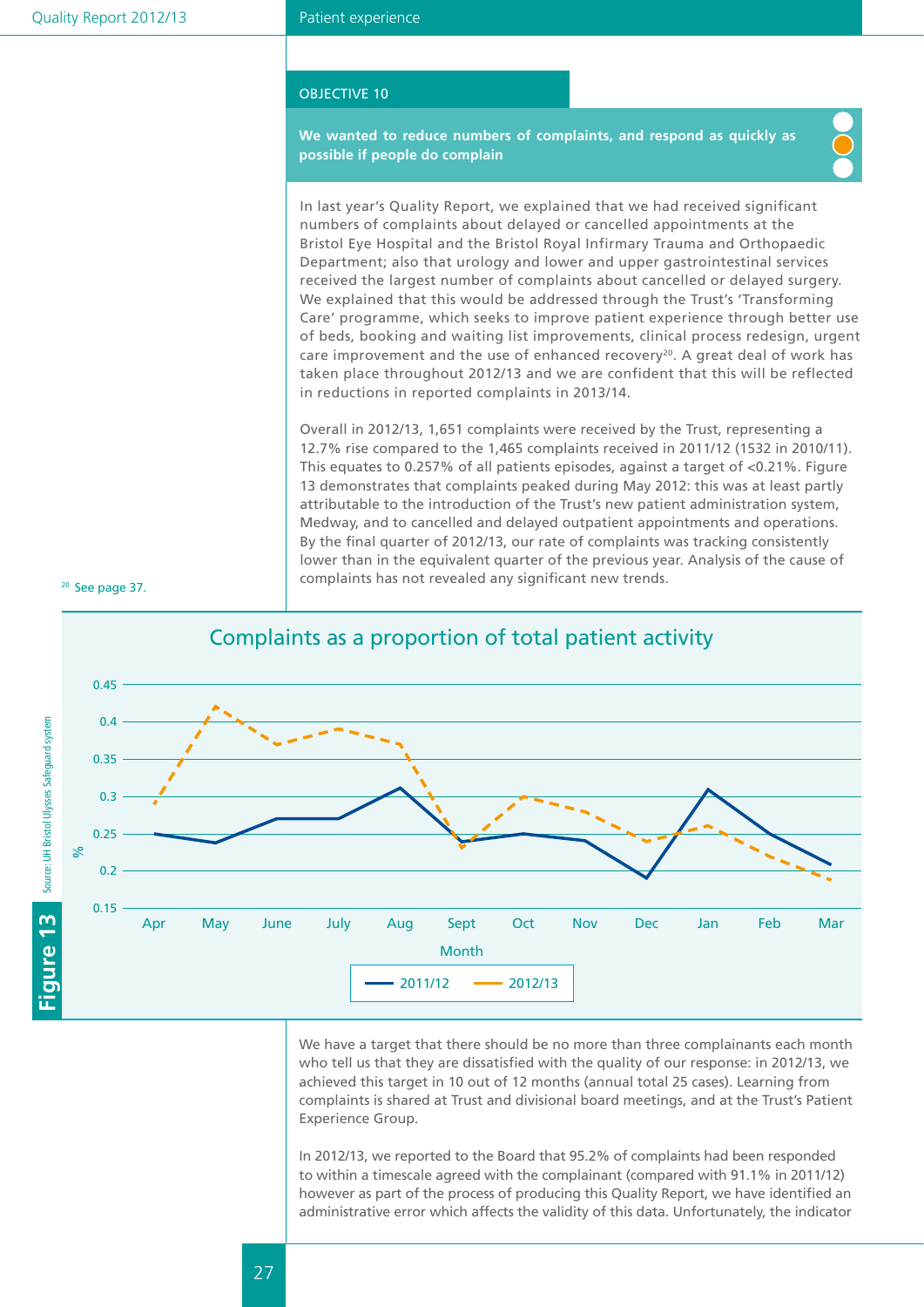## OBJECTIVE 10

**We wanted to reduce numbers of complaints, and respond as quickly as possible if people do complain**

In last year's Quality Report, we explained that we had received significant numbers of complaints about delayed or cancelled appointments at the Bristol Eye Hospital and the Bristol Royal Infirmary Trauma and Orthopaedic Department; also that urology and lower and upper gastrointestinal services received the largest number of complaints about cancelled or delayed surgery. We explained that this would be addressed through the Trust's 'Transforming Care' programme, which seeks to improve patient experience through better use of beds, booking and waiting list improvements, clinical process redesign, urgent care improvement and the use of enhanced recovery[20]. A great deal of work has taken place throughout 2012/13 and we are confident that this will be reflected in reductions in reported complaints in 2013/14.

Overall in 2012/13, 1,651 complaints were received by the Trust, representing a 12.7% rise compared to the 1,465 complaints received in 2011/12 (1532 in 2010/11). This equates to 0.257% of all patients episodes, against a target of <0.21%. Figure 13 demonstrates that complaints peaked during May 2012: this was at least partly attributable to the introduction of the Trust's new patient administration system, Medway, and to cancelled and delayed outpatient appointments and operations. By the final quarter of 2012/13, our rate of complaints was tracking consistently lower than in the equivalent quarter of the previous year. Analysis of the cause of complaints has not revealed any significant new trends.

[20] See page 37.

**Figure 13**

Complaints as a proportion of total patient activity

| Month | 2011/12 (%) | 2012/13 (%) |
|---|---|---|
| Apr | 0.25 | 0.29 |
| May | 0.24 | 0.42 |
| June | 0.27 | 0.37 |
| July | 0.27 | 0.39 |
| Aug | 0.31 | 0.37 |
| Sept | 0.24 | 0.23 |
| Oct | 0.25 | 0.30 |
| Nov | 0.24 | 0.28 |
| Dec | 0.19 | 0.24 |
| Jan | 0.31 | 0.26 |
| Feb | 0.25 | 0.22 |
| Mar | 0.21 | 0.19 |

Source: UH Bristol Ulysses Safeguard system

We have a target that there should be no more than three complainants each month who tell us that they are dissatisfied with the quality of our response: in 2012/13, we achieved this target in 10 out of 12 months (annual total 25 cases). Learning from complaints is shared at Trust and divisional board meetings, and at the Trust's Patient Experience Group.

In 2012/13, we reported to the Board that 95.2% of complaints had been responded to within a timescale agreed with the complainant (compared with 91.1% in 2011/12) however as part of the process of producing this Quality Report, we have identified an administrative error which affects the validity of this data. Unfortunately, the indicator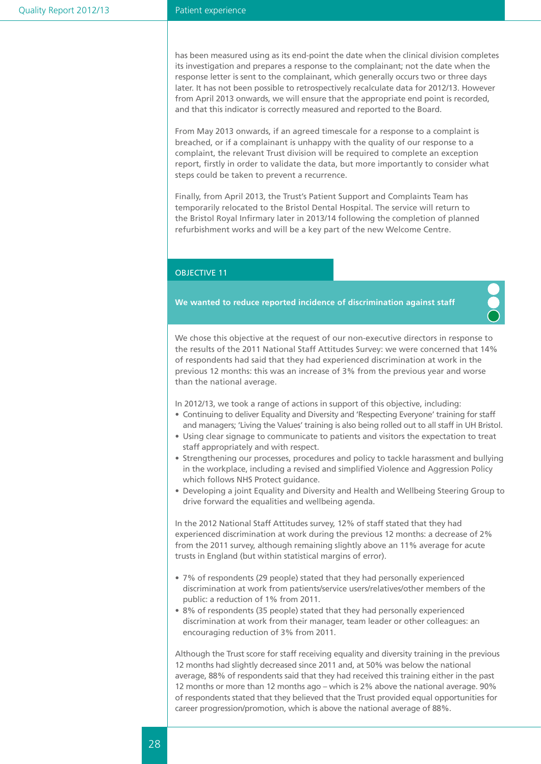has been measured using as its end-point the date when the clinical division completes its investigation and prepares a response to the complainant; not the date when the response letter is sent to the complainant, which generally occurs two or three days later. It has not been possible to retrospectively recalculate data for 2012/13. However from April 2013 onwards, we will ensure that the appropriate end point is recorded, and that this indicator is correctly measured and reported to the Board.

From May 2013 onwards, if an agreed timescale for a response to a complaint is breached, or if a complainant is unhappy with the quality of our response to a complaint, the relevant Trust division will be required to complete an exception report, firstly in order to validate the data, but more importantly to consider what steps could be taken to prevent a recurrence.

Finally, from April 2013, the Trust's Patient Support and Complaints Team has temporarily relocated to the Bristol Dental Hospital. The service will return to the Bristol Royal Infirmary later in 2013/14 following the completion of planned refurbishment works and will be a key part of the new Welcome Centre.

## OBJECTIVE 11

**We wanted to reduce reported incidence of discrimination against staff**

We chose this objective at the request of our non-executive directors in response to the results of the 2011 National Staff Attitudes Survey: we were concerned that 14% of respondents had said that they had experienced discrimination at work in the previous 12 months: this was an increase of 3% from the previous year and worse than the national average.

In 2012/13, we took a range of actions in support of this objective, including:

- Continuing to deliver Equality and Diversity and 'Respecting Everyone' training for staff and managers; 'Living the Values' training is also being rolled out to all staff in UH Bristol.
- Using clear signage to communicate to patients and visitors the expectation to treat staff appropriately and with respect.
- Strengthening our processes, procedures and policy to tackle harassment and bullying in the workplace, including a revised and simplified Violence and Aggression Policy which follows NHS Protect guidance.
- Developing a joint Equality and Diversity and Health and Wellbeing Steering Group to drive forward the equalities and wellbeing agenda.

In the 2012 National Staff Attitudes survey, 12% of staff stated that they had experienced discrimination at work during the previous 12 months: a decrease of 2% from the 2011 survey, although remaining slightly above an 11% average for acute trusts in England (but within statistical margins of error).

- 7% of respondents (29 people) stated that they had personally experienced discrimination at work from patients/service users/relatives/other members of the public: a reduction of 1% from 2011.
- 8% of respondents (35 people) stated that they had personally experienced discrimination at work from their manager, team leader or other colleagues: an encouraging reduction of 3% from 2011.

Although the Trust score for staff receiving equality and diversity training in the previous 12 months had slightly decreased since 2011 and, at 50% was below the national average, 88% of respondents said that they had received this training either in the past 12 months or more than 12 months ago – which is 2% above the national average. 90% of respondents stated that they believed that the Trust provided equal opportunities for career progression/promotion, which is above the national average of 88%.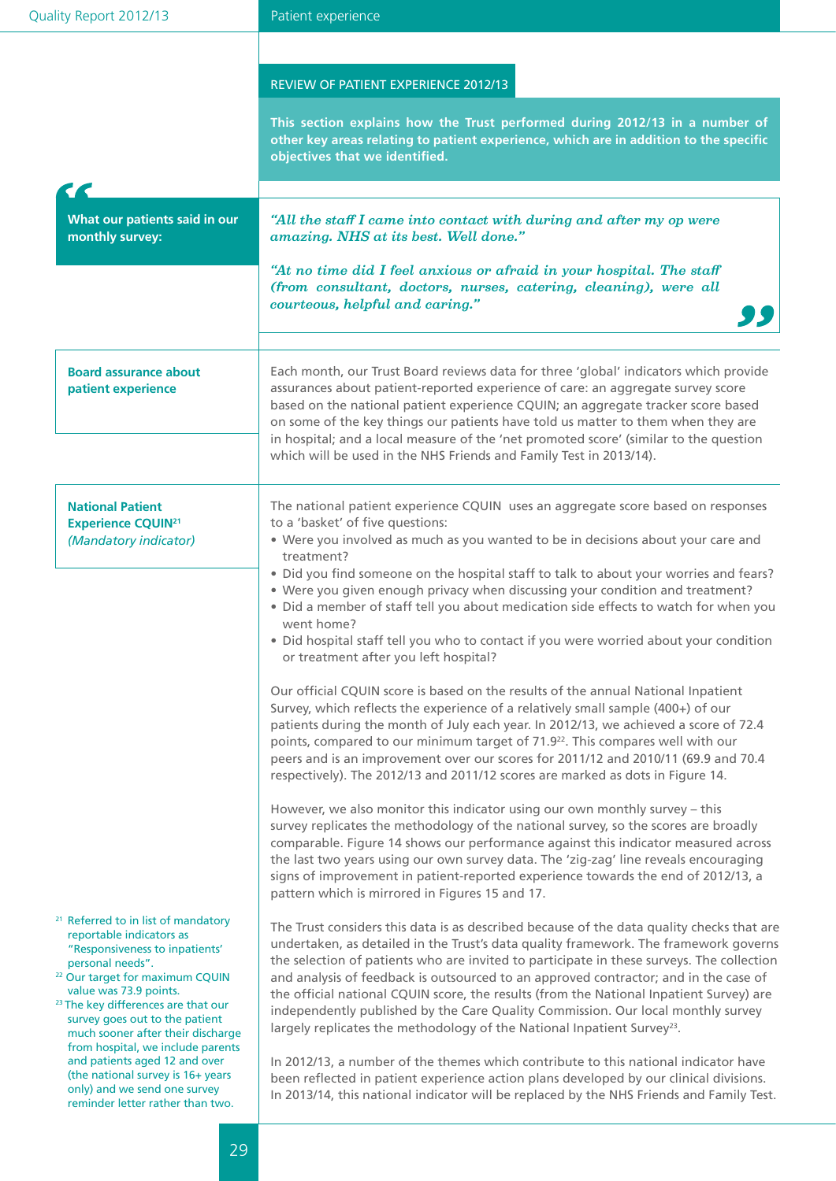## REVIEW OF PATIENT EXPERIENCE 2012/13

**This section explains how the Trust performed during 2012/13 in a number of other key areas relating to patient experience, which are in addition to the specific objectives that we identified.**

**What our patients said in our monthly survey:**

*"All the staff I came into contact with during and after my op were amazing. NHS at its best. Well done."*

*"At no time did I feel anxious or afraid in your hospital. The staff (from consultant, doctors, nurses, catering, cleaning), were all courteous, helpful and caring."*

### Board assurance about patient experience

Each month, our Trust Board reviews data for three 'global' indicators which provide assurances about patient-reported experience of care: an aggregate survey score based on the national patient experience CQUIN; an aggregate tracker score based on some of the key things our patients have told us matter to them when they are in hospital; and a local measure of the 'net promoted score' (similar to the question which will be used in the NHS Friends and Family Test in 2013/14).

### National Patient Experience CQUIN[21] *(Mandatory indicator)*

The national patient experience CQUIN uses an aggregate score based on responses to a 'basket' of five questions:

- Were you involved as much as you wanted to be in decisions about your care and treatment?
- Did you find someone on the hospital staff to talk to about your worries and fears?
- Were you given enough privacy when discussing your condition and treatment?
- Did a member of staff tell you about medication side effects to watch for when you went home?
- Did hospital staff tell you who to contact if you were worried about your condition or treatment after you left hospital?

Our official CQUIN score is based on the results of the annual National Inpatient Survey, which reflects the experience of a relatively small sample (400+) of our patients during the month of July each year. In 2012/13, we achieved a score of 72.4 points, compared to our minimum target of 71.9[22]. This compares well with our peers and is an improvement over our scores for 2011/12 and 2010/11 (69.9 and 70.4 respectively). The 2012/13 and 2011/12 scores are marked as dots in Figure 14.

However, we also monitor this indicator using our own monthly survey – this survey replicates the methodology of the national survey, so the scores are broadly comparable. Figure 14 shows our performance against this indicator measured across the last two years using our own survey data. The 'zig-zag' line reveals encouraging signs of improvement in patient-reported experience towards the end of 2012/13, a pattern which is mirrored in Figures 15 and 17.

The Trust considers this data is as described because of the data quality checks that are undertaken, as detailed in the Trust's data quality framework. The framework governs the selection of patients who are invited to participate in these surveys. The collection and analysis of feedback is outsourced to an approved contractor; and in the case of the official national CQUIN score, the results (from the National Inpatient Survey) are independently published by the Care Quality Commission. Our local monthly survey largely replicates the methodology of the National Inpatient Survey[23].

In 2012/13, a number of the themes which contribute to this national indicator have been reflected in patient experience action plans developed by our clinical divisions. In 2013/14, this national indicator will be replaced by the NHS Friends and Family Test.

[21] Referred to in list of mandatory reportable indicators as "Responsiveness to inpatients' personal needs".

[22] Our target for maximum CQUIN value was 73.9 points.

[23] The key differences are that our survey goes out to the patient much sooner after their discharge from hospital, we include parents and patients aged 12 and over (the national survey is 16+ years only) and we send one survey reminder letter rather than two.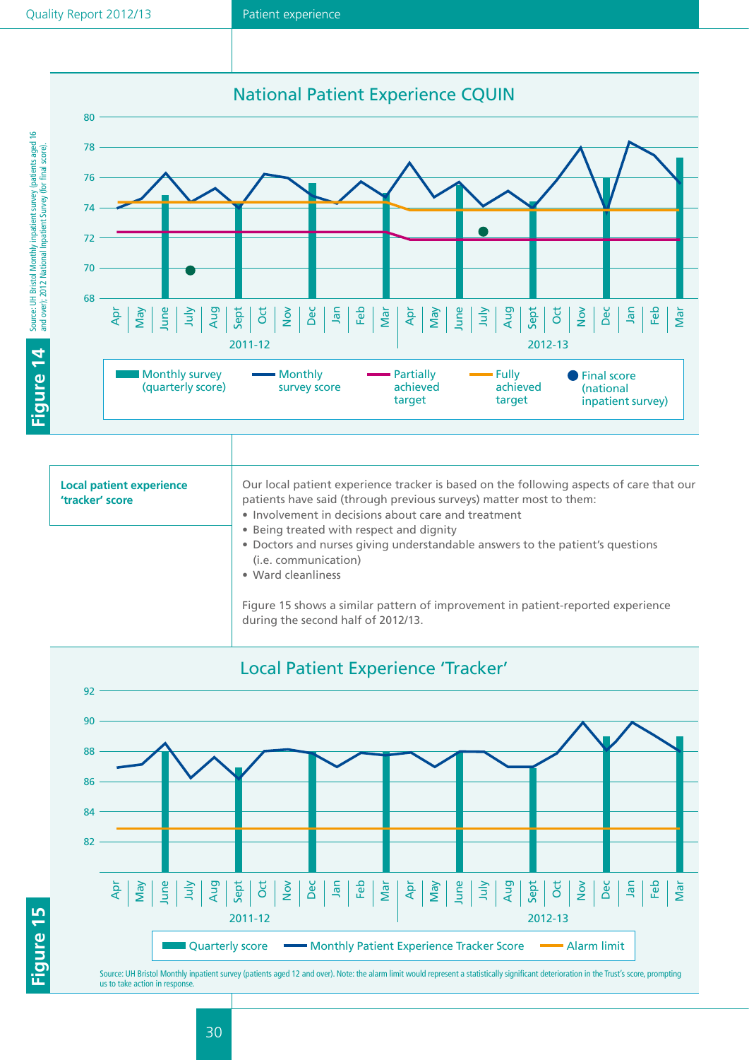## National Patient Experience CQUIN

**Figure 14**

Source: UH Bristol Monthly inpatient survey (patients aged 16 and over); 2012 National Inpatient Survey (for final score).

Legend: Monthly survey (quarterly score) | Monthly survey score | Partially achieved target | Fully achieved target | Final score (national inpatient survey)

**Local patient experience 'tracker' score**

Our local patient experience tracker is based on the following aspects of care that our patients have said (through previous surveys) matter most to them:

- Involvement in decisions about care and treatment
- Being treated with respect and dignity
- Doctors and nurses giving understandable answers to the patient's questions (i.e. communication)
- Ward cleanliness

Figure 15 shows a similar pattern of improvement in patient-reported experience during the second half of 2012/13.

## Local Patient Experience 'Tracker'

**Figure 15**

Legend: Quarterly score | Monthly Patient Experience Tracker Score | Alarm limit

Source: UH Bristol Monthly inpatient survey (patients aged 12 and over). Note: the alarm limit would represent a statistically significant deterioration in the Trust's score, prompting us to take action in response.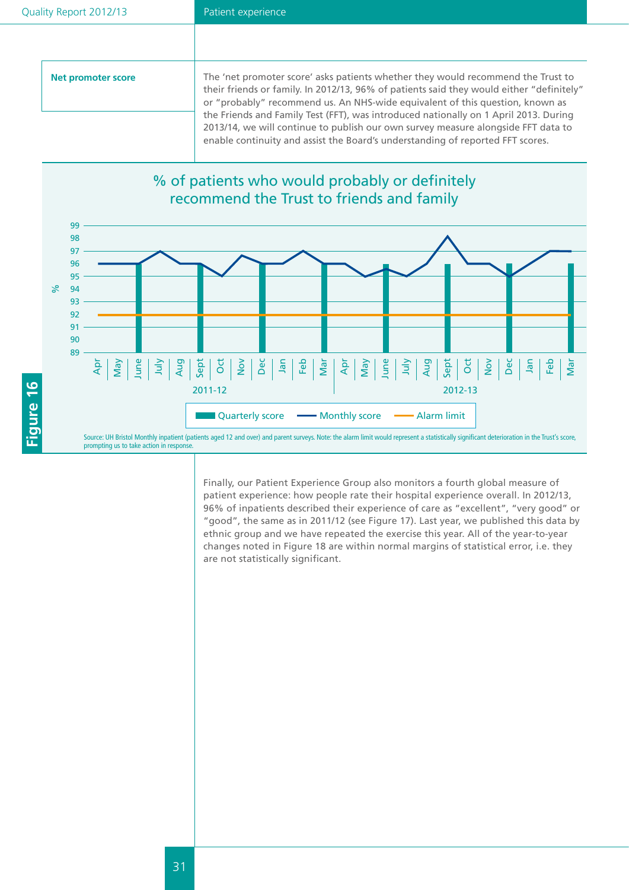## Net promoter score

The 'net promoter score' asks patients whether they would recommend the Trust to their friends or family. In 2012/13, 96% of patients said they would either "definitely" or "probably" recommend us. An NHS-wide equivalent of this question, known as the Friends and Family Test (FFT), was introduced nationally on 1 April 2013. During 2013/14, we will continue to publish our own survey measure alongside FFT data to enable continuity and assist the Board's understanding of reported FFT scores.

**Figure 16**

% of patients who would probably or definitely recommend the Trust to friends and family

Source: UH Bristol Monthly inpatient (patients aged 12 and over) and parent surveys. Note: the alarm limit would represent a statistically significant deterioration in the Trust's score, prompting us to take action in response.

Finally, our Patient Experience Group also monitors a fourth global measure of patient experience: how people rate their hospital experience overall. In 2012/13, 96% of inpatients described their experience of care as "excellent", "very good" or "good", the same as in 2011/12 (see Figure 17). Last year, we published this data by ethnic group and we have repeated the exercise this year. All of the year-to-year changes noted in Figure 18 are within normal margins of statistical error, i.e. they are not statistically significant.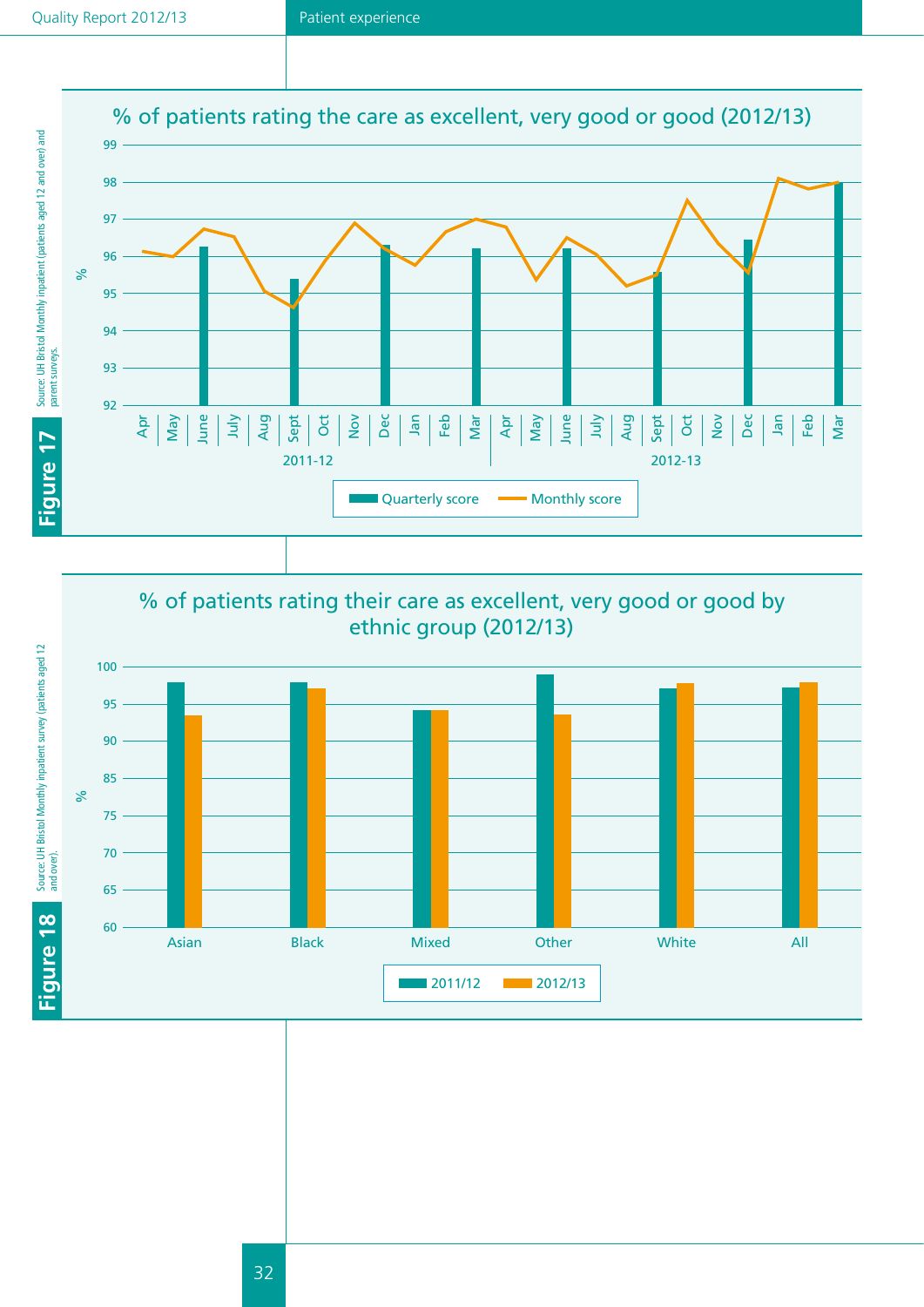**Figure 17**

## % of patients rating the care as excellent, very good or good (2012/13)

Quarterly score / Monthly score

Source: UH Bristol Monthly inpatient (patients aged 12 and over) and parent surveys.

**Figure 18**

## % of patients rating their care as excellent, very good or good by ethnic group (2012/13)

2011/12 / 2012/13

Source: UH Bristol Monthly inpatient survey (patients aged 12 and over).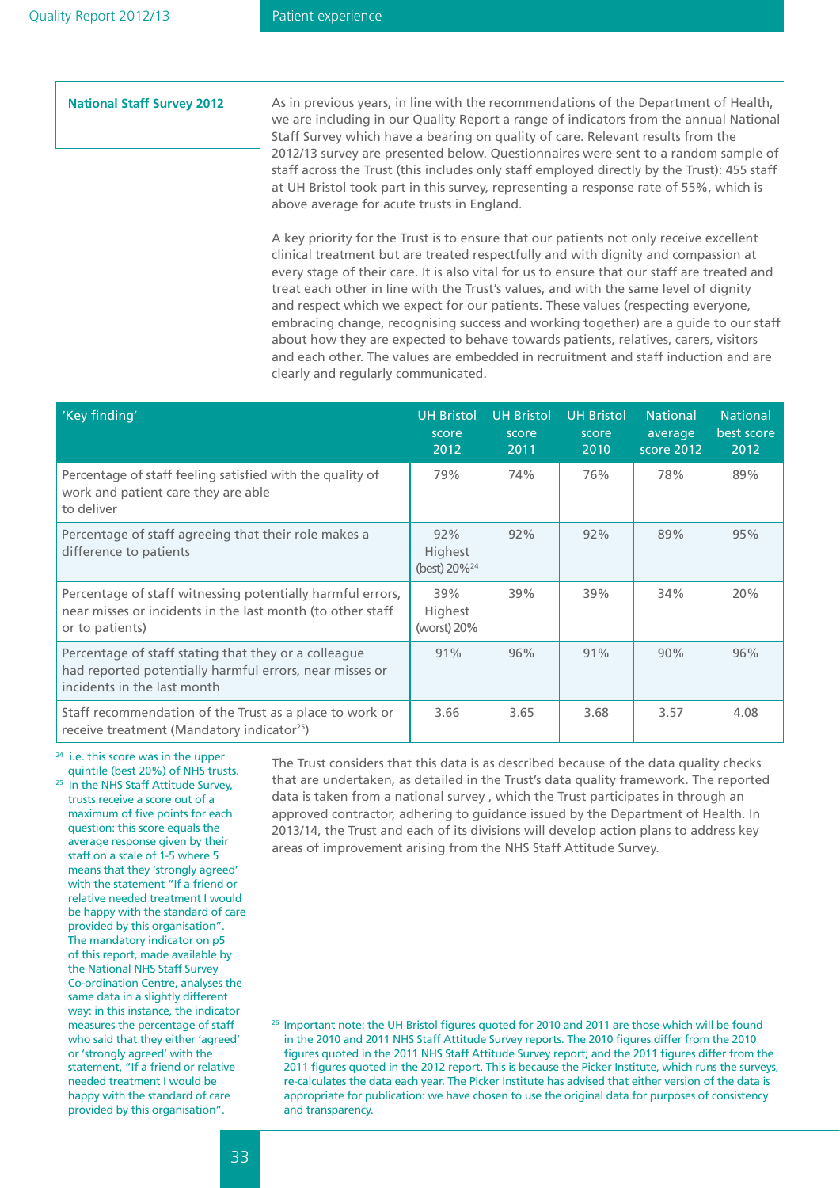## National Staff Survey 2012

As in previous years, in line with the recommendations of the Department of Health, we are including in our Quality Report a range of indicators from the annual National Staff Survey which have a bearing on quality of care. Relevant results from the 2012/13 survey are presented below. Questionnaires were sent to a random sample of staff across the Trust (this includes only staff employed directly by the Trust): 455 staff at UH Bristol took part in this survey, representing a response rate of 55%, which is above average for acute trusts in England.

A key priority for the Trust is to ensure that our patients not only receive excellent clinical treatment but are treated respectfully and with dignity and compassion at every stage of their care. It is also vital for us to ensure that our staff are treated and treat each other in line with the Trust's values, and with the same level of dignity and respect which we expect for our patients. These values (respecting everyone, embracing change, recognising success and working together) are a guide to our staff about how they are expected to behave towards patients, relatives, carers, visitors and each other. The values are embedded in recruitment and staff induction and are clearly and regularly communicated.

| 'Key finding' | UH Bristol score 2012 | UH Bristol score 2011 | UH Bristol score 2010 | National average score 2012 | National best score 2012 |
|---|---|---|---|---|---|
| Percentage of staff feeling satisfied with the quality of work and patient care they are able to deliver | 79% | 74% | 76% | 78% | 89% |
| Percentage of staff agreeing that their role makes a difference to patients | 92% Highest (best) 20%[24] | 92% | 92% | 89% | 95% |
| Percentage of staff witnessing potentially harmful errors, near misses or incidents in the last month (to other staff or to patients) | 39% Highest (worst) 20% | 39% | 39% | 34% | 20% |
| Percentage of staff stating that they or a colleague had reported potentially harmful errors, near misses or incidents in the last month | 91% | 96% | 91% | 90% | 96% |
| Staff recommendation of the Trust as a place to work or receive treatment (Mandatory indicator[25]) | 3.66 | 3.65 | 3.68 | 3.57 | 4.08 |

The Trust considers that this data is as described because of the data quality checks that are undertaken, as detailed in the Trust's data quality framework. The reported data is taken from a national survey , which the Trust participates in through an approved contractor, adhering to guidance issued by the Department of Health. In 2013/14, the Trust and each of its divisions will develop action plans to address key areas of improvement arising from the NHS Staff Attitude Survey.

[24] i.e. this score was in the upper quintile (best 20%) of NHS trusts.

[25] In the NHS Staff Attitude Survey, trusts receive a score out of a maximum of five points for each question: this score equals the average response given by their staff on a scale of 1-5 where 5 means that they 'strongly agreed' with the statement "If a friend or relative needed treatment I would be happy with the standard of care provided by this organisation". The mandatory indicator on p5 of this report, made available by the National NHS Staff Survey Co-ordination Centre, analyses the same data in a slightly different way: in this instance, the indicator measures the percentage of staff who said that they either 'agreed' or 'strongly agreed' with the statement, "If a friend or relative needed treatment I would be happy with the standard of care provided by this organisation".

[26] Important note: the UH Bristol figures quoted for 2010 and 2011 are those which will be found in the 2010 and 2011 NHS Staff Attitude Survey reports. The 2010 figures differ from the 2010 figures quoted in the 2011 NHS Staff Attitude Survey report; and the 2011 figures differ from the 2011 figures quoted in the 2012 report. This is because the Picker Institute, which runs the surveys, re-calculates the data each year. The Picker Institute has advised that either version of the data is appropriate for publication: we have chosen to use the original data for purposes of consistency and transparency.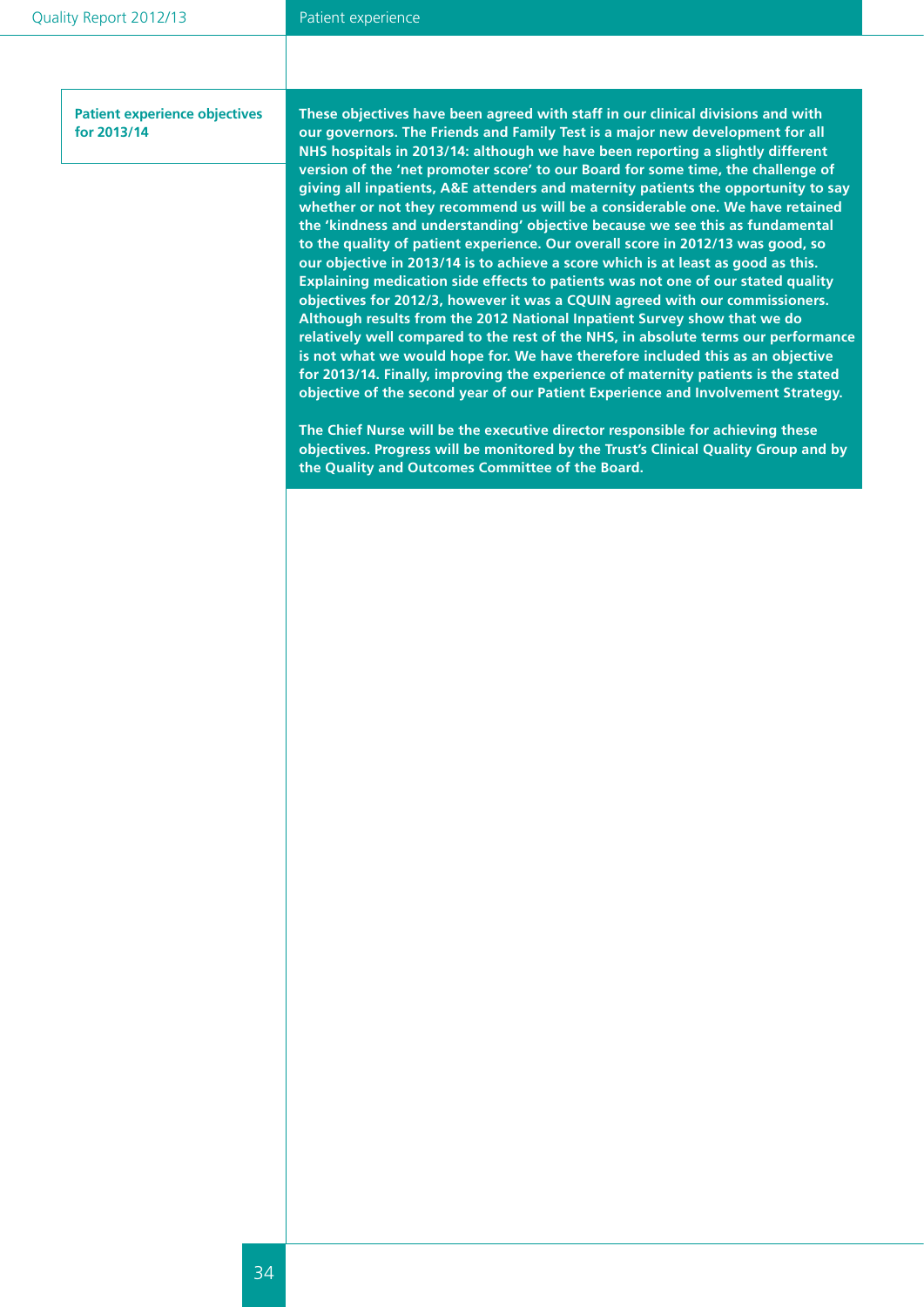**Patient experience objectives for 2013/14**

**These objectives have been agreed with staff in our clinical divisions and with our governors. The Friends and Family Test is a major new development for all NHS hospitals in 2013/14: although we have been reporting a slightly different version of the 'net promoter score' to our Board for some time, the challenge of giving all inpatients, A&E attenders and maternity patients the opportunity to say whether or not they recommend us will be a considerable one. We have retained the 'kindness and understanding' objective because we see this as fundamental to the quality of patient experience. Our overall score in 2012/13 was good, so our objective in 2013/14 is to achieve a score which is at least as good as this. Explaining medication side effects to patients was not one of our stated quality objectives for 2012/3, however it was a CQUIN agreed with our commissioners. Although results from the 2012 National Inpatient Survey show that we do relatively well compared to the rest of the NHS, in absolute terms our performance is not what we would hope for. We have therefore included this as an objective for 2013/14. Finally, improving the experience of maternity patients is the stated objective of the second year of our Patient Experience and Involvement Strategy.**

**The Chief Nurse will be the executive director responsible for achieving these objectives. Progress will be monitored by the Trust's Clinical Quality Group and by the Quality and Outcomes Committee of the Board.**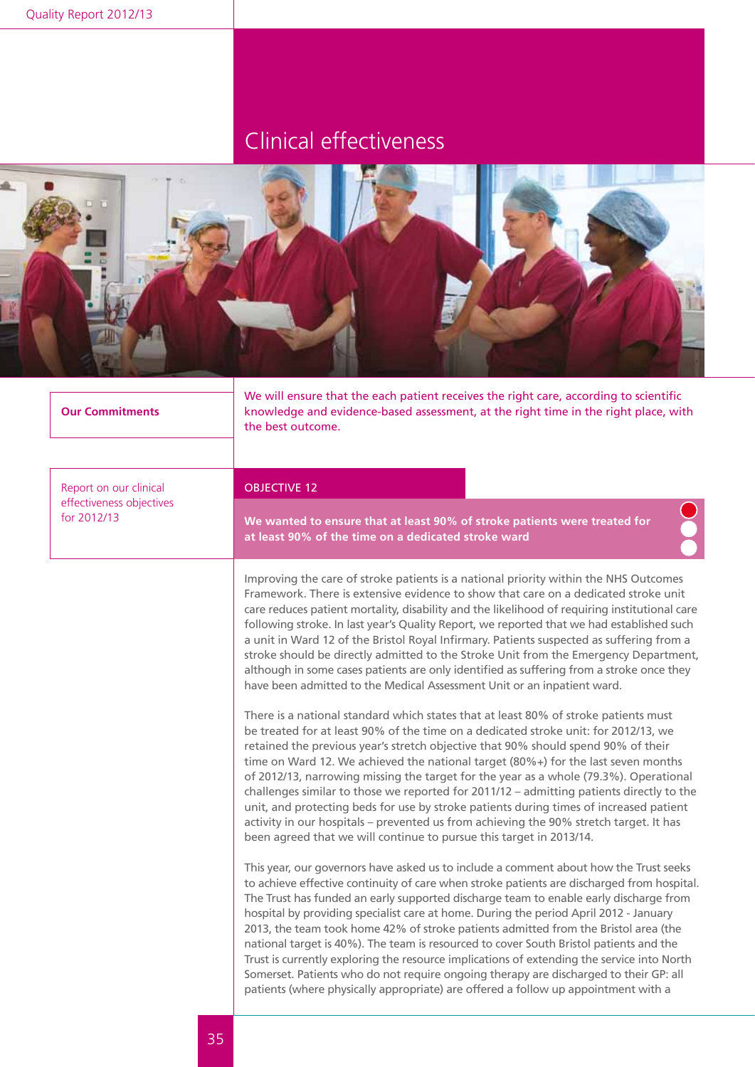# Clinical effectiveness

**Our Commitments**

We will ensure that the each patient receives the right care, according to scientific knowledge and evidence-based assessment, at the right time in the right place, with the best outcome.

Report on our clinical effectiveness objectives for 2012/13

## OBJECTIVE 12

**We wanted to ensure that at least 90% of stroke patients were treated for at least 90% of the time on a dedicated stroke ward**

Improving the care of stroke patients is a national priority within the NHS Outcomes Framework. There is extensive evidence to show that care on a dedicated stroke unit care reduces patient mortality, disability and the likelihood of requiring institutional care following stroke. In last year's Quality Report, we reported that we had established such a unit in Ward 12 of the Bristol Royal Infirmary. Patients suspected as suffering from a stroke should be directly admitted to the Stroke Unit from the Emergency Department, although in some cases patients are only identified as suffering from a stroke once they have been admitted to the Medical Assessment Unit or an inpatient ward.

There is a national standard which states that at least 80% of stroke patients must be treated for at least 90% of the time on a dedicated stroke unit: for 2012/13, we retained the previous year's stretch objective that 90% should spend 90% of their time on Ward 12. We achieved the national target (80%+) for the last seven months of 2012/13, narrowing missing the target for the year as a whole (79.3%). Operational challenges similar to those we reported for 2011/12 – admitting patients directly to the unit, and protecting beds for use by stroke patients during times of increased patient activity in our hospitals – prevented us from achieving the 90% stretch target. It has been agreed that we will continue to pursue this target in 2013/14.

This year, our governors have asked us to include a comment about how the Trust seeks to achieve effective continuity of care when stroke patients are discharged from hospital. The Trust has funded an early supported discharge team to enable early discharge from hospital by providing specialist care at home. During the period April 2012 - January 2013, the team took home 42% of stroke patients admitted from the Bristol area (the national target is 40%). The team is resourced to cover South Bristol patients and the Trust is currently exploring the resource implications of extending the service into North Somerset. Patients who do not require ongoing therapy are discharged to their GP: all patients (where physically appropriate) are offered a follow up appointment with a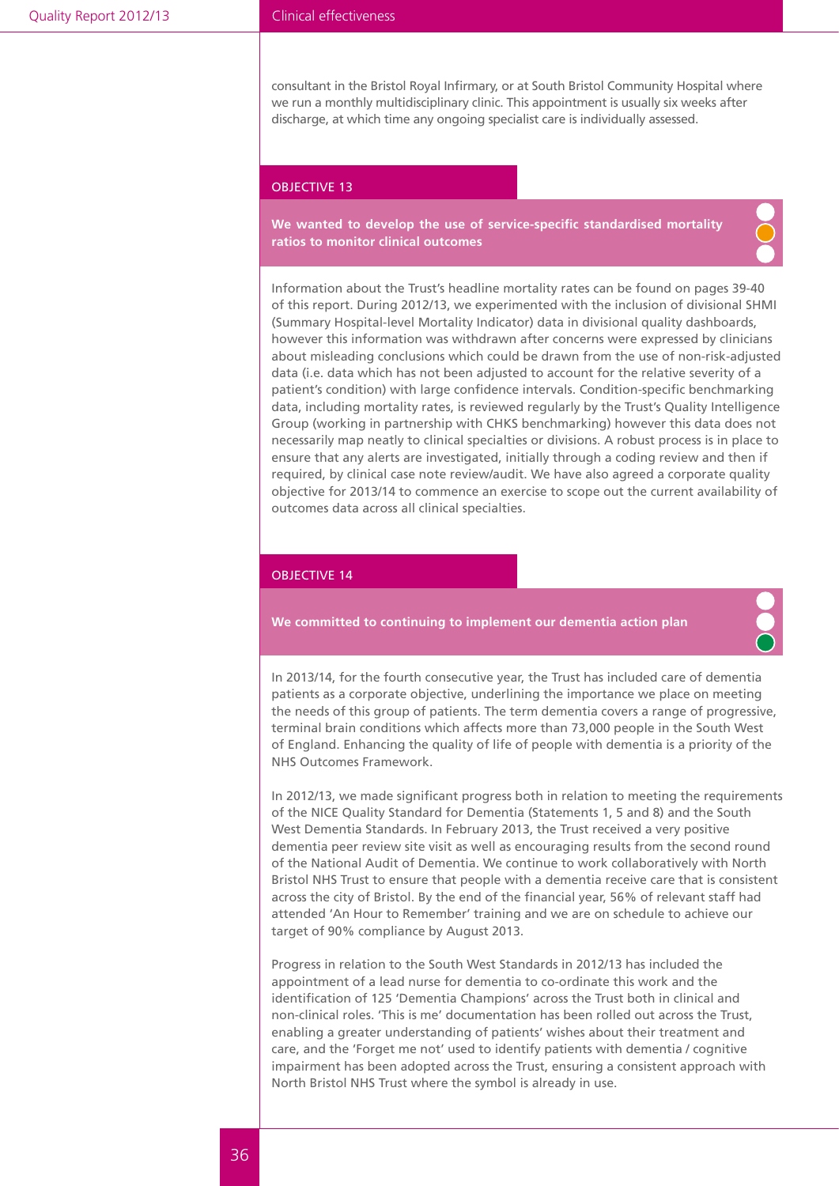consultant in the Bristol Royal Infirmary, or at South Bristol Community Hospital where we run a monthly multidisciplinary clinic. This appointment is usually six weeks after discharge, at which time any ongoing specialist care is individually assessed.

## OBJECTIVE 13

**We wanted to develop the use of service-specific standardised mortality ratios to monitor clinical outcomes**

Information about the Trust's headline mortality rates can be found on pages 39-40 of this report. During 2012/13, we experimented with the inclusion of divisional SHMI (Summary Hospital-level Mortality Indicator) data in divisional quality dashboards, however this information was withdrawn after concerns were expressed by clinicians about misleading conclusions which could be drawn from the use of non-risk-adjusted data (i.e. data which has not been adjusted to account for the relative severity of a patient's condition) with large confidence intervals. Condition-specific benchmarking data, including mortality rates, is reviewed regularly by the Trust's Quality Intelligence Group (working in partnership with CHKS benchmarking) however this data does not necessarily map neatly to clinical specialties or divisions. A robust process is in place to ensure that any alerts are investigated, initially through a coding review and then if required, by clinical case note review/audit. We have also agreed a corporate quality objective for 2013/14 to commence an exercise to scope out the current availability of outcomes data across all clinical specialties.

## OBJECTIVE 14

**We committed to continuing to implement our dementia action plan**

In 2013/14, for the fourth consecutive year, the Trust has included care of dementia patients as a corporate objective, underlining the importance we place on meeting the needs of this group of patients. The term dementia covers a range of progressive, terminal brain conditions which affects more than 73,000 people in the South West of England. Enhancing the quality of life of people with dementia is a priority of the NHS Outcomes Framework.

In 2012/13, we made significant progress both in relation to meeting the requirements of the NICE Quality Standard for Dementia (Statements 1, 5 and 8) and the South West Dementia Standards. In February 2013, the Trust received a very positive dementia peer review site visit as well as encouraging results from the second round of the National Audit of Dementia. We continue to work collaboratively with North Bristol NHS Trust to ensure that people with a dementia receive care that is consistent across the city of Bristol. By the end of the financial year, 56% of relevant staff had attended 'An Hour to Remember' training and we are on schedule to achieve our target of 90% compliance by August 2013.

Progress in relation to the South West Standards in 2012/13 has included the appointment of a lead nurse for dementia to co-ordinate this work and the identification of 125 'Dementia Champions' across the Trust both in clinical and non-clinical roles. 'This is me' documentation has been rolled out across the Trust, enabling a greater understanding of patients' wishes about their treatment and care, and the 'Forget me not' used to identify patients with dementia / cognitive impairment has been adopted across the Trust, ensuring a consistent approach with North Bristol NHS Trust where the symbol is already in use.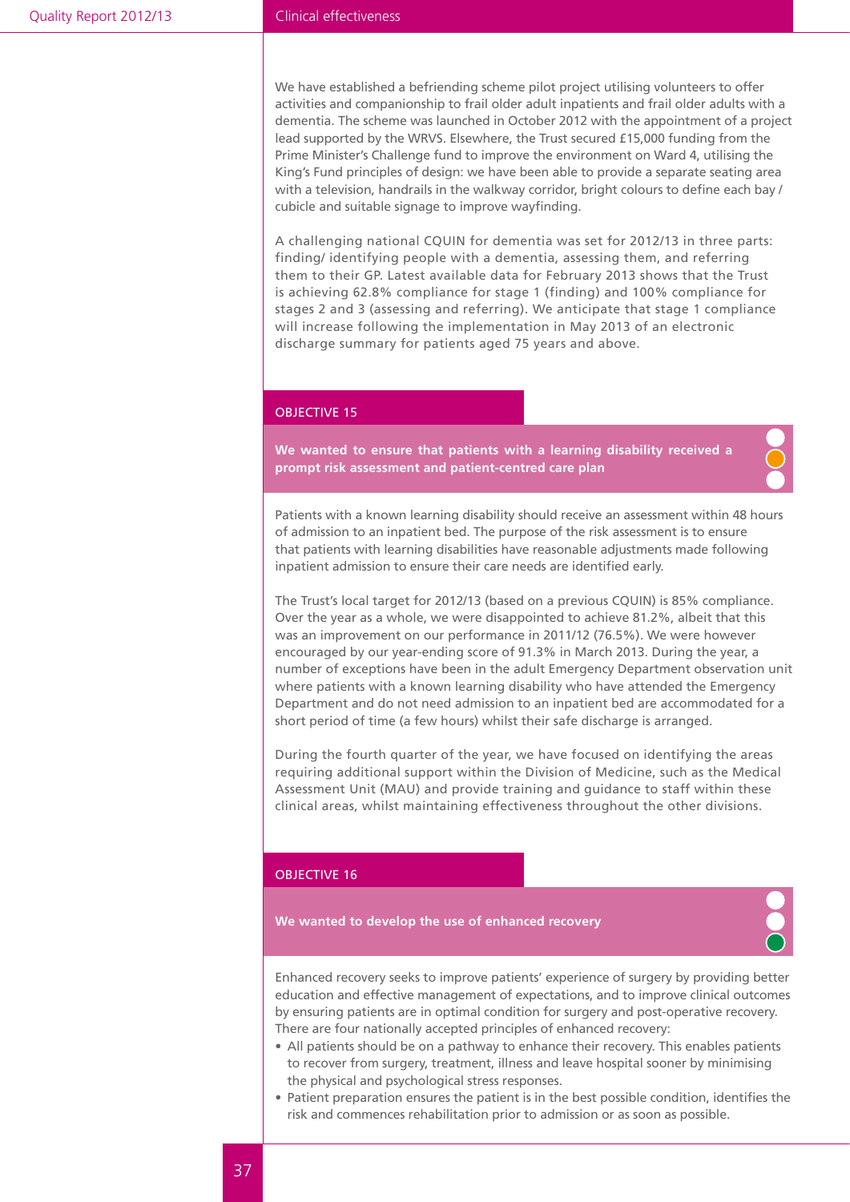We have established a befriending scheme pilot project utilising volunteers to offer activities and companionship to frail older adult inpatients and frail older adults with a dementia. The scheme was launched in October 2012 with the appointment of a project lead supported by the WRVS. Elsewhere, the Trust secured £15,000 funding from the Prime Minister's Challenge fund to improve the environment on Ward 4, utilising the King's Fund principles of design: we have been able to provide a separate seating area with a television, handrails in the walkway corridor, bright colours to define each bay / cubicle and suitable signage to improve wayfinding.

A challenging national CQUIN for dementia was set for 2012/13 in three parts: finding/ identifying people with a dementia, assessing them, and referring them to their GP. Latest available data for February 2013 shows that the Trust is achieving 62.8% compliance for stage 1 (finding) and 100% compliance for stages 2 and 3 (assessing and referring). We anticipate that stage 1 compliance will increase following the implementation in May 2013 of an electronic discharge summary for patients aged 75 years and above.

## OBJECTIVE 15

**We wanted to ensure that patients with a learning disability received a prompt risk assessment and patient-centred care plan**

Patients with a known learning disability should receive an assessment within 48 hours of admission to an inpatient bed. The purpose of the risk assessment is to ensure that patients with learning disabilities have reasonable adjustments made following inpatient admission to ensure their care needs are identified early.

The Trust's local target for 2012/13 (based on a previous CQUIN) is 85% compliance. Over the year as a whole, we were disappointed to achieve 81.2%, albeit that this was an improvement on our performance in 2011/12 (76.5%). We were however encouraged by our year-ending score of 91.3% in March 2013. During the year, a number of exceptions have been in the adult Emergency Department observation unit where patients with a known learning disability who have attended the Emergency Department and do not need admission to an inpatient bed are accommodated for a short period of time (a few hours) whilst their safe discharge is arranged.

During the fourth quarter of the year, we have focused on identifying the areas requiring additional support within the Division of Medicine, such as the Medical Assessment Unit (MAU) and provide training and guidance to staff within these clinical areas, whilst maintaining effectiveness throughout the other divisions.

## OBJECTIVE 16

**We wanted to develop the use of enhanced recovery**

Enhanced recovery seeks to improve patients' experience of surgery by providing better education and effective management of expectations, and to improve clinical outcomes by ensuring patients are in optimal condition for surgery and post-operative recovery. There are four nationally accepted principles of enhanced recovery:

- All patients should be on a pathway to enhance their recovery. This enables patients to recover from surgery, treatment, illness and leave hospital sooner by minimising the physical and psychological stress responses.
- Patient preparation ensures the patient is in the best possible condition, identifies the risk and commences rehabilitation prior to admission or as soon as possible.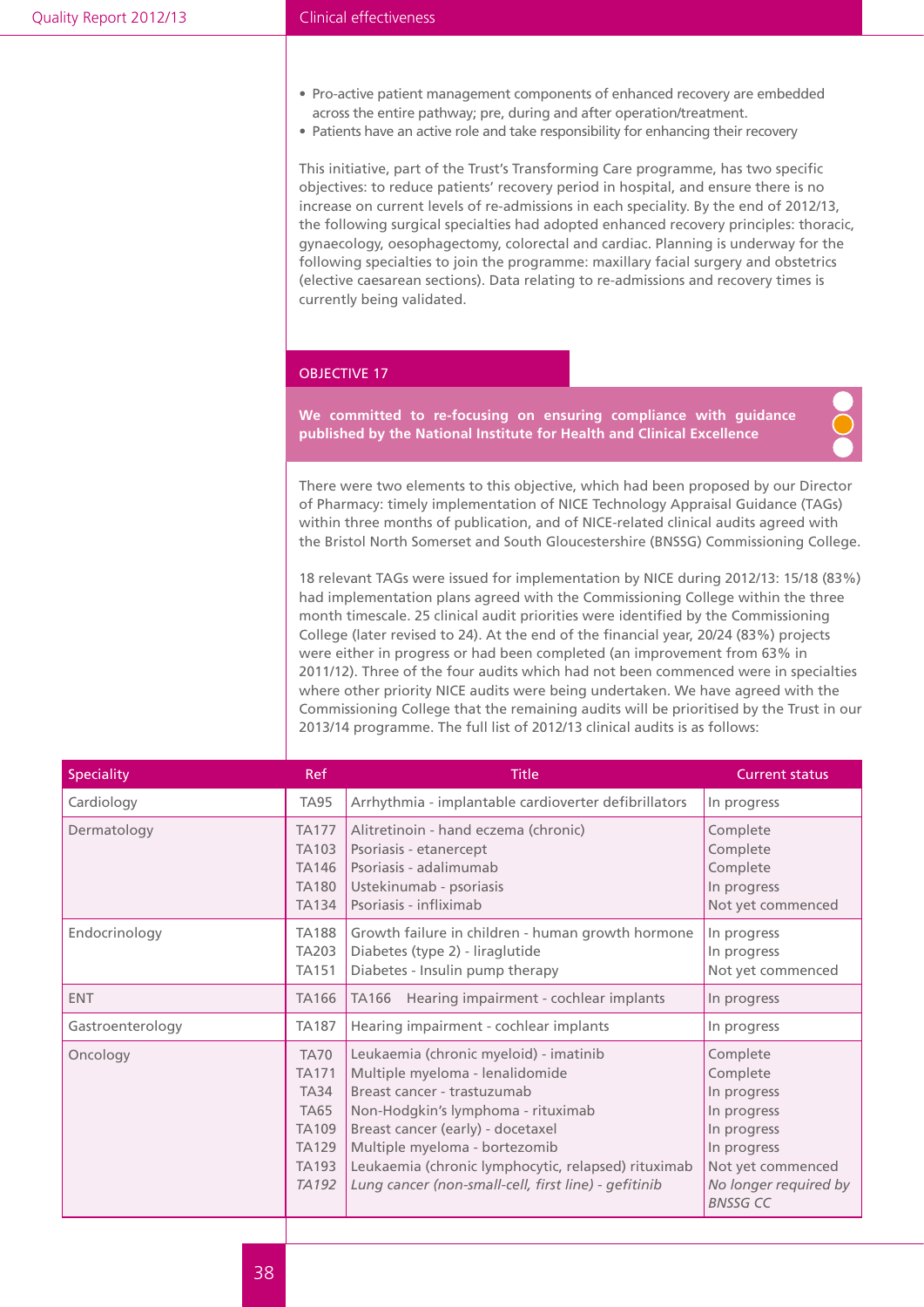- Pro-active patient management components of enhanced recovery are embedded across the entire pathway; pre, during and after operation/treatment.
- Patients have an active role and take responsibility for enhancing their recovery

This initiative, part of the Trust's Transforming Care programme, has two specific objectives: to reduce patients' recovery period in hospital, and ensure there is no increase on current levels of re-admissions in each speciality. By the end of 2012/13, the following surgical specialties had adopted enhanced recovery principles: thoracic, gynaecology, oesophagectomy, colorectal and cardiac. Planning is underway for the following specialties to join the programme: maxillary facial surgery and obstetrics (elective caesarean sections). Data relating to re-admissions and recovery times is currently being validated.

## OBJECTIVE 17

**We committed to re-focusing on ensuring compliance with guidance published by the National Institute for Health and Clinical Excellence**

There were two elements to this objective, which had been proposed by our Director of Pharmacy: timely implementation of NICE Technology Appraisal Guidance (TAGs) within three months of publication, and of NICE-related clinical audits agreed with the Bristol North Somerset and South Gloucestershire (BNSSG) Commissioning College.

18 relevant TAGs were issued for implementation by NICE during 2012/13: 15/18 (83%) had implementation plans agreed with the Commissioning College within the three month timescale. 25 clinical audit priorities were identified by the Commissioning College (later revised to 24). At the end of the financial year, 20/24 (83%) projects were either in progress or had been completed (an improvement from 63% in 2011/12). Three of the four audits which had not been commenced were in specialties where other priority NICE audits were being undertaken. We have agreed with the Commissioning College that the remaining audits will be prioritised by the Trust in our 2013/14 programme. The full list of 2012/13 clinical audits is as follows:

| Speciality | Ref | Title | Current status |
|---|---|---|---|
| Cardiology | TA95 | Arrhythmia - implantable cardioverter defibrillators | In progress |
| Dermatology | TA177 | Alitretinoin - hand eczema (chronic) | Complete |
| | TA103 | Psoriasis - etanercept | Complete |
| | TA146 | Psoriasis - adalimumab | Complete |
| | TA180 | Ustekinumab - psoriasis | In progress |
| | TA134 | Psoriasis - infliximab | Not yet commenced |
| Endocrinology | TA188 | Growth failure in children - human growth hormone | In progress |
| | TA203 | Diabetes (type 2) - liraglutide | In progress |
| | TA151 | Diabetes - Insulin pump therapy | Not yet commenced |
| ENT | TA166 | TA166 Hearing impairment - cochlear implants | In progress |
| Gastroenterology | TA187 | Hearing impairment - cochlear implants | In progress |
| Oncology | TA70 | Leukaemia (chronic myeloid) - imatinib | Complete |
| | TA171 | Multiple myeloma - lenalidomide | Complete |
| | TA34 | Breast cancer - trastuzumab | In progress |
| | TA65 | Non-Hodgkin's lymphoma - rituximab | In progress |
| | TA109 | Breast cancer (early) - docetaxel | In progress |
| | TA129 | Multiple myeloma - bortezomib | In progress |
| | TA193 | Leukaemia (chronic lymphocytic, relapsed) rituximab | Not yet commenced |
| | *TA192* | *Lung cancer (non-small-cell, first line) - gefitinib* | *No longer required by BNSSG CC* |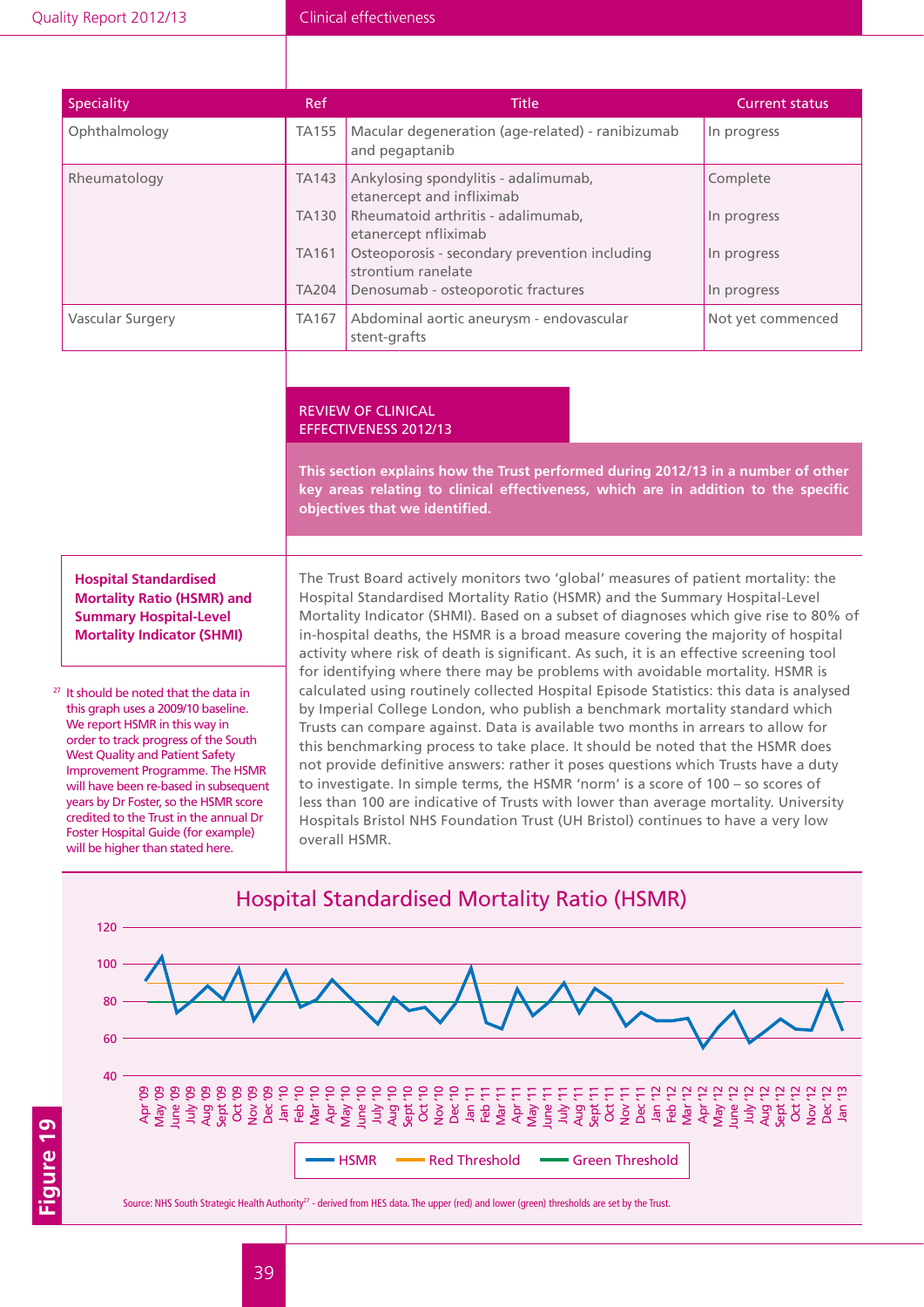| Speciality | Ref | Title | Current status |
|---|---|---|---|
| Ophthalmology | TA155 | Macular degeneration (age-related) - ranibizumab and pegaptanib | In progress |
| Rheumatology | TA143 | Ankylosing spondylitis - adalimumab, etanercept and infliximab | Complete |
| | TA130 | Rheumatoid arthritis - adalimumab, etanercept nfliximab | In progress |
| | TA161 | Osteoporosis - secondary prevention including strontium ranelate | In progress |
| | TA204 | Denosumab - osteoporotic fractures | In progress |
| Vascular Surgery | TA167 | Abdominal aortic aneurysm - endovascular stent-grafts | Not yet commenced |

## REVIEW OF CLINICAL EFFECTIVENESS 2012/13

**This section explains how the Trust performed during 2012/13 in a number of other key areas relating to clinical effectiveness, which are in addition to the specific objectives that we identified.**

### Hospital Standardised Mortality Ratio (HSMR) and Summary Hospital-Level Mortality Indicator (SHMI)

The Trust Board actively monitors two 'global' measures of patient mortality: the Hospital Standardised Mortality Ratio (HSMR) and the Summary Hospital-Level Mortality Indicator (SHMI). Based on a subset of diagnoses which give rise to 80% of in-hospital deaths, the HSMR is a broad measure covering the majority of hospital activity where risk of death is significant. As such, it is an effective screening tool for identifying where there may be problems with avoidable mortality. HSMR is calculated using routinely collected Hospital Episode Statistics: this data is analysed by Imperial College London, who publish a benchmark mortality standard which Trusts can compare against. Data is available two months in arrears to allow for this benchmarking process to take place. It should be noted that the HSMR does not provide definitive answers: rather it poses questions which Trusts have a duty to investigate. In simple terms, the HSMR 'norm' is a score of 100 – so scores of less than 100 are indicative of Trusts with lower than average mortality. University Hospitals Bristol NHS Foundation Trust (UH Bristol) continues to have a very low overall HSMR.

[27] It should be noted that the data in this graph uses a 2009/10 baseline. We report HSMR in this way in order to track progress of the South West Quality and Patient Safety Improvement Programme. The HSMR will have been re-based in subsequent years by Dr Foster, so the HSMR score credited to the Trust in the annual Dr Foster Hospital Guide (for example) will be higher than stated here.

**Hospital Standardised Mortality Ratio (HSMR)**

Legend: HSMR, Red Threshold, Green Threshold

Figure 19

Source: NHS South Strategic Health Authority[27] - derived from HES data. The upper (red) and lower (green) thresholds are set by the Trust.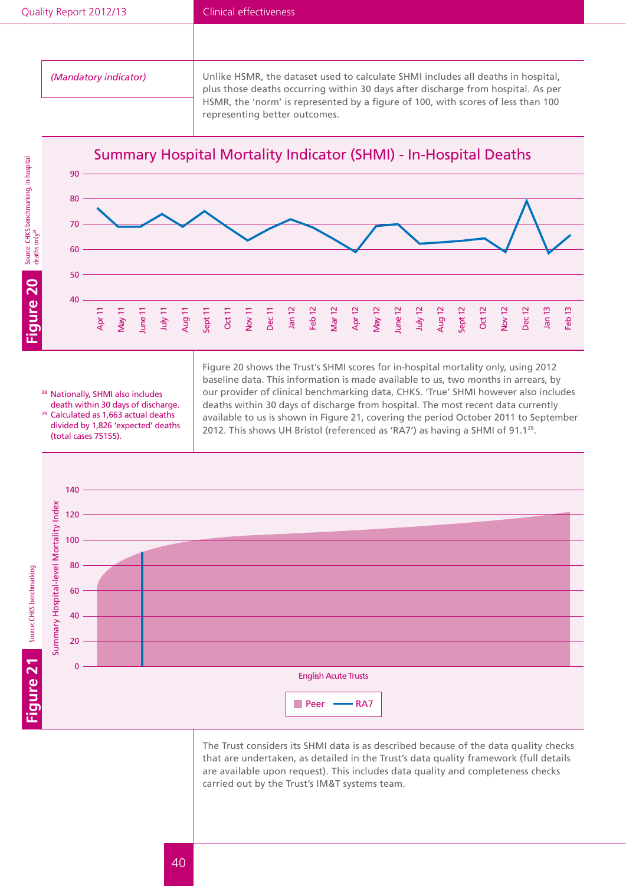*(Mandatory indicator)*

Unlike HSMR, the dataset used to calculate SHMI includes all deaths in hospital, plus those deaths occurring within 30 days after discharge from hospital. As per HSMR, the 'norm' is represented by a figure of 100, with scores of less than 100 representing better outcomes.

**Figure 20**

Summary Hospital Mortality Indicator (SHMI) - In-Hospital Deaths

Source: CHKS benchmarking, in-hospital deaths only[28].

Figure 20 shows the Trust's SHMI scores for in-hospital mortality only, using 2012 baseline data. This information is made available to us, two months in arrears, by our provider of clinical benchmarking data, CHKS. 'True' SHMI however also includes deaths within 30 days of discharge from hospital. The most recent data currently available to us is shown in Figure 21, covering the period October 2011 to September 2012. This shows UH Bristol (referenced as 'RA7') as having a SHMI of 91.1[29].

[28] Nationally, SHMI also includes death within 30 days of discharge.

[29] Calculated as 1,663 actual deaths divided by 1,826 'expected' deaths (total cases 75155).

**Figure 21**

Source: CHKS benchmarking

The Trust considers its SHMI data is as described because of the data quality checks that are undertaken, as detailed in the Trust's data quality framework (full details are available upon request). This includes data quality and completeness checks carried out by the Trust's IM&T systems team.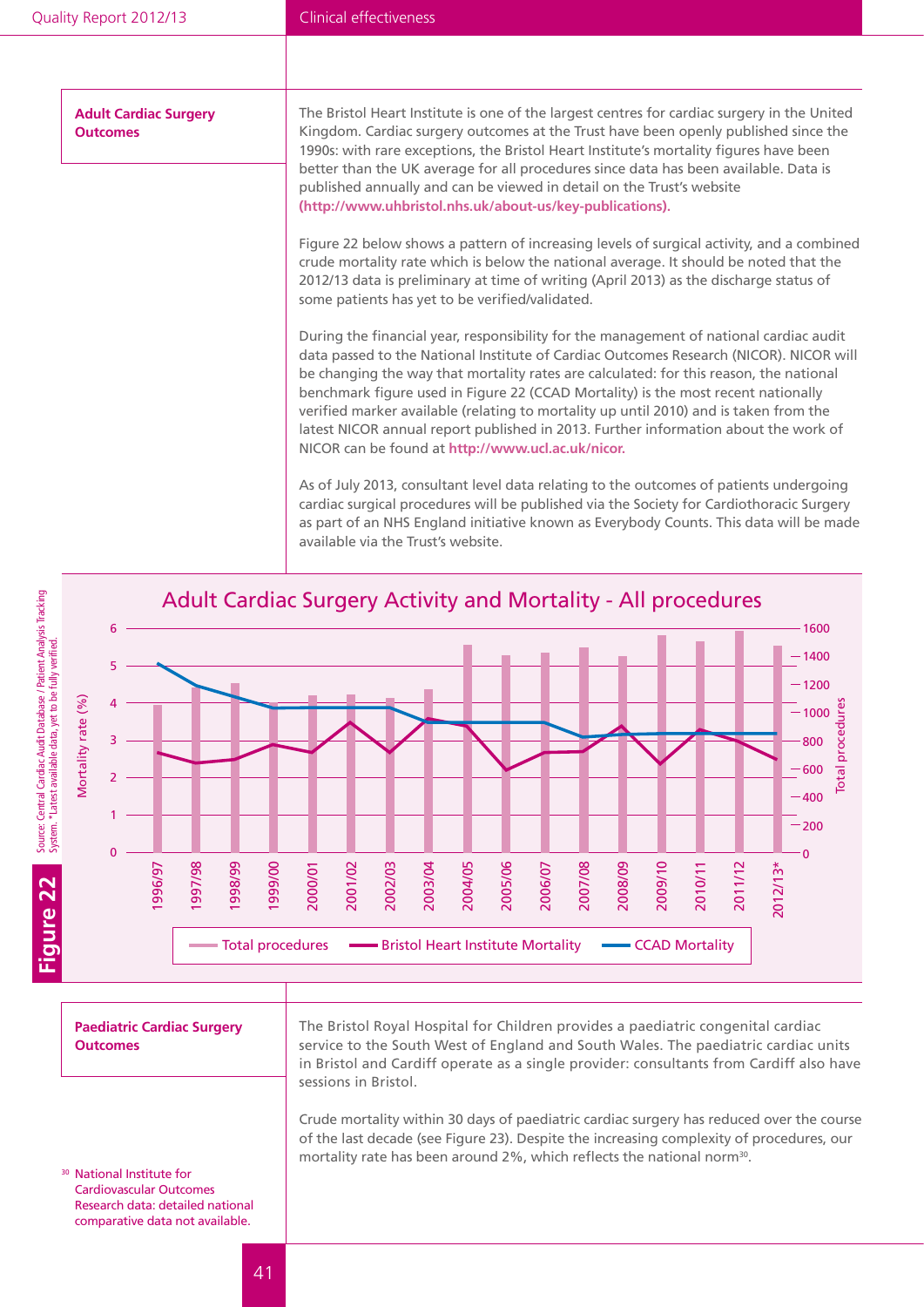## Adult Cardiac Surgery Outcomes

The Bristol Heart Institute is one of the largest centres for cardiac surgery in the United Kingdom. Cardiac surgery outcomes at the Trust have been openly published since the 1990s: with rare exceptions, the Bristol Heart Institute's mortality figures have been better than the UK average for all procedures since data has been available. Data is published annually and can be viewed in detail on the Trust's website **(http://www.uhbristol.nhs.uk/about-us/key-publications).**

Figure 22 below shows a pattern of increasing levels of surgical activity, and a combined crude mortality rate which is below the national average. It should be noted that the 2012/13 data is preliminary at time of writing (April 2013) as the discharge status of some patients has yet to be verified/validated.

During the financial year, responsibility for the management of national cardiac audit data passed to the National Institute of Cardiac Outcomes Research (NICOR). NICOR will be changing the way that mortality rates are calculated: for this reason, the national benchmark figure used in Figure 22 (CCAD Mortality) is the most recent nationally verified marker available (relating to mortality up until 2010) and is taken from the latest NICOR annual report published in 2013. Further information about the work of NICOR can be found at **http://www.ucl.ac.uk/nicor.**

As of July 2013, consultant level data relating to the outcomes of patients undergoing cardiac surgical procedures will be published via the Society for Cardiothoracic Surgery as part of an NHS England initiative known as Everybody Counts. This data will be made available via the Trust's website.

**Figure 22**

**Adult Cardiac Surgery Activity and Mortality - All procedures**

Legend: Total procedures; Bristol Heart Institute Mortality; CCAD Mortality

Mortality rate (%) axis: 0–6; Total procedures axis: 0–1600; Years: 1996/97 to 2012/13*

Source: Central Cardiac Audit Database / Patient Analysis Tracking System. *Latest available data, yet to be fully verified.

## Paediatric Cardiac Surgery Outcomes

The Bristol Royal Hospital for Children provides a paediatric congenital cardiac service to the South West of England and South Wales. The paediatric cardiac units in Bristol and Cardiff operate as a single provider: consultants from Cardiff also have sessions in Bristol.

Crude mortality within 30 days of paediatric cardiac surgery has reduced over the course of the last decade (see Figure 23). Despite the increasing complexity of procedures, our mortality rate has been around 2%, which reflects the national norm[30].

[30] National Institute for Cardiovascular Outcomes Research data: detailed national comparative data not available.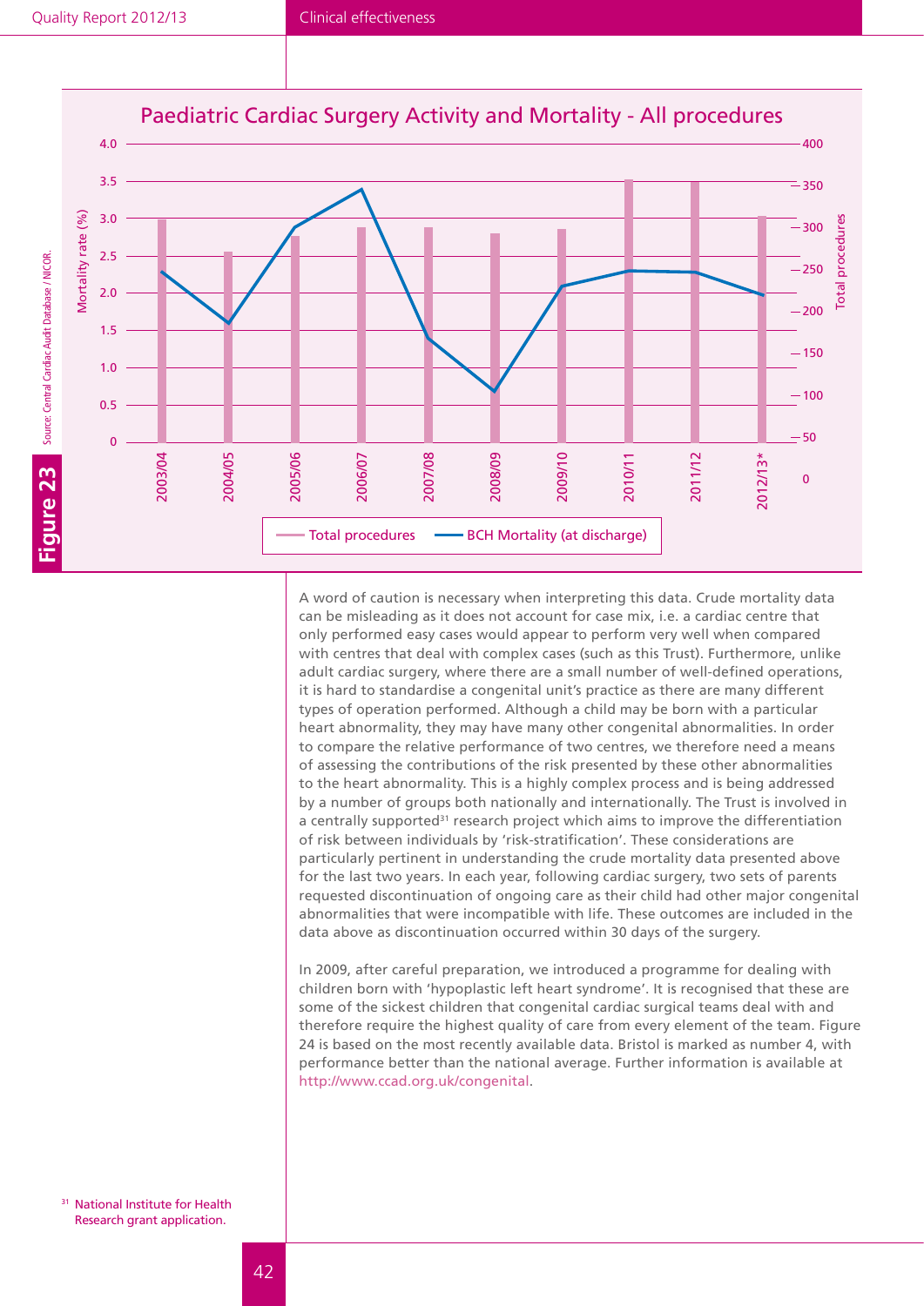**Figure 23**

## Paediatric Cardiac Surgery Activity and Mortality - All procedures

Source: Central Cardiac Audit Database / NICOR.

Legend: Total procedures; BCH Mortality (at discharge)

Mortality rate (%) axis: 0, 0.5, 1.0, 1.5, 2.0, 2.5, 3.0, 3.5, 4.0

Total procedures axis: 0, 50, 100, 150, 200, 250, 300, 350, 400

Years: 2003/04, 2004/05, 2005/06, 2006/07, 2007/08, 2008/09, 2009/10, 2010/11, 2011/12, 2012/13*

A word of caution is necessary when interpreting this data. Crude mortality data can be misleading as it does not account for case mix, i.e. a cardiac centre that only performed easy cases would appear to perform very well when compared with centres that deal with complex cases (such as this Trust). Furthermore, unlike adult cardiac surgery, where there are a small number of well-defined operations, it is hard to standardise a congenital unit's practice as there are many different types of operation performed. Although a child may be born with a particular heart abnormality, they may have many other congenital abnormalities. In order to compare the relative performance of two centres, we therefore need a means of assessing the contributions of the risk presented by these other abnormalities to the heart abnormality. This is a highly complex process and is being addressed by a number of groups both nationally and internationally. The Trust is involved in a centrally supported[31] research project which aims to improve the differentiation of risk between individuals by 'risk-stratification'. These considerations are particularly pertinent in understanding the crude mortality data presented above for the last two years. In each year, following cardiac surgery, two sets of parents requested discontinuation of ongoing care as their child had other major congenital abnormalities that were incompatible with life. These outcomes are included in the data above as discontinuation occurred within 30 days of the surgery.

In 2009, after careful preparation, we introduced a programme for dealing with children born with 'hypoplastic left heart syndrome'. It is recognised that these are some of the sickest children that congenital cardiac surgical teams deal with and therefore require the highest quality of care from every element of the team. Figure 24 is based on the most recently available data. Bristol is marked as number 4, with performance better than the national average. Further information is available at http://www.ccad.org.uk/congenital.

[31] National Institute for Health Research grant application.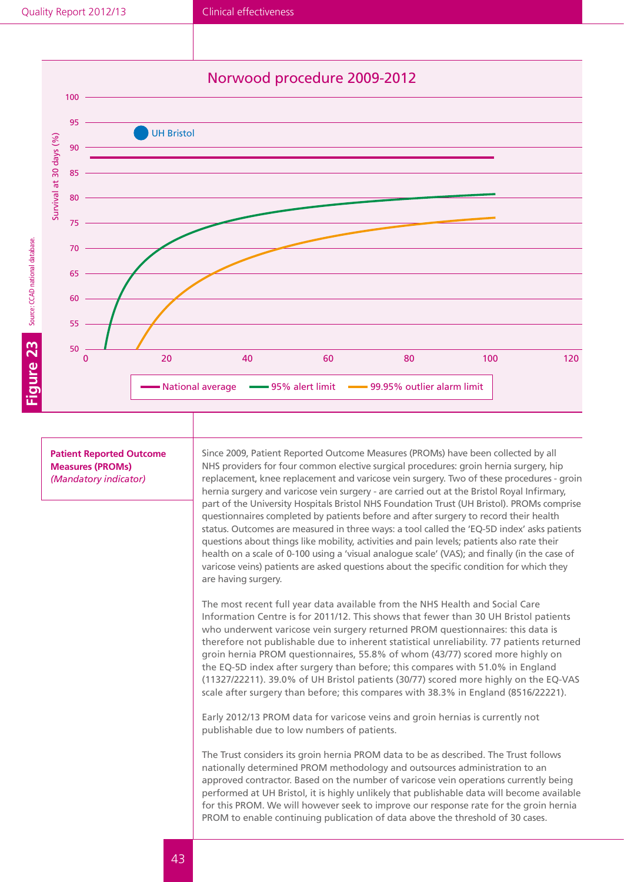## Figure 23

### Norwood procedure 2009-2012

Survival at 30 days (%)

- UH Bristol
- National average
- 95% alert limit
- 99.95% outlier alarm limit

Source: CCAD national database.

### Patient Reported Outcome Measures (PROMs)

*(Mandatory indicator)*

Since 2009, Patient Reported Outcome Measures (PROMs) have been collected by all NHS providers for four common elective surgical procedures: groin hernia surgery, hip replacement, knee replacement and varicose vein surgery. Two of these procedures - groin hernia surgery and varicose vein surgery - are carried out at the Bristol Royal Infirmary, part of the University Hospitals Bristol NHS Foundation Trust (UH Bristol). PROMs comprise questionnaires completed by patients before and after surgery to record their health status. Outcomes are measured in three ways: a tool called the 'EQ-5D index' asks patients questions about things like mobility, activities and pain levels; patients also rate their health on a scale of 0-100 using a 'visual analogue scale' (VAS); and finally (in the case of varicose veins) patients are asked questions about the specific condition for which they are having surgery.

The most recent full year data available from the NHS Health and Social Care Information Centre is for 2011/12. This shows that fewer than 30 UH Bristol patients who underwent varicose vein surgery returned PROM questionnaires: this data is therefore not publishable due to inherent statistical unreliability. 77 patients returned groin hernia PROM questionnaires, 55.8% of whom (43/77) scored more highly on the EQ-5D index after surgery than before; this compares with 51.0% in England (11327/22211). 39.0% of UH Bristol patients (30/77) scored more highly on the EQ-VAS scale after surgery than before; this compares with 38.3% in England (8516/22221).

Early 2012/13 PROM data for varicose veins and groin hernias is currently not publishable due to low numbers of patients.

The Trust considers its groin hernia PROM data to be as described. The Trust follows nationally determined PROM methodology and outsources administration to an approved contractor. Based on the number of varicose vein operations currently being performed at UH Bristol, it is highly unlikely that publishable data will become available for this PROM. We will however seek to improve our response rate for the groin hernia PROM to enable continuing publication of data above the threshold of 30 cases.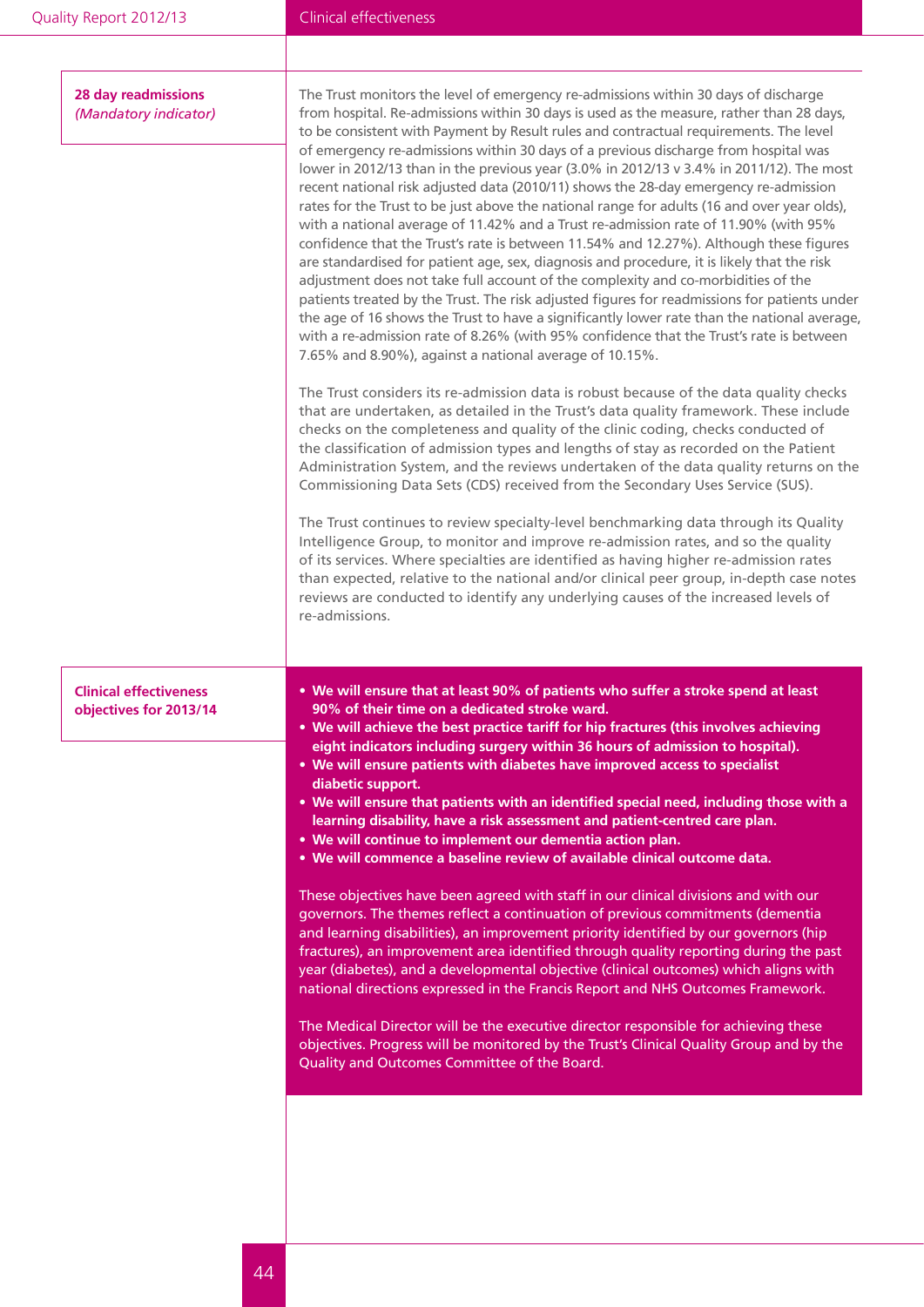## 28 day readmissions

*(Mandatory indicator)*

The Trust monitors the level of emergency re-admissions within 30 days of discharge from hospital. Re-admissions within 30 days is used as the measure, rather than 28 days, to be consistent with Payment by Result rules and contractual requirements. The level of emergency re-admissions within 30 days of a previous discharge from hospital was lower in 2012/13 than in the previous year (3.0% in 2012/13 v 3.4% in 2011/12). The most recent national risk adjusted data (2010/11) shows the 28-day emergency re-admission rates for the Trust to be just above the national range for adults (16 and over year olds), with a national average of 11.42% and a Trust re-admission rate of 11.90% (with 95% confidence that the Trust's rate is between 11.54% and 12.27%). Although these figures are standardised for patient age, sex, diagnosis and procedure, it is likely that the risk adjustment does not take full account of the complexity and co-morbidities of the patients treated by the Trust. The risk adjusted figures for readmissions for patients under the age of 16 shows the Trust to have a significantly lower rate than the national average, with a re-admission rate of 8.26% (with 95% confidence that the Trust's rate is between 7.65% and 8.90%), against a national average of 10.15%.

The Trust considers its re-admission data is robust because of the data quality checks that are undertaken, as detailed in the Trust's data quality framework. These include checks on the completeness and quality of the clinic coding, checks conducted of the classification of admission types and lengths of stay as recorded on the Patient Administration System, and the reviews undertaken of the data quality returns on the Commissioning Data Sets (CDS) received from the Secondary Uses Service (SUS).

The Trust continues to review specialty-level benchmarking data through its Quality Intelligence Group, to monitor and improve re-admission rates, and so the quality of its services. Where specialties are identified as having higher re-admission rates than expected, relative to the national and/or clinical peer group, in-depth case notes reviews are conducted to identify any underlying causes of the increased levels of re-admissions.

## Clinical effectiveness objectives for 2013/14

- **We will ensure that at least 90% of patients who suffer a stroke spend at least 90% of their time on a dedicated stroke ward.**
- **We will achieve the best practice tariff for hip fractures (this involves achieving eight indicators including surgery within 36 hours of admission to hospital).**
- **We will ensure patients with diabetes have improved access to specialist diabetic support.**
- **We will ensure that patients with an identified special need, including those with a learning disability, have a risk assessment and patient-centred care plan.**
- **We will continue to implement our dementia action plan.**
- **We will commence a baseline review of available clinical outcome data.**

These objectives have been agreed with staff in our clinical divisions and with our governors. The themes reflect a continuation of previous commitments (dementia and learning disabilities), an improvement priority identified by our governors (hip fractures), an improvement area identified through quality reporting during the past year (diabetes), and a developmental objective (clinical outcomes) which aligns with national directions expressed in the Francis Report and NHS Outcomes Framework.

The Medical Director will be the executive director responsible for achieving these objectives. Progress will be monitored by the Trust's Clinical Quality Group and by the Quality and Outcomes Committee of the Board.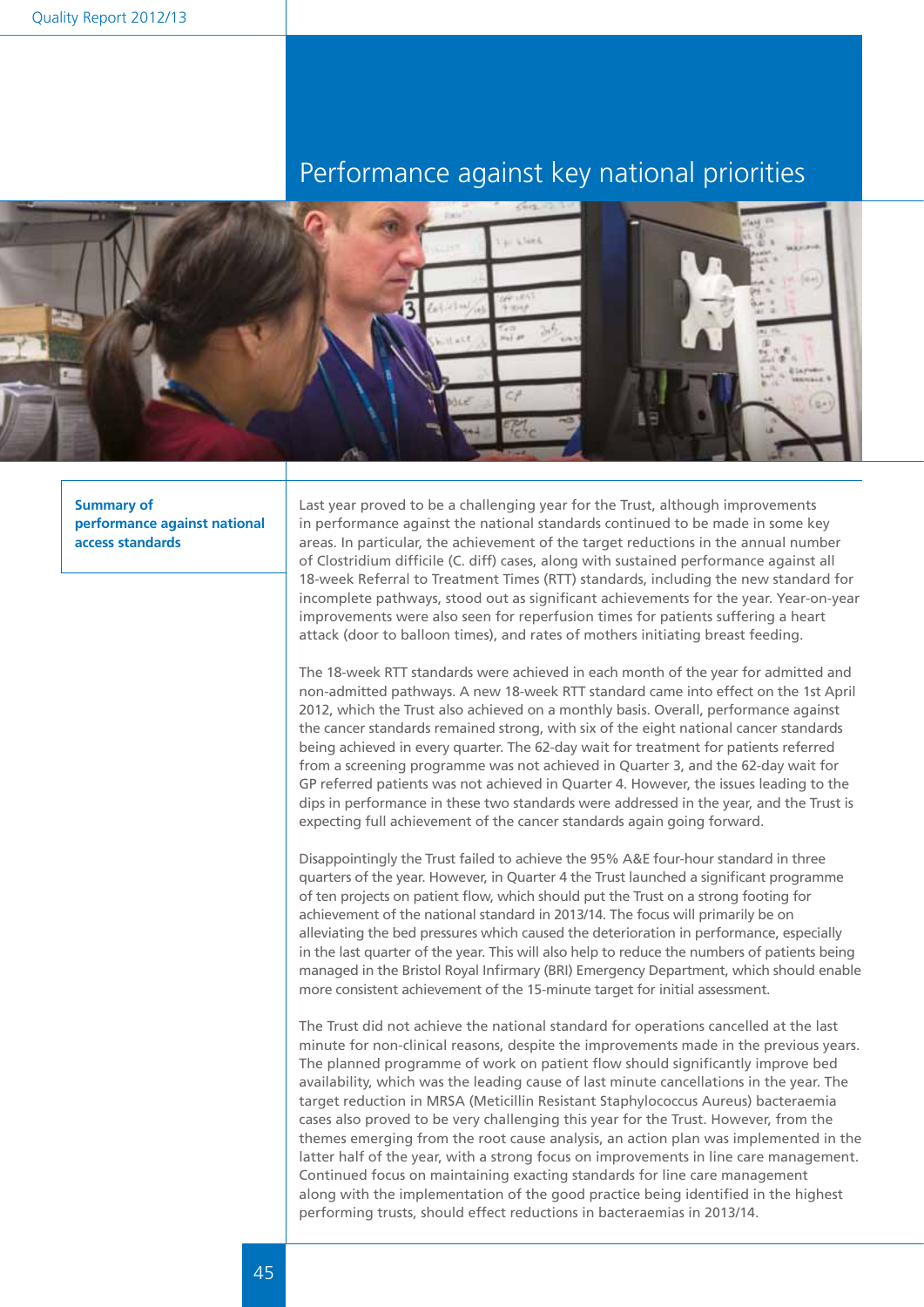# Performance against key national priorities

## Summary of performance against national access standards

Last year proved to be a challenging year for the Trust, although improvements in performance against the national standards continued to be made in some key areas. In particular, the achievement of the target reductions in the annual number of Clostridium difficile (C. diff) cases, along with sustained performance against all 18-week Referral to Treatment Times (RTT) standards, including the new standard for incomplete pathways, stood out as significant achievements for the year. Year-on-year improvements were also seen for reperfusion times for patients suffering a heart attack (door to balloon times), and rates of mothers initiating breast feeding.

The 18-week RTT standards were achieved in each month of the year for admitted and non-admitted pathways. A new 18-week RTT standard came into effect on the 1st April 2012, which the Trust also achieved on a monthly basis. Overall, performance against the cancer standards remained strong, with six of the eight national cancer standards being achieved in every quarter. The 62-day wait for treatment for patients referred from a screening programme was not achieved in Quarter 3, and the 62-day wait for GP referred patients was not achieved in Quarter 4. However, the issues leading to the dips in performance in these two standards were addressed in the year, and the Trust is expecting full achievement of the cancer standards again going forward.

Disappointingly the Trust failed to achieve the 95% A&E four-hour standard in three quarters of the year. However, in Quarter 4 the Trust launched a significant programme of ten projects on patient flow, which should put the Trust on a strong footing for achievement of the national standard in 2013/14. The focus will primarily be on alleviating the bed pressures which caused the deterioration in performance, especially in the last quarter of the year. This will also help to reduce the numbers of patients being managed in the Bristol Royal Infirmary (BRI) Emergency Department, which should enable more consistent achievement of the 15-minute target for initial assessment.

The Trust did not achieve the national standard for operations cancelled at the last minute for non-clinical reasons, despite the improvements made in the previous years. The planned programme of work on patient flow should significantly improve bed availability, which was the leading cause of last minute cancellations in the year. The target reduction in MRSA (Meticillin Resistant Staphylococcus Aureus) bacteraemia cases also proved to be very challenging this year for the Trust. However, from the themes emerging from the root cause analysis, an action plan was implemented in the latter half of the year, with a strong focus on improvements in line care management. Continued focus on maintaining exacting standards for line care management along with the implementation of the good practice being identified in the highest performing trusts, should effect reductions in bacteraemias in 2013/14.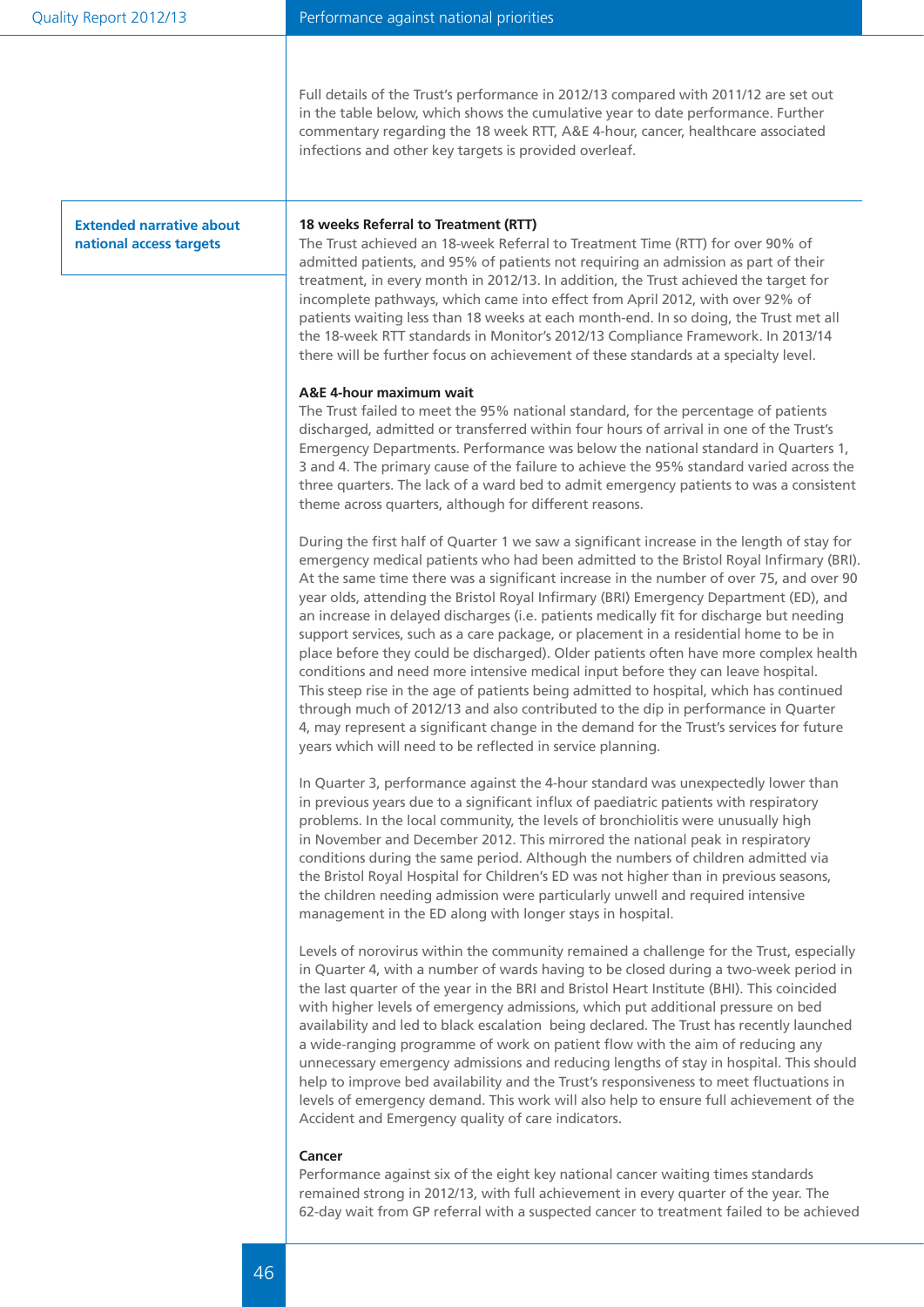Full details of the Trust's performance in 2012/13 compared with 2011/12 are set out in the table below, which shows the cumulative year to date performance. Further commentary regarding the 18 week RTT, A&E 4-hour, cancer, healthcare associated infections and other key targets is provided overleaf.

## Extended narrative about national access targets

### 18 weeks Referral to Treatment (RTT)

The Trust achieved an 18-week Referral to Treatment Time (RTT) for over 90% of admitted patients, and 95% of patients not requiring an admission as part of their treatment, in every month in 2012/13. In addition, the Trust achieved the target for incomplete pathways, which came into effect from April 2012, with over 92% of patients waiting less than 18 weeks at each month-end. In so doing, the Trust met all the 18-week RTT standards in Monitor's 2012/13 Compliance Framework. In 2013/14 there will be further focus on achievement of these standards at a specialty level.

### A&E 4-hour maximum wait

The Trust failed to meet the 95% national standard, for the percentage of patients discharged, admitted or transferred within four hours of arrival in one of the Trust's Emergency Departments. Performance was below the national standard in Quarters 1, 3 and 4. The primary cause of the failure to achieve the 95% standard varied across the three quarters. The lack of a ward bed to admit emergency patients to was a consistent theme across quarters, although for different reasons.

During the first half of Quarter 1 we saw a significant increase in the length of stay for emergency medical patients who had been admitted to the Bristol Royal Infirmary (BRI). At the same time there was a significant increase in the number of over 75, and over 90 year olds, attending the Bristol Royal Infirmary (BRI) Emergency Department (ED), and an increase in delayed discharges (i.e. patients medically fit for discharge but needing support services, such as a care package, or placement in a residential home to be in place before they could be discharged). Older patients often have more complex health conditions and need more intensive medical input before they can leave hospital. This steep rise in the age of patients being admitted to hospital, which has continued through much of 2012/13 and also contributed to the dip in performance in Quarter 4, may represent a significant change in the demand for the Trust's services for future years which will need to be reflected in service planning.

In Quarter 3, performance against the 4-hour standard was unexpectedly lower than in previous years due to a significant influx of paediatric patients with respiratory problems. In the local community, the levels of bronchiolitis were unusually high in November and December 2012. This mirrored the national peak in respiratory conditions during the same period. Although the numbers of children admitted via the Bristol Royal Hospital for Children's ED was not higher than in previous seasons, the children needing admission were particularly unwell and required intensive management in the ED along with longer stays in hospital.

Levels of norovirus within the community remained a challenge for the Trust, especially in Quarter 4, with a number of wards having to be closed during a two-week period in the last quarter of the year in the BRI and Bristol Heart Institute (BHI). This coincided with higher levels of emergency admissions, which put additional pressure on bed availability and led to black escalation being declared. The Trust has recently launched a wide-ranging programme of work on patient flow with the aim of reducing any unnecessary emergency admissions and reducing lengths of stay in hospital. This should help to improve bed availability and the Trust's responsiveness to meet fluctuations in levels of emergency demand. This work will also help to ensure full achievement of the Accident and Emergency quality of care indicators.

### Cancer

Performance against six of the eight key national cancer waiting times standards remained strong in 2012/13, with full achievement in every quarter of the year. The 62-day wait from GP referral with a suspected cancer to treatment failed to be achieved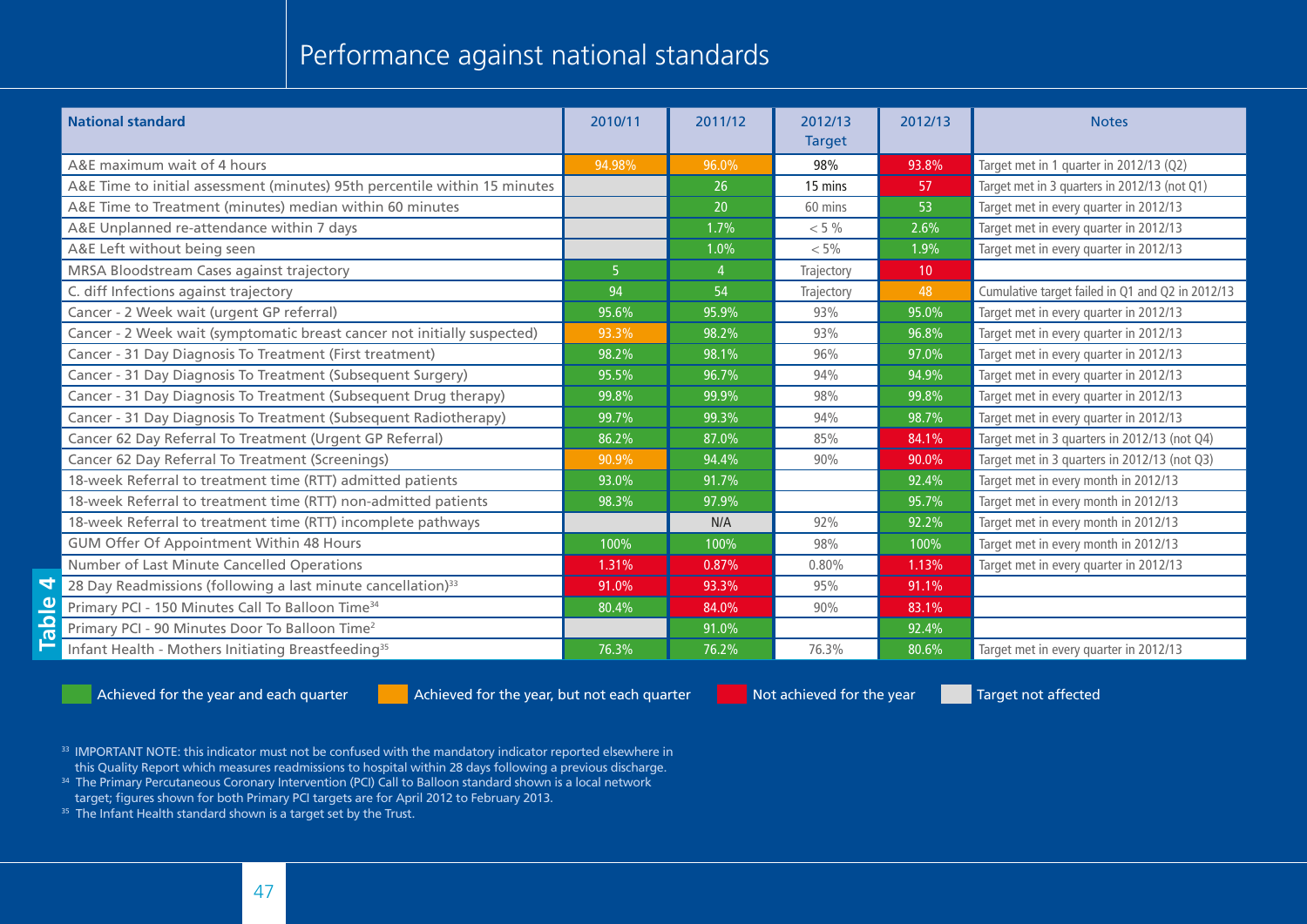# Performance against national standards

**Table 4**

| National standard | 2010/11 | 2011/12 | 2012/13 Target | 2012/13 | Notes |
|---|---|---|---|---|---|
| A&E maximum wait of 4 hours | 94.98% | 96.0% | 98% | 93.8% | Target met in 1 quarter in 2012/13 (Q2) |
| A&E Time to initial assessment (minutes) 95th percentile within 15 minutes | | 26 | 15 mins | 57 | Target met in 3 quarters in 2012/13 (not Q1) |
| A&E Time to Treatment (minutes) median within 60 minutes | | 20 | 60 mins | 53 | Target met in every quarter in 2012/13 |
| A&E Unplanned re-attendance within 7 days | | 1.7% | < 5 % | 2.6% | Target met in every quarter in 2012/13 |
| A&E Left without being seen | | 1.0% | < 5% | 1.9% | Target met in every quarter in 2012/13 |
| MRSA Bloodstream Cases against trajectory | 5 | 4 | Trajectory | 10 | |
| C. diff Infections against trajectory | 94 | 54 | Trajectory | 48 | Cumulative target failed in Q1 and Q2 in 2012/13 |
| Cancer - 2 Week wait (urgent GP referral) | 95.6% | 95.9% | 93% | 95.0% | Target met in every quarter in 2012/13 |
| Cancer - 2 Week wait (symptomatic breast cancer not initially suspected) | 93.3% | 98.2% | 93% | 96.8% | Target met in every quarter in 2012/13 |
| Cancer - 31 Day Diagnosis To Treatment (First treatment) | 98.2% | 98.1% | 96% | 97.0% | Target met in every quarter in 2012/13 |
| Cancer - 31 Day Diagnosis To Treatment (Subsequent Surgery) | 95.5% | 96.7% | 94% | 94.9% | Target met in every quarter in 2012/13 |
| Cancer - 31 Day Diagnosis To Treatment (Subsequent Drug therapy) | 99.8% | 99.9% | 98% | 99.8% | Target met in every quarter in 2012/13 |
| Cancer - 31 Day Diagnosis To Treatment (Subsequent Radiotherapy) | 99.7% | 99.3% | 94% | 98.7% | Target met in every quarter in 2012/13 |
| Cancer 62 Day Referral To Treatment (Urgent GP Referral) | 86.2% | 87.0% | 85% | 84.1% | Target met in 3 quarters in 2012/13 (not Q4) |
| Cancer 62 Day Referral To Treatment (Screenings) | 90.9% | 94.4% | 90% | 90.0% | Target met in 3 quarters in 2012/13 (not Q3) |
| 18-week Referral to treatment time (RTT) admitted patients | 93.0% | 91.7% | | 92.4% | Target met in every month in 2012/13 |
| 18-week Referral to treatment time (RTT) non-admitted patients | 98.3% | 97.9% | | 95.7% | Target met in every month in 2012/13 |
| 18-week Referral to treatment time (RTT) incomplete pathways | | N/A | 92% | 92.2% | Target met in every month in 2012/13 |
| GUM Offer Of Appointment Within 48 Hours | 100% | 100% | 98% | 100% | Target met in every month in 2012/13 |
| Number of Last Minute Cancelled Operations | 1.31% | 0.87% | 0.80% | 1.13% | Target met in every quarter in 2012/13 |
| 28 Day Readmissions (following a last minute cancellation)[33] | 91.0% | 93.3% | 95% | 91.1% | |
| Primary PCI - 150 Minutes Call To Balloon Time[34] | 80.4% | 84.0% | 90% | 83.1% | |
| Primary PCI - 90 Minutes Door To Balloon Time[2] | | 91.0% | | 92.4% | |
| Infant Health - Mothers Initiating Breastfeeding[35] | 76.3% | 76.2% | 76.3% | 80.6% | Target met in every quarter in 2012/13 |

Key: Achieved for the year and each quarter | Achieved for the year, but not each quarter | Not achieved for the year | Target not affected

[33] IMPORTANT NOTE: this indicator must not be confused with the mandatory indicator reported elsewhere in this Quality Report which measures readmissions to hospital within 28 days following a previous discharge.

[34] The Primary Percutaneous Coronary Intervention (PCI) Call to Balloon standard shown is a local network target; figures shown for both Primary PCI targets are for April 2012 to February 2013.

[35] The Infant Health standard shown is a target set by the Trust.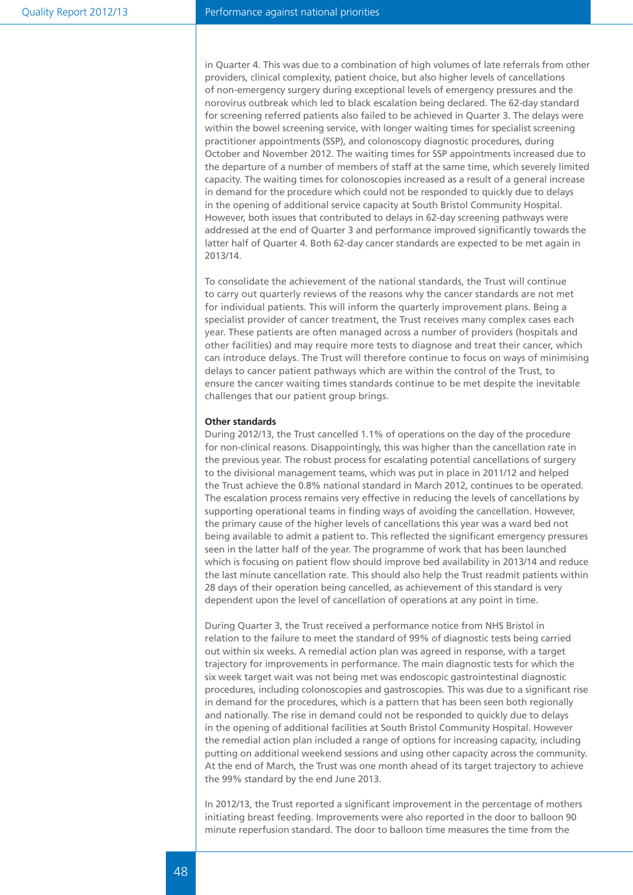in Quarter 4. This was due to a combination of high volumes of late referrals from other providers, clinical complexity, patient choice, but also higher levels of cancellations of non-emergency surgery during exceptional levels of emergency pressures and the norovirus outbreak which led to black escalation being declared. The 62-day standard for screening referred patients also failed to be achieved in Quarter 3. The delays were within the bowel screening service, with longer waiting times for specialist screening practitioner appointments (SSP), and colonoscopy diagnostic procedures, during October and November 2012. The waiting times for SSP appointments increased due to the departure of a number of members of staff at the same time, which severely limited capacity. The waiting times for colonoscopies increased as a result of a general increase in demand for the procedure which could not be responded to quickly due to delays in the opening of additional service capacity at South Bristol Community Hospital. However, both issues that contributed to delays in 62-day screening pathways were addressed at the end of Quarter 3 and performance improved significantly towards the latter half of Quarter 4. Both 62-day cancer standards are expected to be met again in 2013/14.

To consolidate the achievement of the national standards, the Trust will continue to carry out quarterly reviews of the reasons why the cancer standards are not met for individual patients. This will inform the quarterly improvement plans. Being a specialist provider of cancer treatment, the Trust receives many complex cases each year. These patients are often managed across a number of providers (hospitals and other facilities) and may require more tests to diagnose and treat their cancer, which can introduce delays. The Trust will therefore continue to focus on ways of minimising delays to cancer patient pathways which are within the control of the Trust, to ensure the cancer waiting times standards continue to be met despite the inevitable challenges that our patient group brings.

**Other standards**

During 2012/13, the Trust cancelled 1.1% of operations on the day of the procedure for non-clinical reasons. Disappointingly, this was higher than the cancellation rate in the previous year. The robust process for escalating potential cancellations of surgery to the divisional management teams, which was put in place in 2011/12 and helped the Trust achieve the 0.8% national standard in March 2012, continues to be operated. The escalation process remains very effective in reducing the levels of cancellations by supporting operational teams in finding ways of avoiding the cancellation. However, the primary cause of the higher levels of cancellations this year was a ward bed not being available to admit a patient to. This reflected the significant emergency pressures seen in the latter half of the year. The programme of work that has been launched which is focusing on patient flow should improve bed availability in 2013/14 and reduce the last minute cancellation rate. This should also help the Trust readmit patients within 28 days of their operation being cancelled, as achievement of this standard is very dependent upon the level of cancellation of operations at any point in time.

During Quarter 3, the Trust received a performance notice from NHS Bristol in relation to the failure to meet the standard of 99% of diagnostic tests being carried out within six weeks. A remedial action plan was agreed in response, with a target trajectory for improvements in performance. The main diagnostic tests for which the six week target wait was not being met was endoscopic gastrointestinal diagnostic procedures, including colonoscopies and gastroscopies. This was due to a significant rise in demand for the procedures, which is a pattern that has been seen both regionally and nationally. The rise in demand could not be responded to quickly due to delays in the opening of additional facilities at South Bristol Community Hospital. However the remedial action plan included a range of options for increasing capacity, including putting on additional weekend sessions and using other capacity across the community. At the end of March, the Trust was one month ahead of its target trajectory to achieve the 99% standard by the end June 2013.

In 2012/13, the Trust reported a significant improvement in the percentage of mothers initiating breast feeding. Improvements were also reported in the door to balloon 90 minute reperfusion standard. The door to balloon time measures the time from the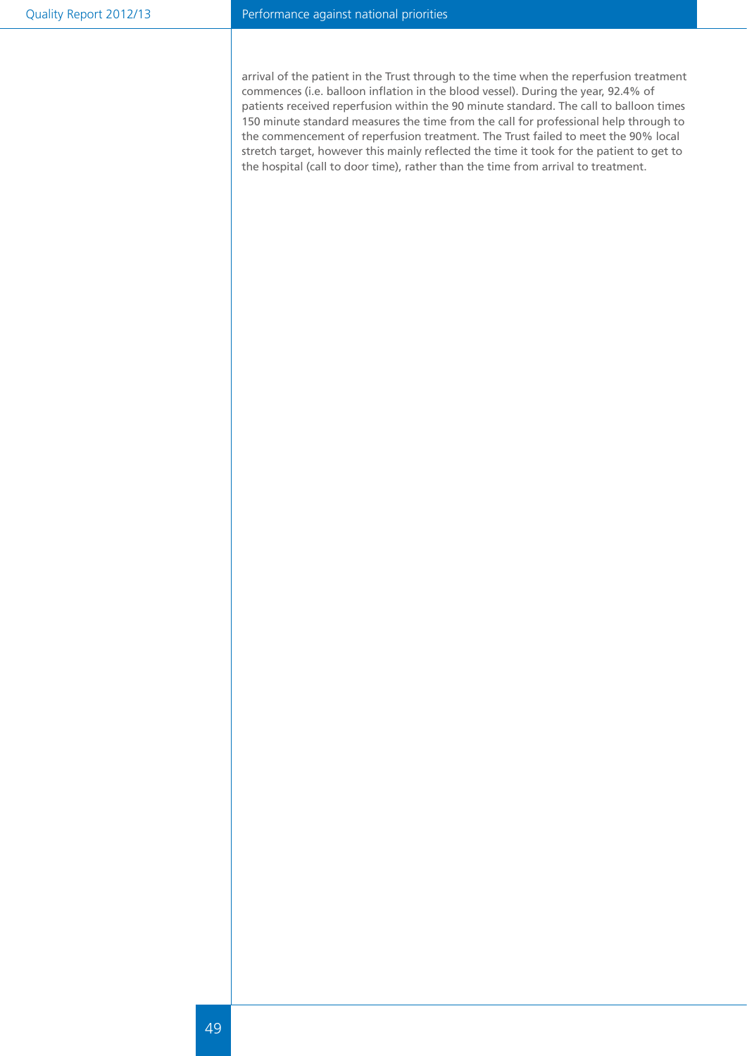arrival of the patient in the Trust through to the time when the reperfusion treatment commences (i.e. balloon inflation in the blood vessel). During the year, 92.4% of patients received reperfusion within the 90 minute standard. The call to balloon times 150 minute standard measures the time from the call for professional help through to the commencement of reperfusion treatment. The Trust failed to meet the 90% local stretch target, however this mainly reflected the time it took for the patient to get to the hospital (call to door time), rather than the time from arrival to treatment.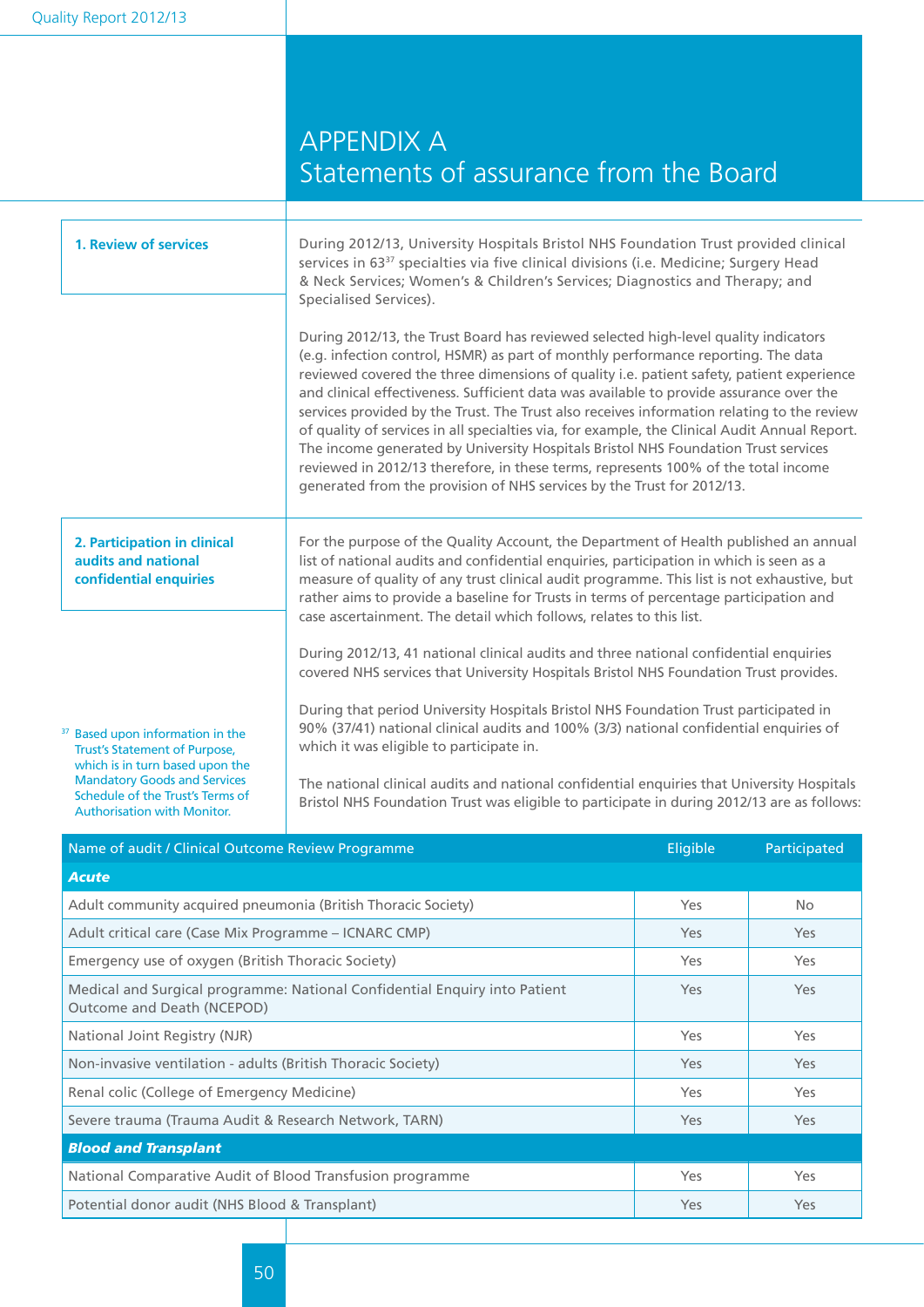# APPENDIX A
## Statements of assurance from the Board

### 1. Review of services

During 2012/13, University Hospitals Bristol NHS Foundation Trust provided clinical services in 63[37] specialties via five clinical divisions (i.e. Medicine; Surgery Head & Neck Services; Women's & Children's Services; Diagnostics and Therapy; and Specialised Services).

During 2012/13, the Trust Board has reviewed selected high-level quality indicators (e.g. infection control, HSMR) as part of monthly performance reporting. The data reviewed covered the three dimensions of quality i.e. patient safety, patient experience and clinical effectiveness. Sufficient data was available to provide assurance over the services provided by the Trust. The Trust also receives information relating to the review of quality of services in all specialties via, for example, the Clinical Audit Annual Report. The income generated by University Hospitals Bristol NHS Foundation Trust services reviewed in 2012/13 therefore, in these terms, represents 100% of the total income generated from the provision of NHS services by the Trust for 2012/13.

### 2. Participation in clinical audits and national confidential enquiries

For the purpose of the Quality Account, the Department of Health published an annual list of national audits and confidential enquiries, participation in which is seen as a measure of quality of any trust clinical audit programme. This list is not exhaustive, but rather aims to provide a baseline for Trusts in terms of percentage participation and case ascertainment. The detail which follows, relates to this list.

During 2012/13, 41 national clinical audits and three national confidential enquiries covered NHS services that University Hospitals Bristol NHS Foundation Trust provides.

During that period University Hospitals Bristol NHS Foundation Trust participated in 90% (37/41) national clinical audits and 100% (3/3) national confidential enquiries of which it was eligible to participate in.

The national clinical audits and national confidential enquiries that University Hospitals Bristol NHS Foundation Trust was eligible to participate in during 2012/13 are as follows:

| Name of audit / Clinical Outcome Review Programme | Eligible | Participated |
|---|---|---|
| ***Acute*** | | |
| Adult community acquired pneumonia (British Thoracic Society) | Yes | No |
| Adult critical care (Case Mix Programme – ICNARC CMP) | Yes | Yes |
| Emergency use of oxygen (British Thoracic Society) | Yes | Yes |
| Medical and Surgical programme: National Confidential Enquiry into Patient Outcome and Death (NCEPOD) | Yes | Yes |
| National Joint Registry (NJR) | Yes | Yes |
| Non-invasive ventilation - adults (British Thoracic Society) | Yes | Yes |
| Renal colic (College of Emergency Medicine) | Yes | Yes |
| Severe trauma (Trauma Audit & Research Network, TARN) | Yes | Yes |
| ***Blood and Transplant*** | | |
| National Comparative Audit of Blood Transfusion programme | Yes | Yes |
| Potential donor audit (NHS Blood & Transplant) | Yes | Yes |

[37] Based upon information in the Trust's Statement of Purpose, which is in turn based upon the Mandatory Goods and Services Schedule of the Trust's Terms of Authorisation with Monitor.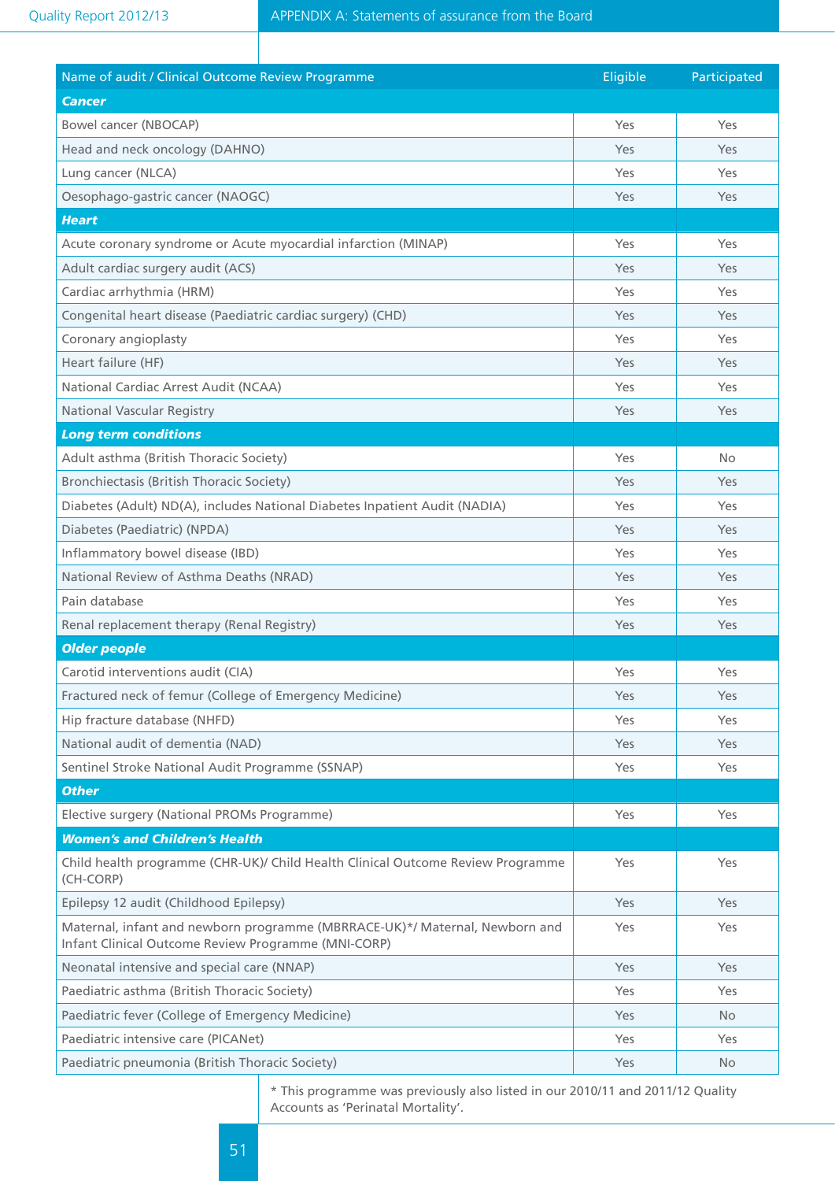| Name of audit / Clinical Outcome Review Programme | Eligible | Participated |
|---|---|---|
| ***Cancer*** | | |
| Bowel cancer (NBOCAP) | Yes | Yes |
| Head and neck oncology (DAHNO) | Yes | Yes |
| Lung cancer (NLCA) | Yes | Yes |
| Oesophago-gastric cancer (NAOGC) | Yes | Yes |
| ***Heart*** | | |
| Acute coronary syndrome or Acute myocardial infarction (MINAP) | Yes | Yes |
| Adult cardiac surgery audit (ACS) | Yes | Yes |
| Cardiac arrhythmia (HRM) | Yes | Yes |
| Congenital heart disease (Paediatric cardiac surgery) (CHD) | Yes | Yes |
| Coronary angioplasty | Yes | Yes |
| Heart failure (HF) | Yes | Yes |
| National Cardiac Arrest Audit (NCAA) | Yes | Yes |
| National Vascular Registry | Yes | Yes |
| ***Long term conditions*** | | |
| Adult asthma (British Thoracic Society) | Yes | No |
| Bronchiectasis (British Thoracic Society) | Yes | Yes |
| Diabetes (Adult) ND(A), includes National Diabetes Inpatient Audit (NADIA) | Yes | Yes |
| Diabetes (Paediatric) (NPDA) | Yes | Yes |
| Inflammatory bowel disease (IBD) | Yes | Yes |
| National Review of Asthma Deaths (NRAD) | Yes | Yes |
| Pain database | Yes | Yes |
| Renal replacement therapy (Renal Registry) | Yes | Yes |
| ***Older people*** | | |
| Carotid interventions audit (CIA) | Yes | Yes |
| Fractured neck of femur (College of Emergency Medicine) | Yes | Yes |
| Hip fracture database (NHFD) | Yes | Yes |
| National audit of dementia (NAD) | Yes | Yes |
| Sentinel Stroke National Audit Programme (SSNAP) | Yes | Yes |
| ***Other*** | | |
| Elective surgery (National PROMs Programme) | Yes | Yes |
| ***Women's and Children's Health*** | | |
| Child health programme (CHR-UK)/ Child Health Clinical Outcome Review Programme (CH-CORP) | Yes | Yes |
| Epilepsy 12 audit (Childhood Epilepsy) | Yes | Yes |
| Maternal, infant and newborn programme (MBRRACE-UK)*/ Maternal, Newborn and Infant Clinical Outcome Review Programme (MNI-CORP) | Yes | Yes |
| Neonatal intensive and special care (NNAP) | Yes | Yes |
| Paediatric asthma (British Thoracic Society) | Yes | Yes |
| Paediatric fever (College of Emergency Medicine) | Yes | No |
| Paediatric intensive care (PICANet) | Yes | Yes |
| Paediatric pneumonia (British Thoracic Society) | Yes | No |

* This programme was previously also listed in our 2010/11 and 2011/12 Quality Accounts as 'Perinatal Mortality'.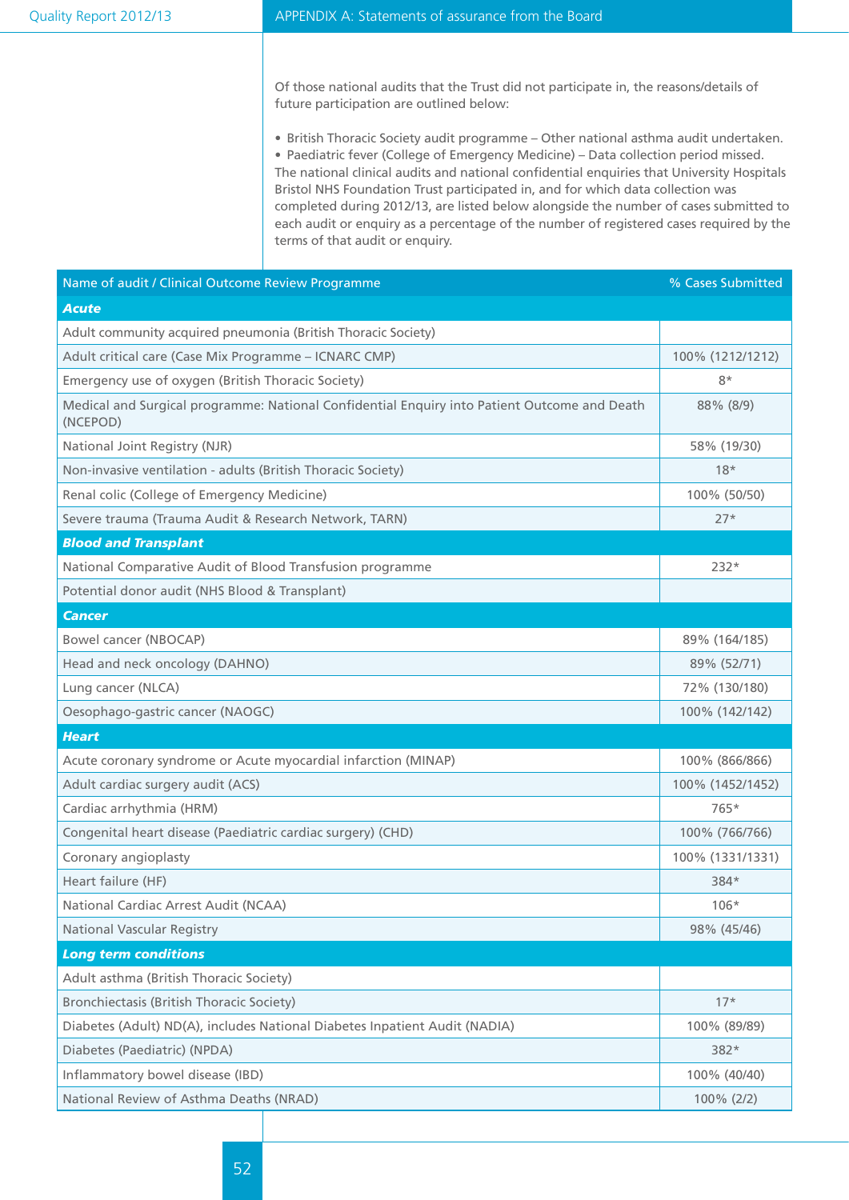Of those national audits that the Trust did not participate in, the reasons/details of future participation are outlined below:

- British Thoracic Society audit programme – Other national asthma audit undertaken.
- Paediatric fever (College of Emergency Medicine) – Data collection period missed.

The national clinical audits and national confidential enquiries that University Hospitals Bristol NHS Foundation Trust participated in, and for which data collection was completed during 2012/13, are listed below alongside the number of cases submitted to each audit or enquiry as a percentage of the number of registered cases required by the terms of that audit or enquiry.

| Name of audit / Clinical Outcome Review Programme | % Cases Submitted |
|---|---|
| ***Acute*** | |
| Adult community acquired pneumonia (British Thoracic Society) | |
| Adult critical care (Case Mix Programme – ICNARC CMP) | 100% (1212/1212) |
| Emergency use of oxygen (British Thoracic Society) | 8* |
| Medical and Surgical programme: National Confidential Enquiry into Patient Outcome and Death (NCEPOD) | 88% (8/9) |
| National Joint Registry (NJR) | 58% (19/30) |
| Non-invasive ventilation - adults (British Thoracic Society) | 18* |
| Renal colic (College of Emergency Medicine) | 100% (50/50) |
| Severe trauma (Trauma Audit & Research Network, TARN) | 27* |
| ***Blood and Transplant*** | |
| National Comparative Audit of Blood Transfusion programme | 232* |
| Potential donor audit (NHS Blood & Transplant) | |
| ***Cancer*** | |
| Bowel cancer (NBOCAP) | 89% (164/185) |
| Head and neck oncology (DAHNO) | 89% (52/71) |
| Lung cancer (NLCA) | 72% (130/180) |
| Oesophago-gastric cancer (NAOGC) | 100% (142/142) |
| ***Heart*** | |
| Acute coronary syndrome or Acute myocardial infarction (MINAP) | 100% (866/866) |
| Adult cardiac surgery audit (ACS) | 100% (1452/1452) |
| Cardiac arrhythmia (HRM) | 765* |
| Congenital heart disease (Paediatric cardiac surgery) (CHD) | 100% (766/766) |
| Coronary angioplasty | 100% (1331/1331) |
| Heart failure (HF) | 384* |
| National Cardiac Arrest Audit (NCAA) | 106* |
| National Vascular Registry | 98% (45/46) |
| ***Long term conditions*** | |
| Adult asthma (British Thoracic Society) | |
| Bronchiectasis (British Thoracic Society) | 17* |
| Diabetes (Adult) ND(A), includes National Diabetes Inpatient Audit (NADIA) | 100% (89/89) |
| Diabetes (Paediatric) (NPDA) | 382* |
| Inflammatory bowel disease (IBD) | 100% (40/40) |
| National Review of Asthma Deaths (NRAD) | 100% (2/2) |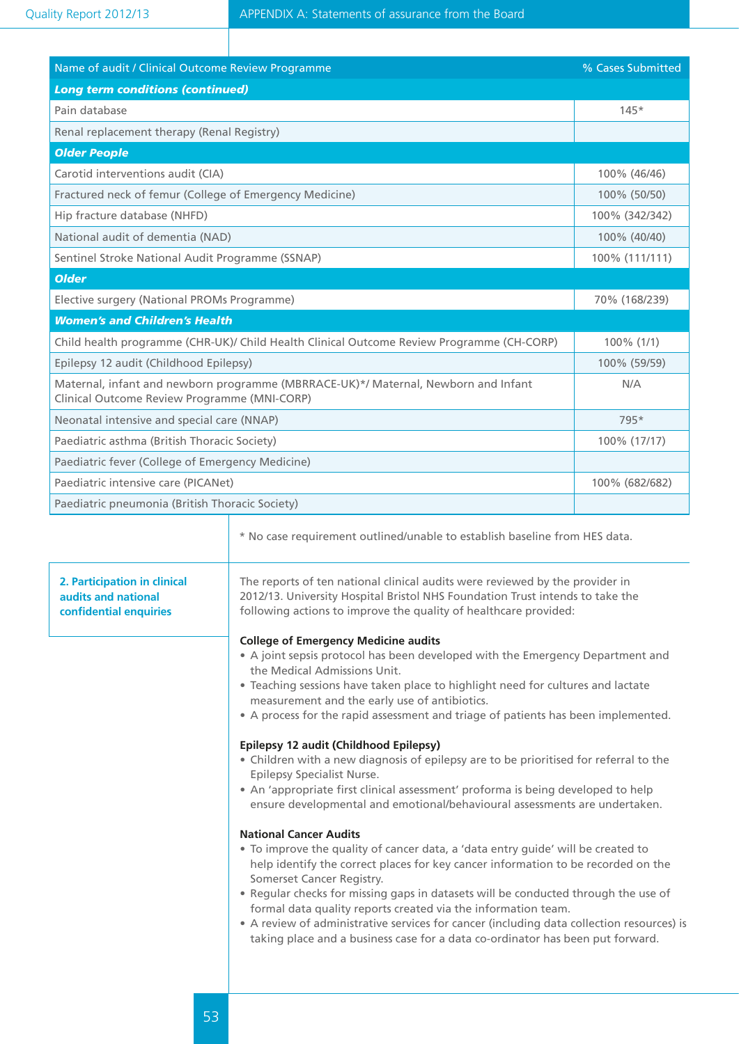| Name of audit / Clinical Outcome Review Programme | % Cases Submitted |
|---|---|
| ***Long term conditions (continued)*** | |
| Pain database | 145* |
| Renal replacement therapy (Renal Registry) | |
| ***Older People*** | |
| Carotid interventions audit (CIA) | 100% (46/46) |
| Fractured neck of femur (College of Emergency Medicine) | 100% (50/50) |
| Hip fracture database (NHFD) | 100% (342/342) |
| National audit of dementia (NAD) | 100% (40/40) |
| Sentinel Stroke National Audit Programme (SSNAP) | 100% (111/111) |
| ***Older*** | |
| Elective surgery (National PROMs Programme) | 70% (168/239) |
| ***Women's and Children's Health*** | |
| Child health programme (CHR-UK)/ Child Health Clinical Outcome Review Programme (CH-CORP) | 100% (1/1) |
| Epilepsy 12 audit (Childhood Epilepsy) | 100% (59/59) |
| Maternal, infant and newborn programme (MBRRACE-UK)*/ Maternal, Newborn and Infant Clinical Outcome Review Programme (MNI-CORP) | N/A |
| Neonatal intensive and special care (NNAP) | 795* |
| Paediatric asthma (British Thoracic Society) | 100% (17/17) |
| Paediatric fever (College of Emergency Medicine) | |
| Paediatric intensive care (PICANet) | 100% (682/682) |
| Paediatric pneumonia (British Thoracic Society) | |

* No case requirement outlined/unable to establish baseline from HES data.

## 2. Participation in clinical audits and national confidential enquiries

The reports of ten national clinical audits were reviewed by the provider in 2012/13. University Hospital Bristol NHS Foundation Trust intends to take the following actions to improve the quality of healthcare provided:

**College of Emergency Medicine audits**

- A joint sepsis protocol has been developed with the Emergency Department and the Medical Admissions Unit.
- Teaching sessions have taken place to highlight need for cultures and lactate measurement and the early use of antibiotics.
- A process for the rapid assessment and triage of patients has been implemented.

**Epilepsy 12 audit (Childhood Epilepsy)**

- Children with a new diagnosis of epilepsy are to be prioritised for referral to the Epilepsy Specialist Nurse.
- An 'appropriate first clinical assessment' proforma is being developed to help ensure developmental and emotional/behavioural assessments are undertaken.

**National Cancer Audits**

- To improve the quality of cancer data, a 'data entry guide' will be created to help identify the correct places for key cancer information to be recorded on the Somerset Cancer Registry.
- Regular checks for missing gaps in datasets will be conducted through the use of formal data quality reports created via the information team.
- A review of administrative services for cancer (including data collection resources) is taking place and a business case for a data co-ordinator has been put forward.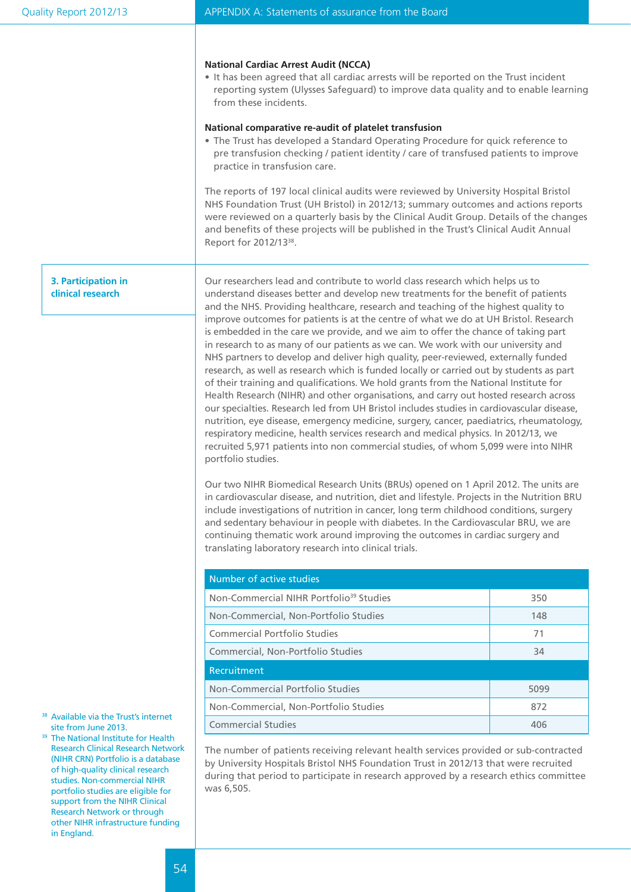**National Cardiac Arrest Audit (NCCA)**

- It has been agreed that all cardiac arrests will be reported on the Trust incident reporting system (Ulysses Safeguard) to improve data quality and to enable learning from these incidents.

**National comparative re-audit of platelet transfusion**

- The Trust has developed a Standard Operating Procedure for quick reference to pre transfusion checking / patient identity / care of transfused patients to improve practice in transfusion care.

The reports of 197 local clinical audits were reviewed by University Hospital Bristol NHS Foundation Trust (UH Bristol) in 2012/13; summary outcomes and actions reports were reviewed on a quarterly basis by the Clinical Audit Group. Details of the changes and benefits of these projects will be published in the Trust's Clinical Audit Annual Report for 2012/13[38].

## 3. Participation in clinical research

Our researchers lead and contribute to world class research which helps us to understand diseases better and develop new treatments for the benefit of patients and the NHS. Providing healthcare, research and teaching of the highest quality to improve outcomes for patients is at the centre of what we do at UH Bristol. Research is embedded in the care we provide, and we aim to offer the chance of taking part in research to as many of our patients as we can. We work with our university and NHS partners to develop and deliver high quality, peer-reviewed, externally funded research, as well as research which is funded locally or carried out by students as part of their training and qualifications. We hold grants from the National Institute for Health Research (NIHR) and other organisations, and carry out hosted research across our specialties. Research led from UH Bristol includes studies in cardiovascular disease, nutrition, eye disease, emergency medicine, surgery, cancer, paediatrics, rheumatology, respiratory medicine, health services research and medical physics. In 2012/13, we recruited 5,971 patients into non commercial studies, of whom 5,099 were into NIHR portfolio studies.

Our two NIHR Biomedical Research Units (BRUs) opened on 1 April 2012. The units are in cardiovascular disease, and nutrition, diet and lifestyle. Projects in the Nutrition BRU include investigations of nutrition in cancer, long term childhood conditions, surgery and sedentary behaviour in people with diabetes. In the Cardiovascular BRU, we are continuing thematic work around improving the outcomes in cardiac surgery and translating laboratory research into clinical trials.

| Number of active studies | |
|---|---|
| Non-Commercial NIHR Portfolio[39] Studies | 350 |
| Non-Commercial, Non-Portfolio Studies | 148 |
| Commercial Portfolio Studies | 71 |
| Commercial, Non-Portfolio Studies | 34 |
| **Recruitment** | |
| Non-Commercial Portfolio Studies | 5099 |
| Non-Commercial, Non-Portfolio Studies | 872 |
| Commercial Studies | 406 |

The number of patients receiving relevant health services provided or sub-contracted by University Hospitals Bristol NHS Foundation Trust in 2012/13 that were recruited during that period to participate in research approved by a research ethics committee was 6,505.

[38] Available via the Trust's internet site from June 2013.

[39] The National Institute for Health Research Clinical Research Network (NIHR CRN) Portfolio is a database of high-quality clinical research studies. Non-commercial NIHR portfolio studies are eligible for support from the NIHR Clinical Research Network or through other NIHR infrastructure funding in England.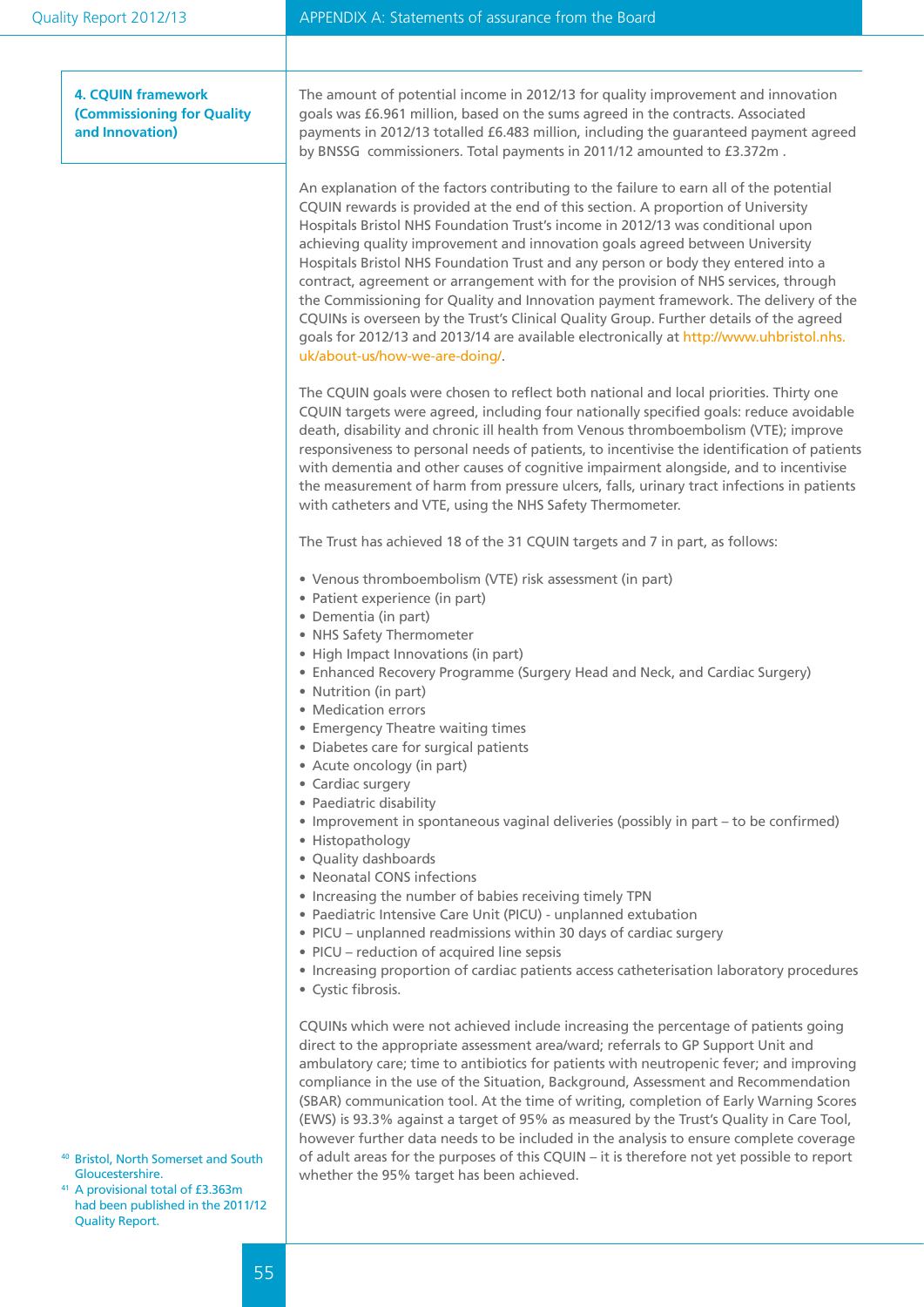## 4. CQUIN framework (Commissioning for Quality and Innovation)

The amount of potential income in 2012/13 for quality improvement and innovation goals was £6.961 million, based on the sums agreed in the contracts. Associated payments in 2012/13 totalled £6.483 million, including the guaranteed payment agreed by BNSSG[40] commissioners. Total payments in 2011/12 amounted to £3.372m[41].

An explanation of the factors contributing to the failure to earn all of the potential CQUIN rewards is provided at the end of this section. A proportion of University Hospitals Bristol NHS Foundation Trust's income in 2012/13 was conditional upon achieving quality improvement and innovation goals agreed between University Hospitals Bristol NHS Foundation Trust and any person or body they entered into a contract, agreement or arrangement with for the provision of NHS services, through the Commissioning for Quality and Innovation payment framework. The delivery of the CQUINs is overseen by the Trust's Clinical Quality Group. Further details of the agreed goals for 2012/13 and 2013/14 are available electronically at http://www.uhbristol.nhs.uk/about-us/how-we-are-doing/.

The CQUIN goals were chosen to reflect both national and local priorities. Thirty one CQUIN targets were agreed, including four nationally specified goals: reduce avoidable death, disability and chronic ill health from Venous thromboembolism (VTE); improve responsiveness to personal needs of patients, to incentivise the identification of patients with dementia and other causes of cognitive impairment alongside, and to incentivise the measurement of harm from pressure ulcers, falls, urinary tract infections in patients with catheters and VTE, using the NHS Safety Thermometer.

The Trust has achieved 18 of the 31 CQUIN targets and 7 in part, as follows:

- Venous thromboembolism (VTE) risk assessment (in part)
- Patient experience (in part)
- Dementia (in part)
- NHS Safety Thermometer
- High Impact Innovations (in part)
- Enhanced Recovery Programme (Surgery Head and Neck, and Cardiac Surgery)
- Nutrition (in part)
- Medication errors
- Emergency Theatre waiting times
- Diabetes care for surgical patients
- Acute oncology (in part)
- Cardiac surgery
- Paediatric disability
- Improvement in spontaneous vaginal deliveries (possibly in part – to be confirmed)
- Histopathology
- Quality dashboards
- Neonatal CONS infections
- Increasing the number of babies receiving timely TPN
- Paediatric Intensive Care Unit (PICU) - unplanned extubation
- PICU – unplanned readmissions within 30 days of cardiac surgery
- PICU – reduction of acquired line sepsis
- Increasing proportion of cardiac patients access catheterisation laboratory procedures
- Cystic fibrosis.

CQUINs which were not achieved include increasing the percentage of patients going direct to the appropriate assessment area/ward; referrals to GP Support Unit and ambulatory care; time to antibiotics for patients with neutropenic fever; and improving compliance in the use of the Situation, Background, Assessment and Recommendation (SBAR) communication tool. At the time of writing, completion of Early Warning Scores (EWS) is 93.3% against a target of 95% as measured by the Trust's Quality in Care Tool, however further data needs to be included in the analysis to ensure complete coverage of adult areas for the purposes of this CQUIN – it is therefore not yet possible to report whether the 95% target has been achieved.

[40] Bristol, North Somerset and South Gloucestershire.

[41] A provisional total of £3.363m had been published in the 2011/12 Quality Report.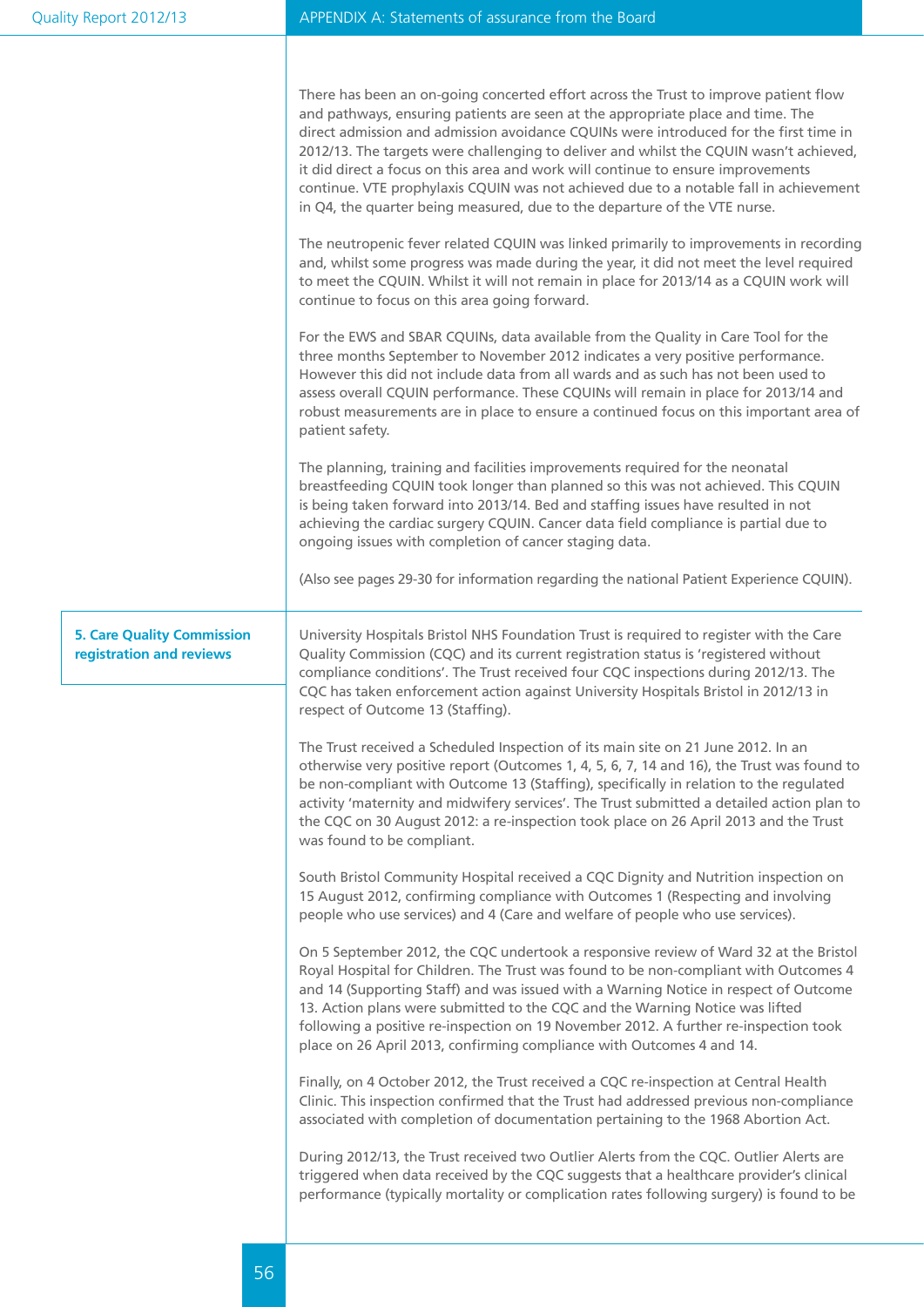There has been an on-going concerted effort across the Trust to improve patient flow and pathways, ensuring patients are seen at the appropriate place and time. The direct admission and admission avoidance CQUINs were introduced for the first time in 2012/13. The targets were challenging to deliver and whilst the CQUIN wasn't achieved, it did direct a focus on this area and work will continue to ensure improvements continue. VTE prophylaxis CQUIN was not achieved due to a notable fall in achievement in Q4, the quarter being measured, due to the departure of the VTE nurse.

The neutropenic fever related CQUIN was linked primarily to improvements in recording and, whilst some progress was made during the year, it did not meet the level required to meet the CQUIN. Whilst it will not remain in place for 2013/14 as a CQUIN work will continue to focus on this area going forward.

For the EWS and SBAR CQUINs, data available from the Quality in Care Tool for the three months September to November 2012 indicates a very positive performance. However this did not include data from all wards and as such has not been used to assess overall CQUIN performance. These CQUINs will remain in place for 2013/14 and robust measurements are in place to ensure a continued focus on this important area of patient safety.

The planning, training and facilities improvements required for the neonatal breastfeeding CQUIN took longer than planned so this was not achieved. This CQUIN is being taken forward into 2013/14. Bed and staffing issues have resulted in not achieving the cardiac surgery CQUIN. Cancer data field compliance is partial due to ongoing issues with completion of cancer staging data.

(Also see pages 29-30 for information regarding the national Patient Experience CQUIN).

## 5. Care Quality Commission registration and reviews

University Hospitals Bristol NHS Foundation Trust is required to register with the Care Quality Commission (CQC) and its current registration status is 'registered without compliance conditions'. The Trust received four CQC inspections during 2012/13. The CQC has taken enforcement action against University Hospitals Bristol in 2012/13 in respect of Outcome 13 (Staffing).

The Trust received a Scheduled Inspection of its main site on 21 June 2012. In an otherwise very positive report (Outcomes 1, 4, 5, 6, 7, 14 and 16), the Trust was found to be non-compliant with Outcome 13 (Staffing), specifically in relation to the regulated activity 'maternity and midwifery services'. The Trust submitted a detailed action plan to the CQC on 30 August 2012: a re-inspection took place on 26 April 2013 and the Trust was found to be compliant.

South Bristol Community Hospital received a CQC Dignity and Nutrition inspection on 15 August 2012, confirming compliance with Outcomes 1 (Respecting and involving people who use services) and 4 (Care and welfare of people who use services).

On 5 September 2012, the CQC undertook a responsive review of Ward 32 at the Bristol Royal Hospital for Children. The Trust was found to be non-compliant with Outcomes 4 and 14 (Supporting Staff) and was issued with a Warning Notice in respect of Outcome 13. Action plans were submitted to the CQC and the Warning Notice was lifted following a positive re-inspection on 19 November 2012. A further re-inspection took place on 26 April 2013, confirming compliance with Outcomes 4 and 14.

Finally, on 4 October 2012, the Trust received a CQC re-inspection at Central Health Clinic. This inspection confirmed that the Trust had addressed previous non-compliance associated with completion of documentation pertaining to the 1968 Abortion Act.

During 2012/13, the Trust received two Outlier Alerts from the CQC. Outlier Alerts are triggered when data received by the CQC suggests that a healthcare provider's clinical performance (typically mortality or complication rates following surgery) is found to be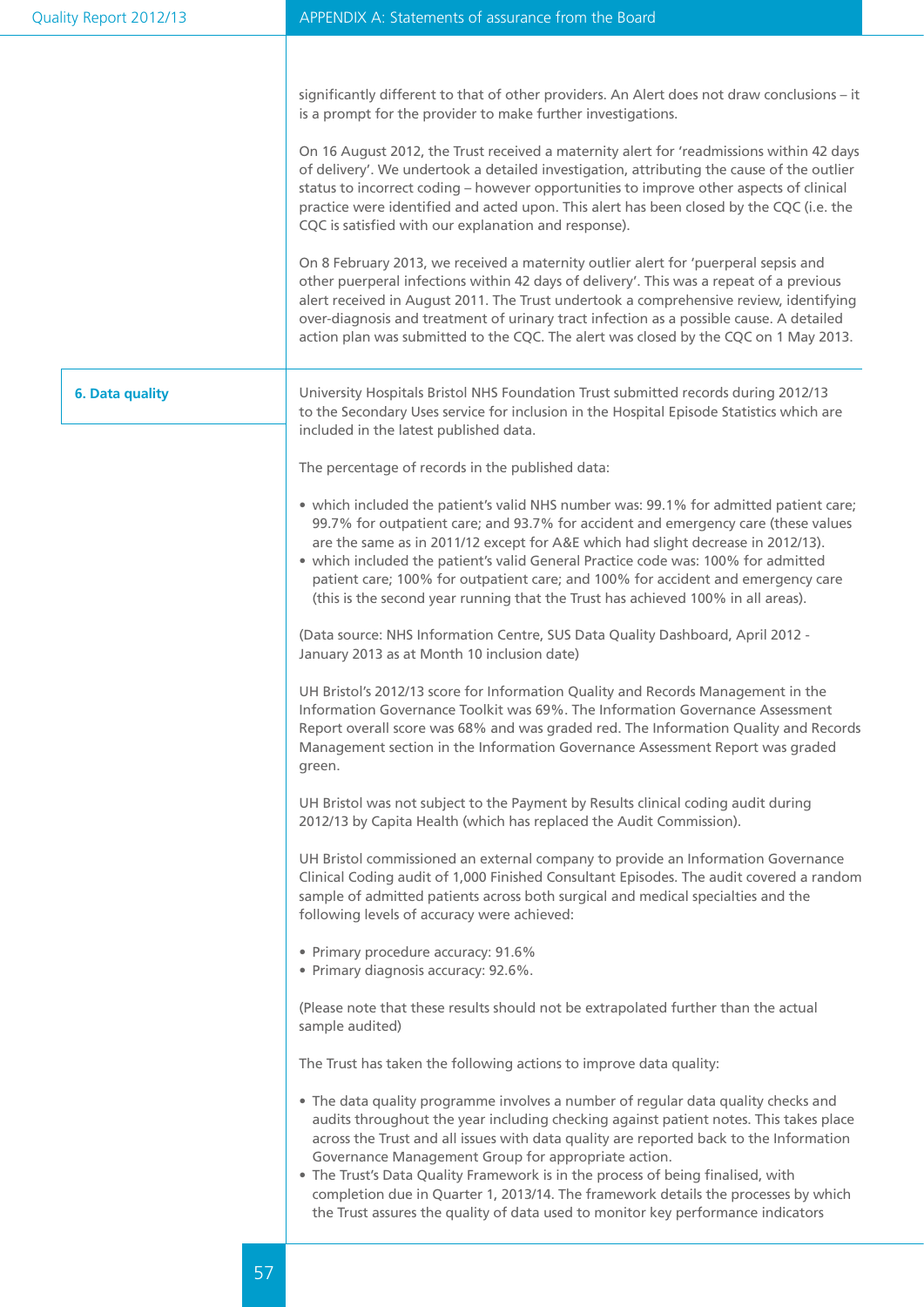significantly different to that of other providers. An Alert does not draw conclusions – it is a prompt for the provider to make further investigations.

On 16 August 2012, the Trust received a maternity alert for 'readmissions within 42 days of delivery'. We undertook a detailed investigation, attributing the cause of the outlier status to incorrect coding – however opportunities to improve other aspects of clinical practice were identified and acted upon. This alert has been closed by the CQC (i.e. the CQC is satisfied with our explanation and response).

On 8 February 2013, we received a maternity outlier alert for 'puerperal sepsis and other puerperal infections within 42 days of delivery'. This was a repeat of a previous alert received in August 2011. The Trust undertook a comprehensive review, identifying over-diagnosis and treatment of urinary tract infection as a possible cause. A detailed action plan was submitted to the CQC. The alert was closed by the CQC on 1 May 2013.

## 6. Data quality

University Hospitals Bristol NHS Foundation Trust submitted records during 2012/13 to the Secondary Uses service for inclusion in the Hospital Episode Statistics which are included in the latest published data.

The percentage of records in the published data:

- which included the patient's valid NHS number was: 99.1% for admitted patient care; 99.7% for outpatient care; and 93.7% for accident and emergency care (these values are the same as in 2011/12 except for A&E which had slight decrease in 2012/13).
- which included the patient's valid General Practice code was: 100% for admitted patient care; 100% for outpatient care; and 100% for accident and emergency care (this is the second year running that the Trust has achieved 100% in all areas).

(Data source: NHS Information Centre, SUS Data Quality Dashboard, April 2012 - January 2013 as at Month 10 inclusion date)

UH Bristol's 2012/13 score for Information Quality and Records Management in the Information Governance Toolkit was 69%. The Information Governance Assessment Report overall score was 68% and was graded red. The Information Quality and Records Management section in the Information Governance Assessment Report was graded green.

UH Bristol was not subject to the Payment by Results clinical coding audit during 2012/13 by Capita Health (which has replaced the Audit Commission).

UH Bristol commissioned an external company to provide an Information Governance Clinical Coding audit of 1,000 Finished Consultant Episodes. The audit covered a random sample of admitted patients across both surgical and medical specialties and the following levels of accuracy were achieved:

- Primary procedure accuracy: 91.6%
- Primary diagnosis accuracy: 92.6%.

(Please note that these results should not be extrapolated further than the actual sample audited)

The Trust has taken the following actions to improve data quality:

- The data quality programme involves a number of regular data quality checks and audits throughout the year including checking against patient notes. This takes place across the Trust and all issues with data quality are reported back to the Information Governance Management Group for appropriate action.
- The Trust's Data Quality Framework is in the process of being finalised, with completion due in Quarter 1, 2013/14. The framework details the processes by which the Trust assures the quality of data used to monitor key performance indicators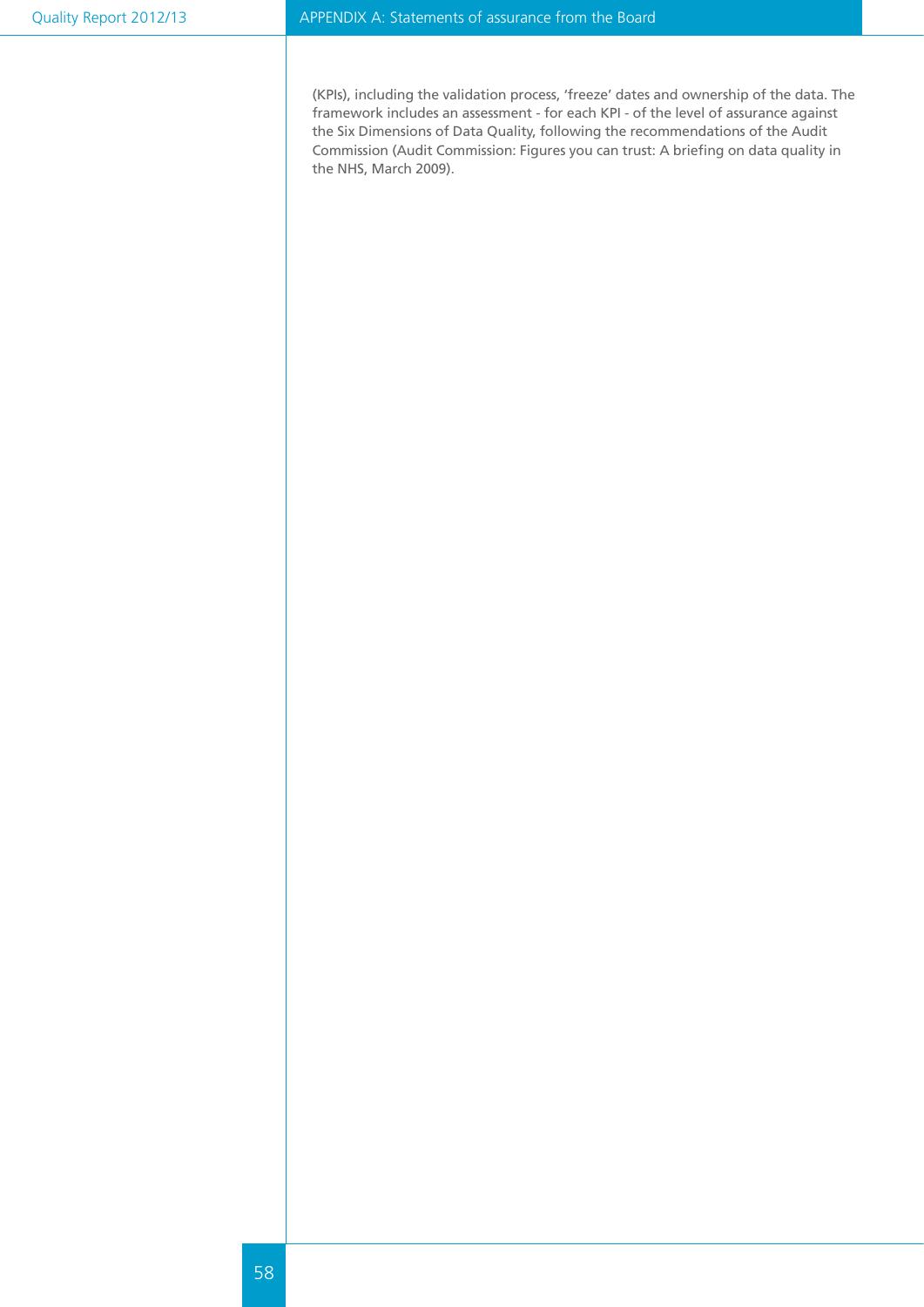(KPIs), including the validation process, 'freeze' dates and ownership of the data. The framework includes an assessment - for each KPI - of the level of assurance against the Six Dimensions of Data Quality, following the recommendations of the Audit Commission (Audit Commission: Figures you can trust: A briefing on data quality in the NHS, March 2009).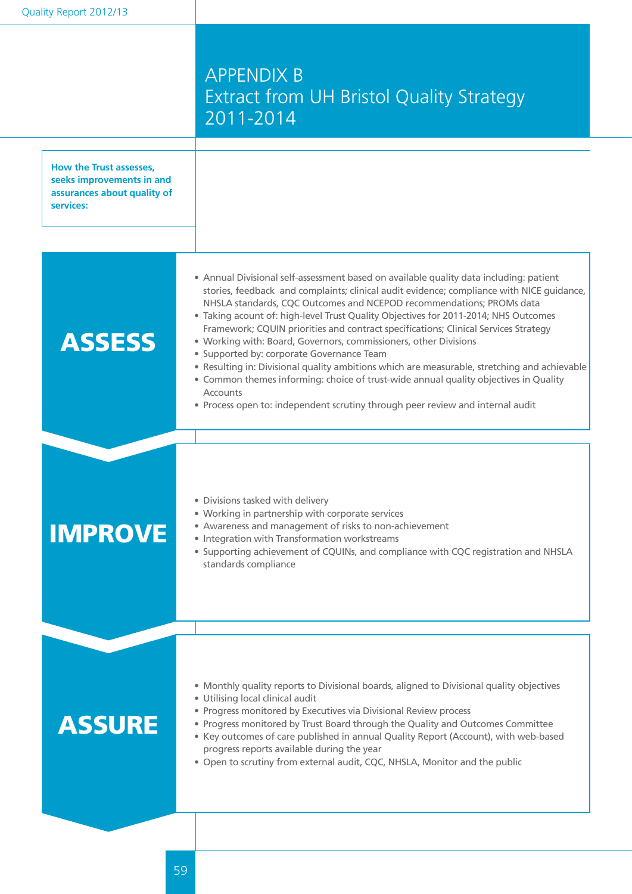# APPENDIX B
# Extract from UH Bristol Quality Strategy 2011-2014

**How the Trust assesses, seeks improvements in and assurances about quality of services:**

## ASSESS

- Annual Divisional self-assessment based on available quality data including: patient stories, feedback and complaints; clinical audit evidence; compliance with NICE guidance, NHSLA standards, CQC Outcomes and NCEPOD recommendations; PROMs data
- Taking acount of: high-level Trust Quality Objectives for 2011-2014; NHS Outcomes Framework; CQUIN priorities and contract specifications; Clinical Services Strategy
- Working with: Board, Governors, commissioners, other Divisions
- Supported by: corporate Governance Team
- Resulting in: Divisional quality ambitions which are measurable, stretching and achievable
- Common themes informing: choice of trust-wide annual quality objectives in Quality Accounts
- Process open to: independent scrutiny through peer review and internal audit

## IMPROVE

- Divisions tasked with delivery
- Working in partnership with corporate services
- Awareness and management of risks to non-achievement
- Integration with Transformation workstreams
- Supporting achievement of CQUINs, and compliance with CQC registration and NHSLA standards compliance

## ASSURE

- Monthly quality reports to Divisional boards, aligned to Divisional quality objectives
- Utilising local clinical audit
- Progress monitored by Executives via Divisional Review process
- Progress monitored by Trust Board through the Quality and Outcomes Committee
- Key outcomes of care published in annual Quality Report (Account), with web-based progress reports available during the year
- Open to scrutiny from external audit, CQC, NHSLA, Monitor and the public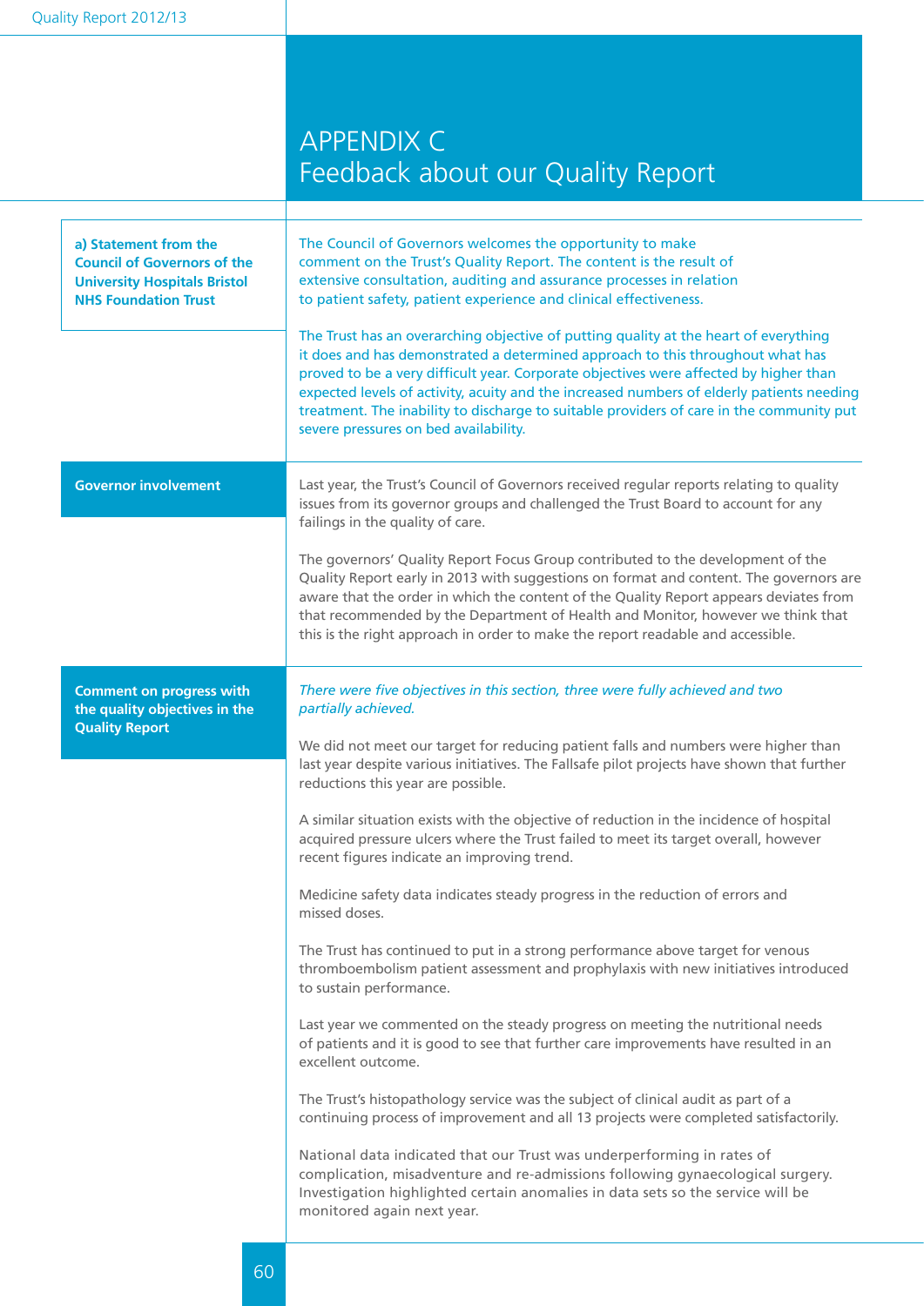# APPENDIX C
# Feedback about our Quality Report

## a) Statement from the Council of Governors of the University Hospitals Bristol NHS Foundation Trust

The Council of Governors welcomes the opportunity to make comment on the Trust's Quality Report. The content is the result of extensive consultation, auditing and assurance processes in relation to patient safety, patient experience and clinical effectiveness.

The Trust has an overarching objective of putting quality at the heart of everything it does and has demonstrated a determined approach to this throughout what has proved to be a very difficult year. Corporate objectives were affected by higher than expected levels of activity, acuity and the increased numbers of elderly patients needing treatment. The inability to discharge to suitable providers of care in the community put severe pressures on bed availability.

### Governor involvement

Last year, the Trust's Council of Governors received regular reports relating to quality issues from its governor groups and challenged the Trust Board to account for any failings in the quality of care.

The governors' Quality Report Focus Group contributed to the development of the Quality Report early in 2013 with suggestions on format and content. The governors are aware that the order in which the content of the Quality Report appears deviates from that recommended by the Department of Health and Monitor, however we think that this is the right approach in order to make the report readable and accessible.

### Comment on progress with the quality objectives in the Quality Report

*There were five objectives in this section, three were fully achieved and two partially achieved.*

We did not meet our target for reducing patient falls and numbers were higher than last year despite various initiatives. The Fallsafe pilot projects have shown that further reductions this year are possible.

A similar situation exists with the objective of reduction in the incidence of hospital acquired pressure ulcers where the Trust failed to meet its target overall, however recent figures indicate an improving trend.

Medicine safety data indicates steady progress in the reduction of errors and missed doses.

The Trust has continued to put in a strong performance above target for venous thromboembolism patient assessment and prophylaxis with new initiatives introduced to sustain performance.

Last year we commented on the steady progress on meeting the nutritional needs of patients and it is good to see that further care improvements have resulted in an excellent outcome.

The Trust's histopathology service was the subject of clinical audit as part of a continuing process of improvement and all 13 projects were completed satisfactorily.

National data indicated that our Trust was underperforming in rates of complication, misadventure and re-admissions following gynaecological surgery. Investigation highlighted certain anomalies in data sets so the service will be monitored again next year.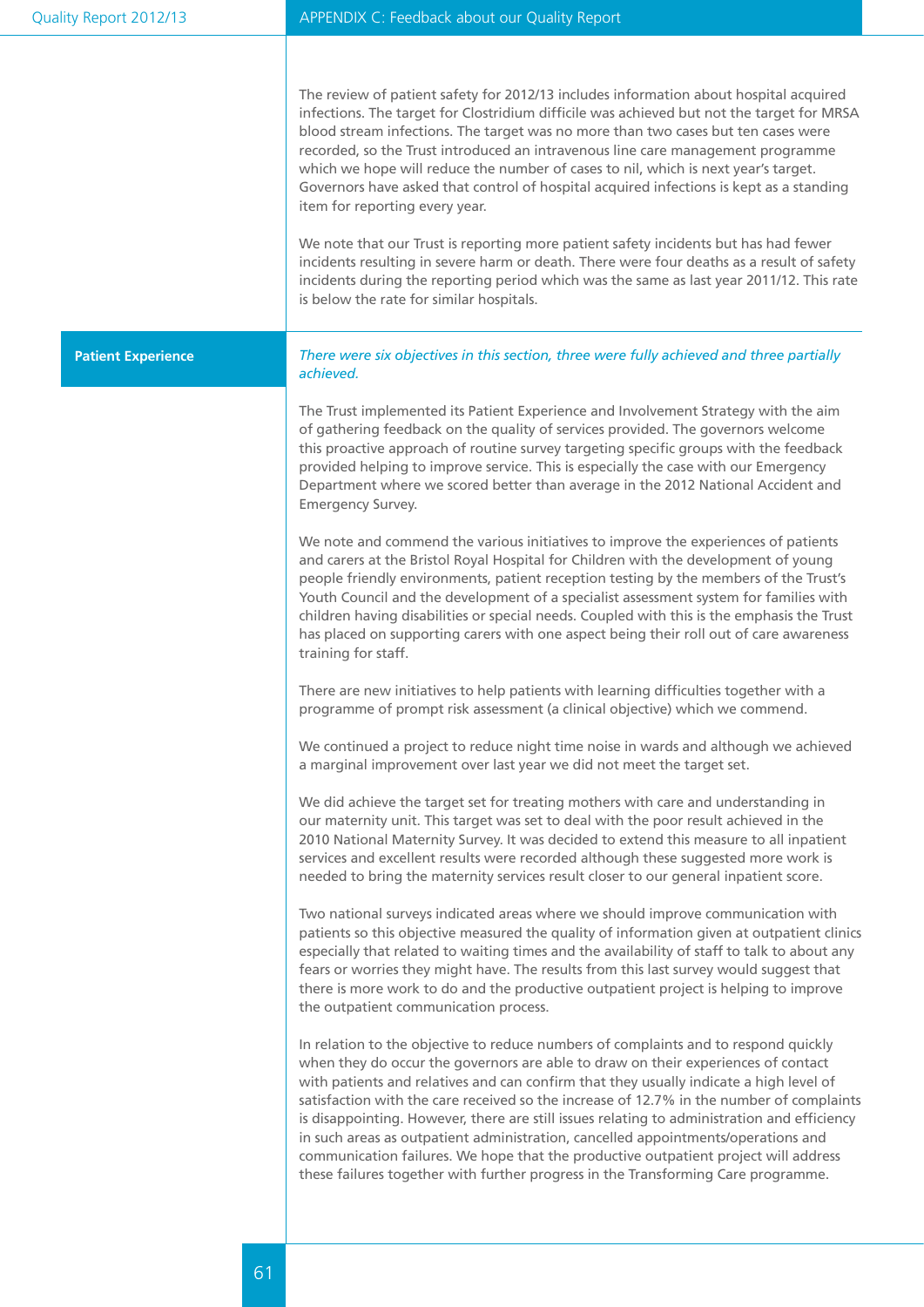The review of patient safety for 2012/13 includes information about hospital acquired infections. The target for Clostridium difficile was achieved but not the target for MRSA blood stream infections. The target was no more than two cases but ten cases were recorded, so the Trust introduced an intravenous line care management programme which we hope will reduce the number of cases to nil, which is next year's target. Governors have asked that control of hospital acquired infections is kept as a standing item for reporting every year.

We note that our Trust is reporting more patient safety incidents but has had fewer incidents resulting in severe harm or death. There were four deaths as a result of safety incidents during the reporting period which was the same as last year 2011/12. This rate is below the rate for similar hospitals.

## Patient Experience

*There were six objectives in this section, three were fully achieved and three partially achieved.*

The Trust implemented its Patient Experience and Involvement Strategy with the aim of gathering feedback on the quality of services provided. The governors welcome this proactive approach of routine survey targeting specific groups with the feedback provided helping to improve service. This is especially the case with our Emergency Department where we scored better than average in the 2012 National Accident and Emergency Survey.

We note and commend the various initiatives to improve the experiences of patients and carers at the Bristol Royal Hospital for Children with the development of young people friendly environments, patient reception testing by the members of the Trust's Youth Council and the development of a specialist assessment system for families with children having disabilities or special needs. Coupled with this is the emphasis the Trust has placed on supporting carers with one aspect being their roll out of care awareness training for staff.

There are new initiatives to help patients with learning difficulties together with a programme of prompt risk assessment (a clinical objective) which we commend.

We continued a project to reduce night time noise in wards and although we achieved a marginal improvement over last year we did not meet the target set.

We did achieve the target set for treating mothers with care and understanding in our maternity unit. This target was set to deal with the poor result achieved in the 2010 National Maternity Survey. It was decided to extend this measure to all inpatient services and excellent results were recorded although these suggested more work is needed to bring the maternity services result closer to our general inpatient score.

Two national surveys indicated areas where we should improve communication with patients so this objective measured the quality of information given at outpatient clinics especially that related to waiting times and the availability of staff to talk to about any fears or worries they might have. The results from this last survey would suggest that there is more work to do and the productive outpatient project is helping to improve the outpatient communication process.

In relation to the objective to reduce numbers of complaints and to respond quickly when they do occur the governors are able to draw on their experiences of contact with patients and relatives and can confirm that they usually indicate a high level of satisfaction with the care received so the increase of 12.7% in the number of complaints is disappointing. However, there are still issues relating to administration and efficiency in such areas as outpatient administration, cancelled appointments/operations and communication failures. We hope that the productive outpatient project will address these failures together with further progress in the Transforming Care programme.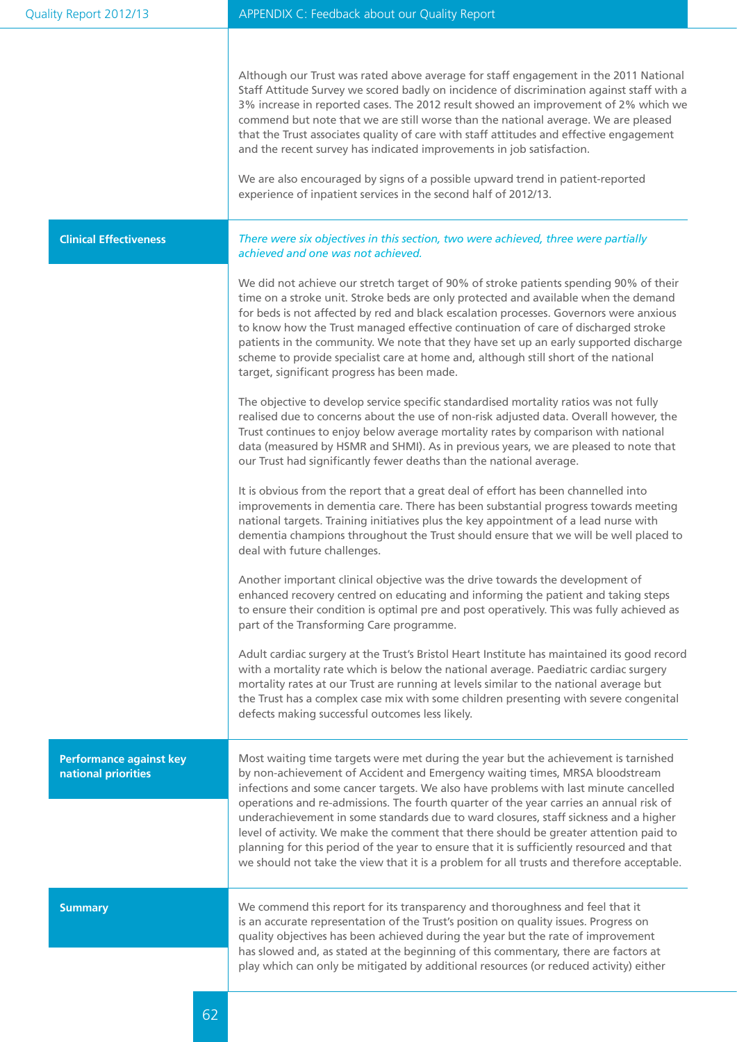Although our Trust was rated above average for staff engagement in the 2011 National Staff Attitude Survey we scored badly on incidence of discrimination against staff with a 3% increase in reported cases. The 2012 result showed an improvement of 2% which we commend but note that we are still worse than the national average. We are pleased that the Trust associates quality of care with staff attitudes and effective engagement and the recent survey has indicated improvements in job satisfaction.

We are also encouraged by signs of a possible upward trend in patient-reported experience of inpatient services in the second half of 2012/13.

## Clinical Effectiveness

*There were six objectives in this section, two were achieved, three were partially achieved and one was not achieved.*

We did not achieve our stretch target of 90% of stroke patients spending 90% of their time on a stroke unit. Stroke beds are only protected and available when the demand for beds is not affected by red and black escalation processes. Governors were anxious to know how the Trust managed effective continuation of care of discharged stroke patients in the community. We note that they have set up an early supported discharge scheme to provide specialist care at home and, although still short of the national target, significant progress has been made.

The objective to develop service specific standardised mortality ratios was not fully realised due to concerns about the use of non-risk adjusted data. Overall however, the Trust continues to enjoy below average mortality rates by comparison with national data (measured by HSMR and SHMI). As in previous years, we are pleased to note that our Trust had significantly fewer deaths than the national average.

It is obvious from the report that a great deal of effort has been channelled into improvements in dementia care. There has been substantial progress towards meeting national targets. Training initiatives plus the key appointment of a lead nurse with dementia champions throughout the Trust should ensure that we will be well placed to deal with future challenges.

Another important clinical objective was the drive towards the development of enhanced recovery centred on educating and informing the patient and taking steps to ensure their condition is optimal pre and post operatively. This was fully achieved as part of the Transforming Care programme.

Adult cardiac surgery at the Trust's Bristol Heart Institute has maintained its good record with a mortality rate which is below the national average. Paediatric cardiac surgery mortality rates at our Trust are running at levels similar to the national average but the Trust has a complex case mix with some children presenting with severe congenital defects making successful outcomes less likely.

## Performance against key national priorities

Most waiting time targets were met during the year but the achievement is tarnished by non-achievement of Accident and Emergency waiting times, MRSA bloodstream infections and some cancer targets. We also have problems with last minute cancelled operations and re-admissions. The fourth quarter of the year carries an annual risk of underachievement in some standards due to ward closures, staff sickness and a higher level of activity. We make the comment that there should be greater attention paid to planning for this period of the year to ensure that it is sufficiently resourced and that we should not take the view that it is a problem for all trusts and therefore acceptable.

## Summary

We commend this report for its transparency and thoroughness and feel that it is an accurate representation of the Trust's position on quality issues. Progress on quality objectives has been achieved during the year but the rate of improvement has slowed and, as stated at the beginning of this commentary, there are factors at play which can only be mitigated by additional resources (or reduced activity) either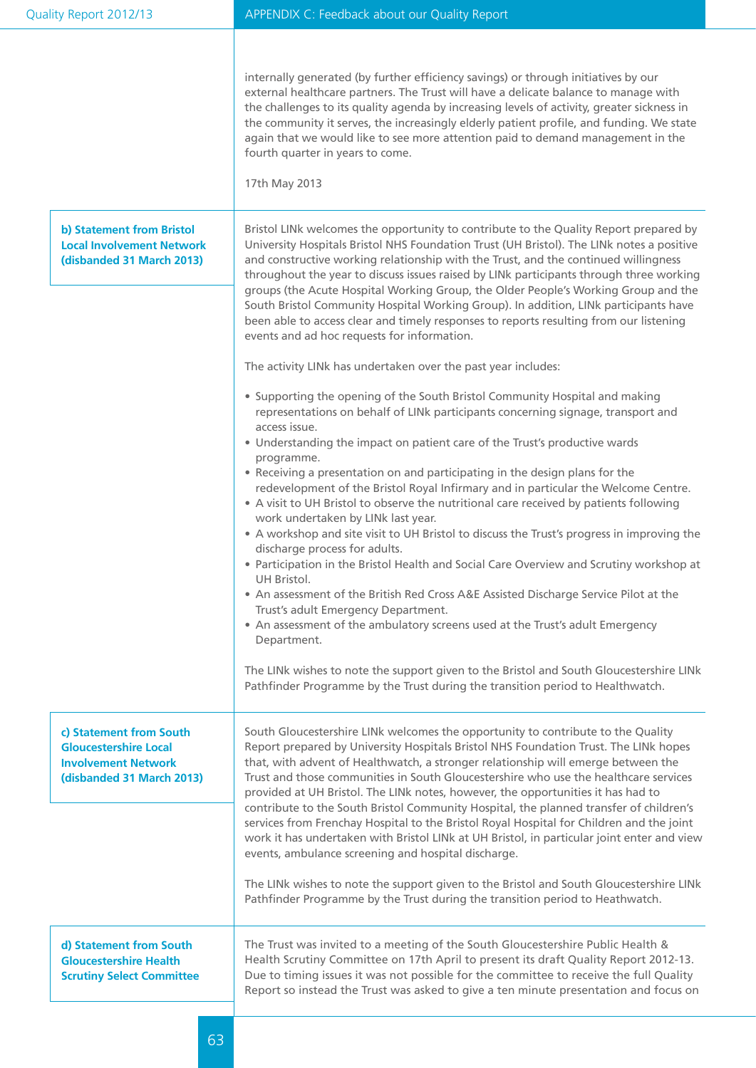internally generated (by further efficiency savings) or through initiatives by our external healthcare partners. The Trust will have a delicate balance to manage with the challenges to its quality agenda by increasing levels of activity, greater sickness in the community it serves, the increasingly elderly patient profile, and funding. We state again that we would like to see more attention paid to demand management in the fourth quarter in years to come.

17th May 2013

### b) Statement from Bristol Local Involvement Network (disbanded 31 March 2013)

Bristol LINk welcomes the opportunity to contribute to the Quality Report prepared by University Hospitals Bristol NHS Foundation Trust (UH Bristol). The LINk notes a positive and constructive working relationship with the Trust, and the continued willingness throughout the year to discuss issues raised by LINk participants through three working groups (the Acute Hospital Working Group, the Older People's Working Group and the South Bristol Community Hospital Working Group). In addition, LINk participants have been able to access clear and timely responses to reports resulting from our listening events and ad hoc requests for information.

The activity LINk has undertaken over the past year includes:

- Supporting the opening of the South Bristol Community Hospital and making representations on behalf of LINk participants concerning signage, transport and access issue.
- Understanding the impact on patient care of the Trust's productive wards programme.
- Receiving a presentation on and participating in the design plans for the redevelopment of the Bristol Royal Infirmary and in particular the Welcome Centre.
- A visit to UH Bristol to observe the nutritional care received by patients following work undertaken by LINk last year.
- A workshop and site visit to UH Bristol to discuss the Trust's progress in improving the discharge process for adults.
- Participation in the Bristol Health and Social Care Overview and Scrutiny workshop at UH Bristol.
- An assessment of the British Red Cross A&E Assisted Discharge Service Pilot at the Trust's adult Emergency Department.
- An assessment of the ambulatory screens used at the Trust's adult Emergency Department.

The LINk wishes to note the support given to the Bristol and South Gloucestershire LINk Pathfinder Programme by the Trust during the transition period to Healthwatch.

### c) Statement from South Gloucestershire Local Involvement Network (disbanded 31 March 2013)

South Gloucestershire LINk welcomes the opportunity to contribute to the Quality Report prepared by University Hospitals Bristol NHS Foundation Trust. The LINk hopes that, with advent of Healthwatch, a stronger relationship will emerge between the Trust and those communities in South Gloucestershire who use the healthcare services provided at UH Bristol. The LINk notes, however, the opportunities it has had to contribute to the South Bristol Community Hospital, the planned transfer of children's services from Frenchay Hospital to the Bristol Royal Hospital for Children and the joint work it has undertaken with Bristol LINk at UH Bristol, in particular joint enter and view events, ambulance screening and hospital discharge.

The LINk wishes to note the support given to the Bristol and South Gloucestershire LINk Pathfinder Programme by the Trust during the transition period to Heathwatch.

### d) Statement from South Gloucestershire Health Scrutiny Select Committee

The Trust was invited to a meeting of the South Gloucestershire Public Health & Health Scrutiny Committee on 17th April to present its draft Quality Report 2012-13. Due to timing issues it was not possible for the committee to receive the full Quality Report so instead the Trust was asked to give a ten minute presentation and focus on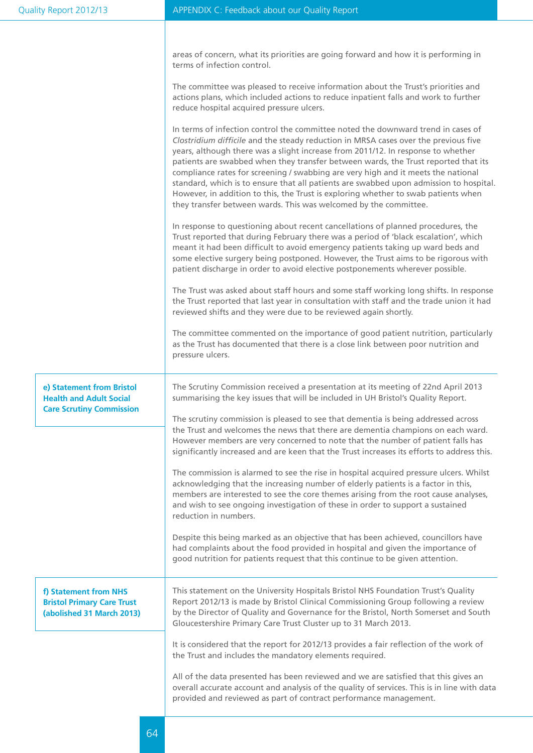areas of concern, what its priorities are going forward and how it is performing in terms of infection control.

The committee was pleased to receive information about the Trust's priorities and actions plans, which included actions to reduce inpatient falls and work to further reduce hospital acquired pressure ulcers.

In terms of infection control the committee noted the downward trend in cases of *Clostridium difficile* and the steady reduction in MRSA cases over the previous five years, although there was a slight increase from 2011/12. In response to whether patients are swabbed when they transfer between wards, the Trust reported that its compliance rates for screening / swabbing are very high and it meets the national standard, which is to ensure that all patients are swabbed upon admission to hospital. However, in addition to this, the Trust is exploring whether to swab patients when they transfer between wards. This was welcomed by the committee.

In response to questioning about recent cancellations of planned procedures, the Trust reported that during February there was a period of 'black escalation', which meant it had been difficult to avoid emergency patients taking up ward beds and some elective surgery being postponed. However, the Trust aims to be rigorous with patient discharge in order to avoid elective postponements wherever possible.

The Trust was asked about staff hours and some staff working long shifts. In response the Trust reported that last year in consultation with staff and the trade union it had reviewed shifts and they were due to be reviewed again shortly.

The committee commented on the importance of good patient nutrition, particularly as the Trust has documented that there is a close link between poor nutrition and pressure ulcers.

### e) Statement from Bristol Health and Adult Social Care Scrutiny Commission

The Scrutiny Commission received a presentation at its meeting of 22nd April 2013 summarising the key issues that will be included in UH Bristol's Quality Report.

The scrutiny commission is pleased to see that dementia is being addressed across the Trust and welcomes the news that there are dementia champions on each ward. However members are very concerned to note that the number of patient falls has significantly increased and are keen that the Trust increases its efforts to address this.

The commission is alarmed to see the rise in hospital acquired pressure ulcers. Whilst acknowledging that the increasing number of elderly patients is a factor in this, members are interested to see the core themes arising from the root cause analyses, and wish to see ongoing investigation of these in order to support a sustained reduction in numbers.

Despite this being marked as an objective that has been achieved, councillors have had complaints about the food provided in hospital and given the importance of good nutrition for patients request that this continue to be given attention.

### f) Statement from NHS Bristol Primary Care Trust (abolished 31 March 2013)

This statement on the University Hospitals Bristol NHS Foundation Trust's Quality Report 2012/13 is made by Bristol Clinical Commissioning Group following a review by the Director of Quality and Governance for the Bristol, North Somerset and South Gloucestershire Primary Care Trust Cluster up to 31 March 2013.

It is considered that the report for 2012/13 provides a fair reflection of the work of the Trust and includes the mandatory elements required.

All of the data presented has been reviewed and we are satisfied that this gives an overall accurate account and analysis of the quality of services. This is in line with data provided and reviewed as part of contract performance management.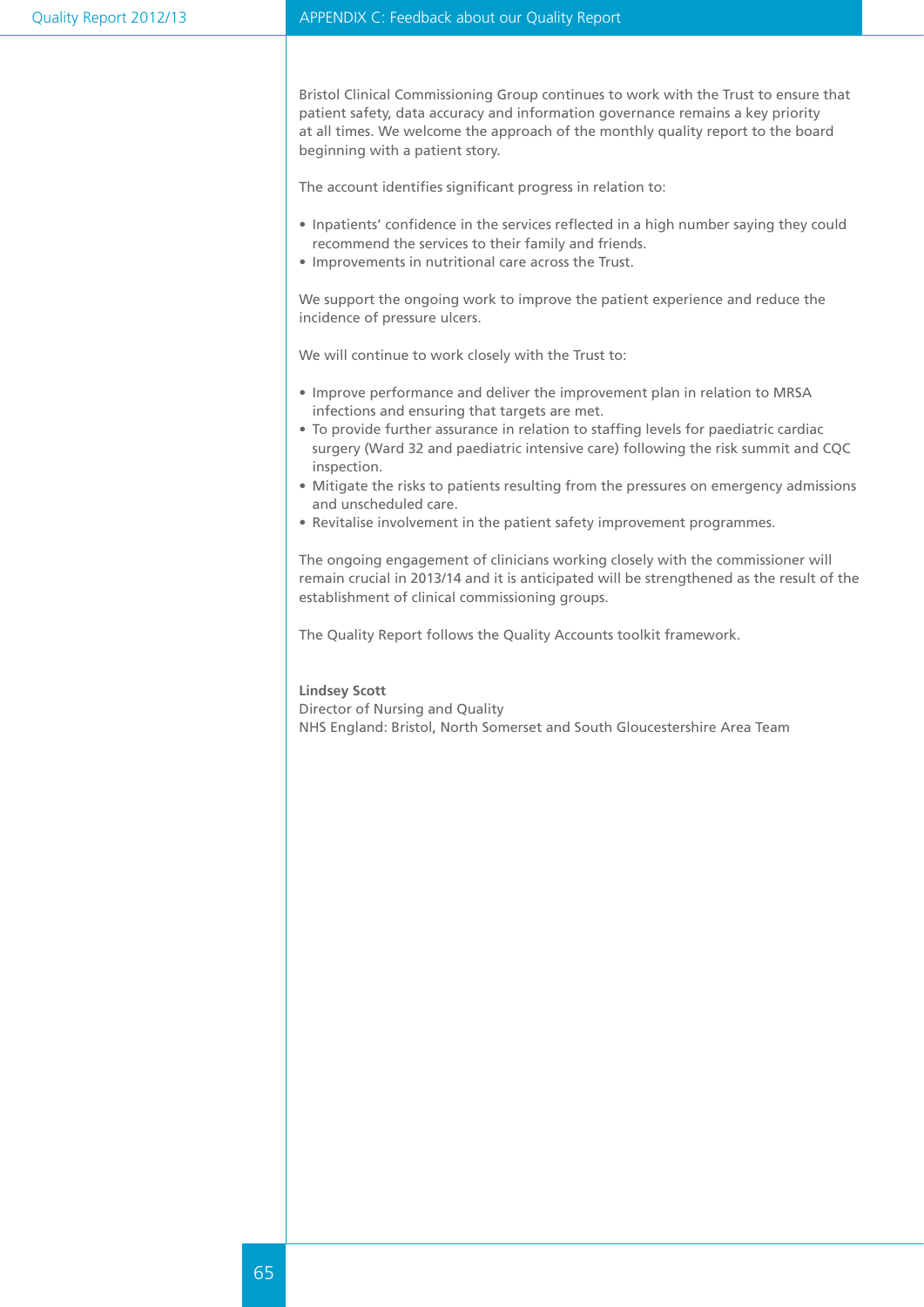Bristol Clinical Commissioning Group continues to work with the Trust to ensure that patient safety, data accuracy and information governance remains a key priority at all times. We welcome the approach of the monthly quality report to the board beginning with a patient story.

The account identifies significant progress in relation to:

- Inpatients' confidence in the services reflected in a high number saying they could recommend the services to their family and friends.
- Improvements in nutritional care across the Trust.

We support the ongoing work to improve the patient experience and reduce the incidence of pressure ulcers.

We will continue to work closely with the Trust to:

- Improve performance and deliver the improvement plan in relation to MRSA infections and ensuring that targets are met.
- To provide further assurance in relation to staffing levels for paediatric cardiac surgery (Ward 32 and paediatric intensive care) following the risk summit and CQC inspection.
- Mitigate the risks to patients resulting from the pressures on emergency admissions and unscheduled care.
- Revitalise involvement in the patient safety improvement programmes.

The ongoing engagement of clinicians working closely with the commissioner will remain crucial in 2013/14 and it is anticipated will be strengthened as the result of the establishment of clinical commissioning groups.

The Quality Report follows the Quality Accounts toolkit framework.

**Lindsey Scott**
Director of Nursing and Quality
NHS England: Bristol, North Somerset and South Gloucestershire Area Team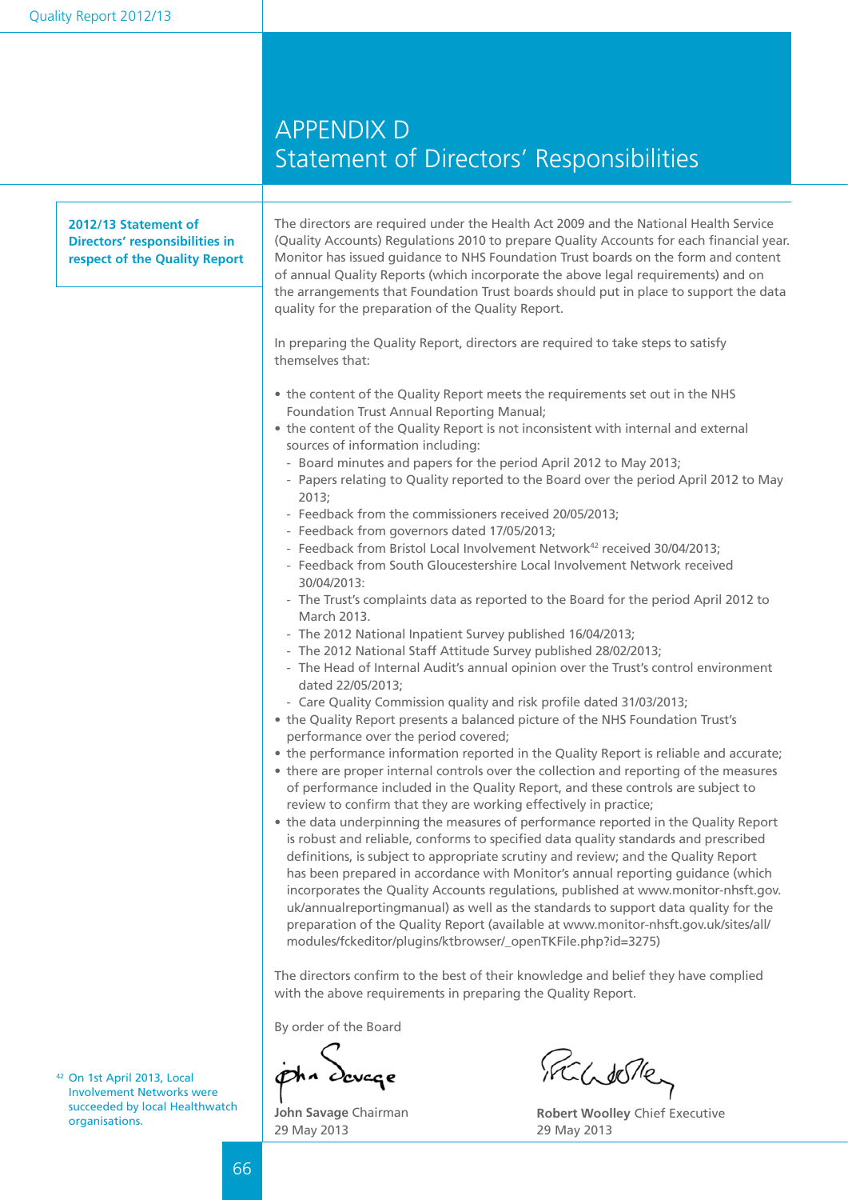# APPENDIX D
# Statement of Directors' Responsibilities

**2012/13 Statement of Directors' responsibilities in respect of the Quality Report**

The directors are required under the Health Act 2009 and the National Health Service (Quality Accounts) Regulations 2010 to prepare Quality Accounts for each financial year. Monitor has issued guidance to NHS Foundation Trust boards on the form and content of annual Quality Reports (which incorporate the above legal requirements) and on the arrangements that Foundation Trust boards should put in place to support the data quality for the preparation of the Quality Report.

In preparing the Quality Report, directors are required to take steps to satisfy themselves that:

- the content of the Quality Report meets the requirements set out in the NHS Foundation Trust Annual Reporting Manual;
- the content of the Quality Report is not inconsistent with internal and external sources of information including:
  - Board minutes and papers for the period April 2012 to May 2013;
  - Papers relating to Quality reported to the Board over the period April 2012 to May 2013;
  - Feedback from the commissioners received 20/05/2013;
  - Feedback from governors dated 17/05/2013;
  - Feedback from Bristol Local Involvement Network[42] received 30/04/2013;
  - Feedback from South Gloucestershire Local Involvement Network received 30/04/2013:
  - The Trust's complaints data as reported to the Board for the period April 2012 to March 2013.
  - The 2012 National Inpatient Survey published 16/04/2013;
  - The 2012 National Staff Attitude Survey published 28/02/2013;
  - The Head of Internal Audit's annual opinion over the Trust's control environment dated 22/05/2013;
  - Care Quality Commission quality and risk profile dated 31/03/2013;
- the Quality Report presents a balanced picture of the NHS Foundation Trust's performance over the period covered;
- the performance information reported in the Quality Report is reliable and accurate;
- there are proper internal controls over the collection and reporting of the measures of performance included in the Quality Report, and these controls are subject to review to confirm that they are working effectively in practice;
- the data underpinning the measures of performance reported in the Quality Report is robust and reliable, conforms to specified data quality standards and prescribed definitions, is subject to appropriate scrutiny and review; and the Quality Report has been prepared in accordance with Monitor's annual reporting guidance (which incorporates the Quality Accounts regulations, published at www.monitor-nhsft.gov.uk/annualreportingmanual) as well as the standards to support data quality for the preparation of the Quality Report (available at www.monitor-nhsft.gov.uk/sites/all/modules/fckeditor/plugins/ktbrowser/_openTKFile.php?id=3275)

The directors confirm to the best of their knowledge and belief they have complied with the above requirements in preparing the Quality Report.

By order of the Board

**John Savage** Chairman
29 May 2013

**Robert Woolley** Chief Executive
29 May 2013

[42] On 1st April 2013, Local Involvement Networks were succeeded by local Healthwatch organisations.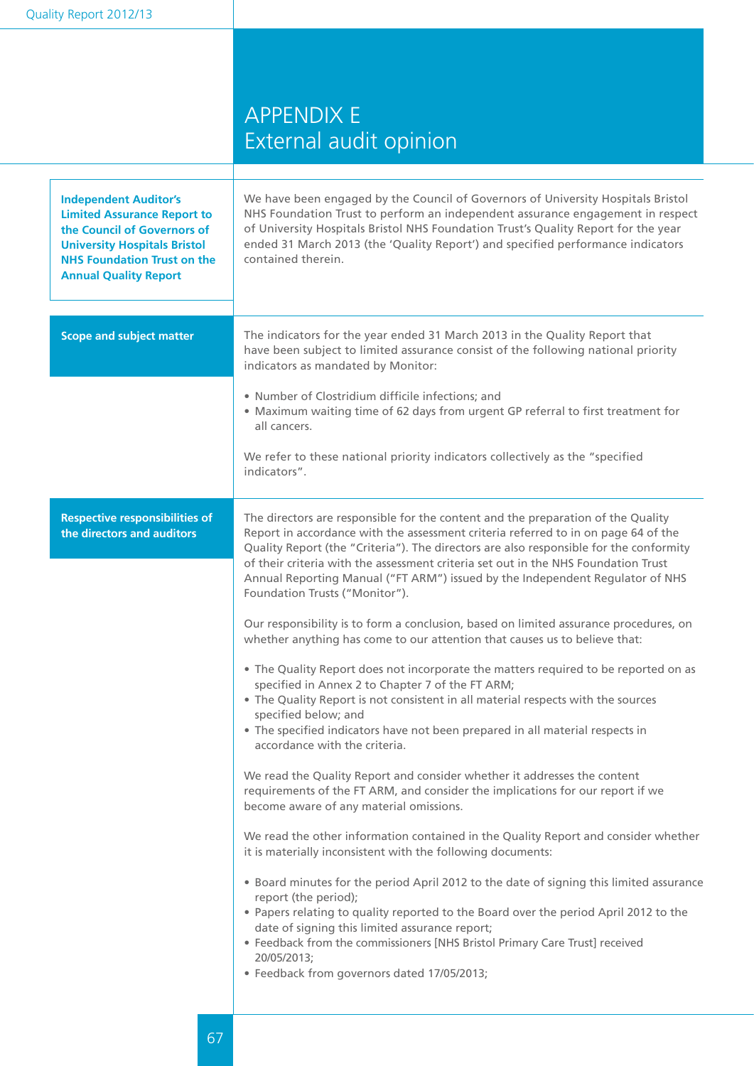# APPENDIX E
# External audit opinion

### Independent Auditor's Limited Assurance Report to the Council of Governors of University Hospitals Bristol NHS Foundation Trust on the Annual Quality Report

We have been engaged by the Council of Governors of University Hospitals Bristol NHS Foundation Trust to perform an independent assurance engagement in respect of University Hospitals Bristol NHS Foundation Trust's Quality Report for the year ended 31 March 2013 (the 'Quality Report') and specified performance indicators contained therein.

### Scope and subject matter

The indicators for the year ended 31 March 2013 in the Quality Report that have been subject to limited assurance consist of the following national priority indicators as mandated by Monitor:

- Number of Clostridium difficile infections; and
- Maximum waiting time of 62 days from urgent GP referral to first treatment for all cancers.

We refer to these national priority indicators collectively as the "specified indicators".

### Respective responsibilities of the directors and auditors

The directors are responsible for the content and the preparation of the Quality Report in accordance with the assessment criteria referred to in on page 64 of the Quality Report (the "Criteria"). The directors are also responsible for the conformity of their criteria with the assessment criteria set out in the NHS Foundation Trust Annual Reporting Manual ("FT ARM") issued by the Independent Regulator of NHS Foundation Trusts ("Monitor").

Our responsibility is to form a conclusion, based on limited assurance procedures, on whether anything has come to our attention that causes us to believe that:

- The Quality Report does not incorporate the matters required to be reported on as specified in Annex 2 to Chapter 7 of the FT ARM;
- The Quality Report is not consistent in all material respects with the sources specified below; and
- The specified indicators have not been prepared in all material respects in accordance with the criteria.

We read the Quality Report and consider whether it addresses the content requirements of the FT ARM, and consider the implications for our report if we become aware of any material omissions.

We read the other information contained in the Quality Report and consider whether it is materially inconsistent with the following documents:

- Board minutes for the period April 2012 to the date of signing this limited assurance report (the period);
- Papers relating to quality reported to the Board over the period April 2012 to the date of signing this limited assurance report;
- Feedback from the commissioners [NHS Bristol Primary Care Trust] received 20/05/2013;
- Feedback from governors dated 17/05/2013;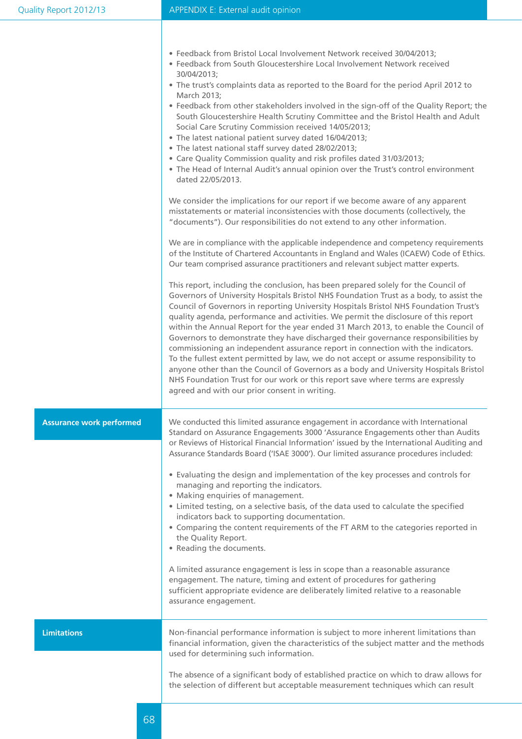- Feedback from Bristol Local Involvement Network received 30/04/2013;
- Feedback from South Gloucestershire Local Involvement Network received 30/04/2013;
- The trust's complaints data as reported to the Board for the period April 2012 to March 2013;
- Feedback from other stakeholders involved in the sign-off of the Quality Report; the South Gloucestershire Health Scrutiny Committee and the Bristol Health and Adult Social Care Scrutiny Commission received 14/05/2013;
- The latest national patient survey dated 16/04/2013;
- The latest national staff survey dated 28/02/2013;
- Care Quality Commission quality and risk profiles dated 31/03/2013;
- The Head of Internal Audit's annual opinion over the Trust's control environment dated 22/05/2013.

We consider the implications for our report if we become aware of any apparent misstatements or material inconsistencies with those documents (collectively, the "documents"). Our responsibilities do not extend to any other information.

We are in compliance with the applicable independence and competency requirements of the Institute of Chartered Accountants in England and Wales (ICAEW) Code of Ethics. Our team comprised assurance practitioners and relevant subject matter experts.

This report, including the conclusion, has been prepared solely for the Council of Governors of University Hospitals Bristol NHS Foundation Trust as a body, to assist the Council of Governors in reporting University Hospitals Bristol NHS Foundation Trust's quality agenda, performance and activities. We permit the disclosure of this report within the Annual Report for the year ended 31 March 2013, to enable the Council of Governors to demonstrate they have discharged their governance responsibilities by commissioning an independent assurance report in connection with the indicators. To the fullest extent permitted by law, we do not accept or assume responsibility to anyone other than the Council of Governors as a body and University Hospitals Bristol NHS Foundation Trust for our work or this report save where terms are expressly agreed and with our prior consent in writing.

## Assurance work performed

We conducted this limited assurance engagement in accordance with International Standard on Assurance Engagements 3000 'Assurance Engagements other than Audits or Reviews of Historical Financial Information' issued by the International Auditing and Assurance Standards Board ('ISAE 3000'). Our limited assurance procedures included:

- Evaluating the design and implementation of the key processes and controls for managing and reporting the indicators.
- Making enquiries of management.
- Limited testing, on a selective basis, of the data used to calculate the specified indicators back to supporting documentation.
- Comparing the content requirements of the FT ARM to the categories reported in the Quality Report.
- Reading the documents.

A limited assurance engagement is less in scope than a reasonable assurance engagement. The nature, timing and extent of procedures for gathering sufficient appropriate evidence are deliberately limited relative to a reasonable assurance engagement.

## Limitations

Non-financial performance information is subject to more inherent limitations than financial information, given the characteristics of the subject matter and the methods used for determining such information.

The absence of a significant body of established practice on which to draw allows for the selection of different but acceptable measurement techniques which can result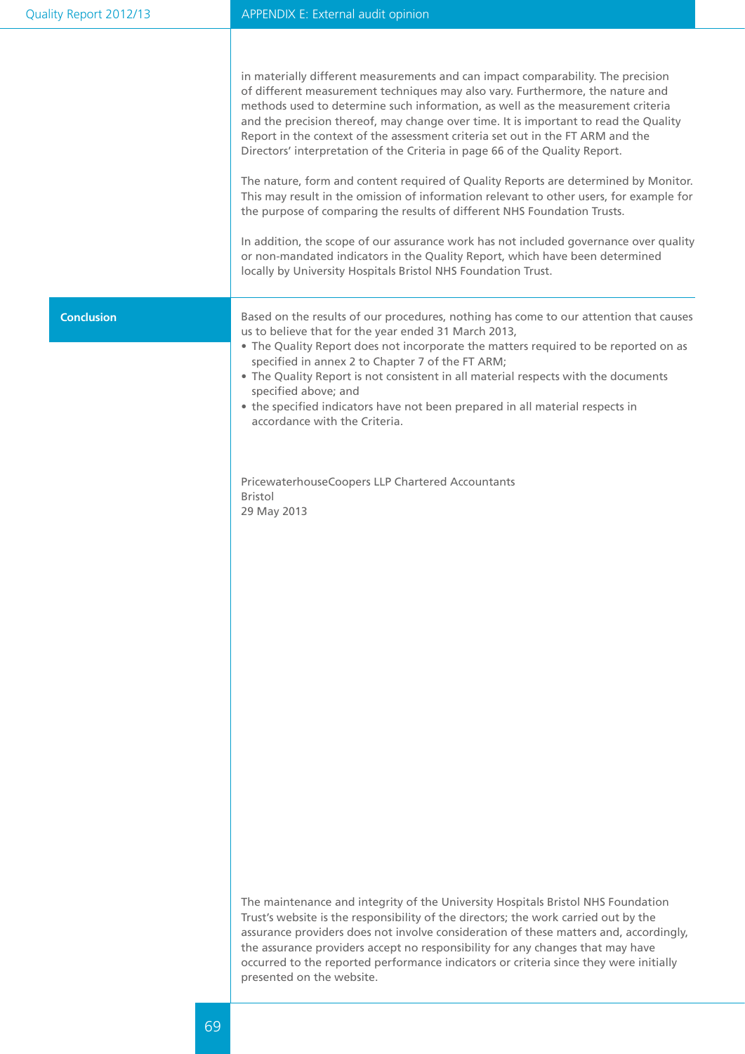in materially different measurements and can impact comparability. The precision of different measurement techniques may also vary. Furthermore, the nature and methods used to determine such information, as well as the measurement criteria and the precision thereof, may change over time. It is important to read the Quality Report in the context of the assessment criteria set out in the FT ARM and the Directors' interpretation of the Criteria in page 66 of the Quality Report.

The nature, form and content required of Quality Reports are determined by Monitor. This may result in the omission of information relevant to other users, for example for the purpose of comparing the results of different NHS Foundation Trusts.

In addition, the scope of our assurance work has not included governance over quality or non-mandated indicators in the Quality Report, which have been determined locally by University Hospitals Bristol NHS Foundation Trust.

## Conclusion

Based on the results of our procedures, nothing has come to our attention that causes us to believe that for the year ended 31 March 2013,

- The Quality Report does not incorporate the matters required to be reported on as specified in annex 2 to Chapter 7 of the FT ARM;
- The Quality Report is not consistent in all material respects with the documents specified above; and
- the specified indicators have not been prepared in all material respects in accordance with the Criteria.

PricewaterhouseCoopers LLP Chartered Accountants
Bristol
29 May 2013

The maintenance and integrity of the University Hospitals Bristol NHS Foundation Trust's website is the responsibility of the directors; the work carried out by the assurance providers does not involve consideration of these matters and, accordingly, the assurance providers accept no responsibility for any changes that may have occurred to the reported performance indicators or criteria since they were initially presented on the website.